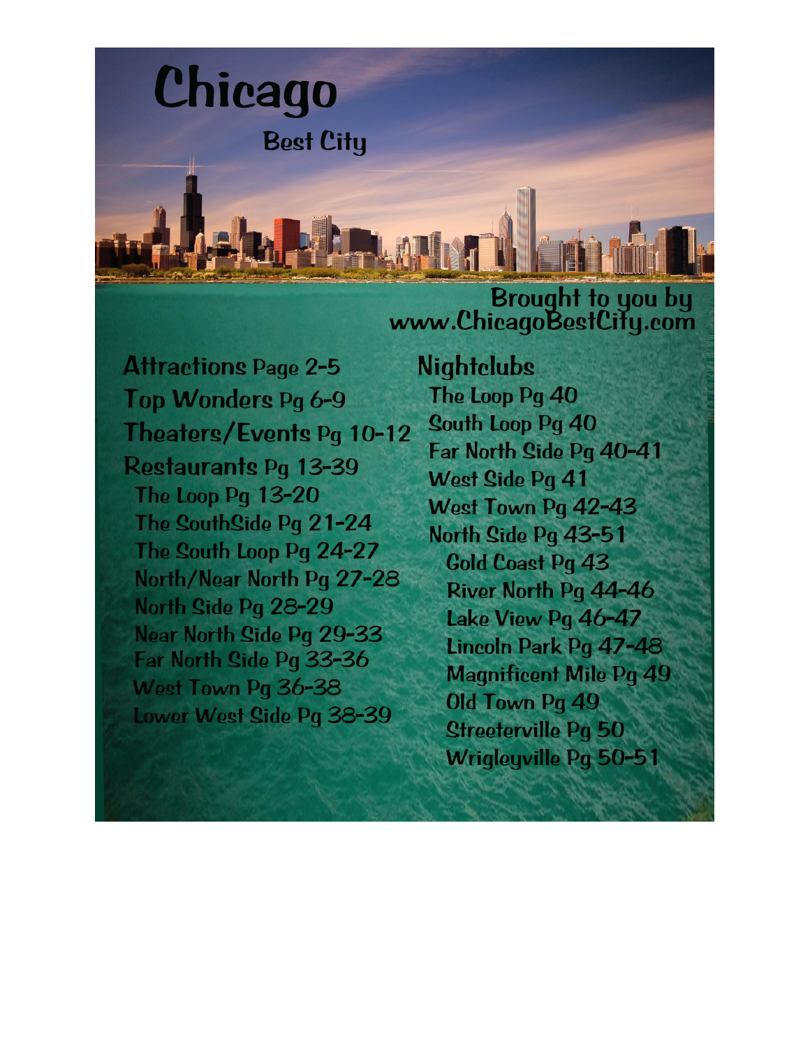# Chicago

## Best City

Brought to you by
www.ChicagoBestCity.com

**Attractions** Page 2-5

**Top Wonders** Pg 6-9

**Theaters/Events** Pg 10-12

**Restaurants** Pg 13-39

- The Loop Pg 13-20
- The SouthSide Pg 21-24
- The South Loop Pg 24-27
- North/Near North Pg 27-28
- North Side Pg 28-29
- Near North Side Pg 29-33
- Far North Side Pg 33-36
- West Town Pg 36-38
- Lower West Side Pg 38-39

**Nightclubs**

- The Loop Pg 40
- South Loop Pg 40
- Far North Side Pg 40-41
- West Side Pg 41
- West Town Pg 42-43
- North Side Pg 43-51
  - Gold Coast Pg 43
  - River North Pg 44-46
  - Lake View Pg 46-47
  - Lincoln Park Pg 47-48
  - Magnificent Mile Pg 49
  - Old Town Pg 49
  - Streeterville Pg 50
  - Wrigleyville Pg 50-51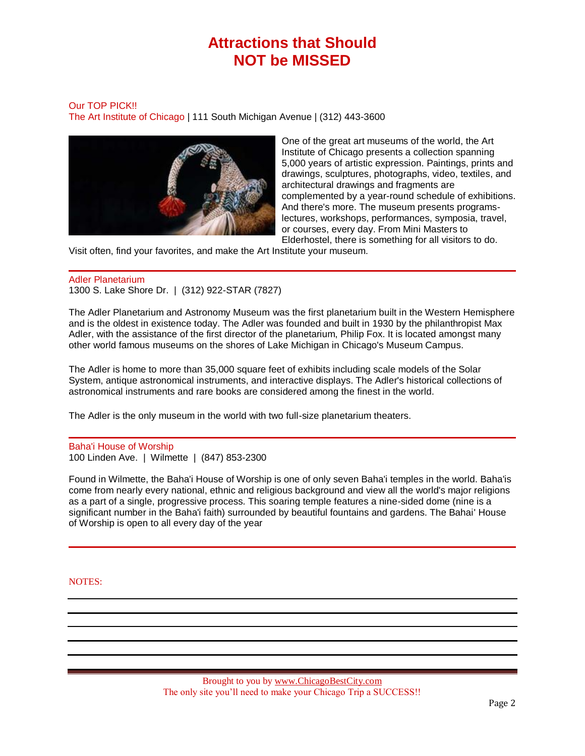# Attractions that Should NOT be MISSED

Our TOP PICK!!

The Art Institute of Chicago | 111 South Michigan Avenue | (312) 443-3600

One of the great art museums of the world, the Art Institute of Chicago presents a collection spanning 5,000 years of artistic expression. Paintings, prints and drawings, sculptures, photographs, video, textiles, and architectural drawings and fragments are complemented by a year-round schedule of exhibitions. And there's more. The museum presents programs-lectures, workshops, performances, symposia, travel, or courses, every day. From Mini Masters to Elderhostel, there is something for all visitors to do. Visit often, find your favorites, and make the Art Institute your museum.

---

Adler Planetarium

1300 S. Lake Shore Dr. | (312) 922-STAR (7827)

The Adler Planetarium and Astronomy Museum was the first planetarium built in the Western Hemisphere and is the oldest in existence today. The Adler was founded and built in 1930 by the philanthropist Max Adler, with the assistance of the first director of the planetarium, Philip Fox. It is located amongst many other world famous museums on the shores of Lake Michigan in Chicago's Museum Campus.

The Adler is home to more than 35,000 square feet of exhibits including scale models of the Solar System, antique astronomical instruments, and interactive displays. The Adler's historical collections of astronomical instruments and rare books are considered among the finest in the world.

The Adler is the only museum in the world with two full-size planetarium theaters.

---

Baha'i House of Worship

100 Linden Ave. | Wilmette | (847) 853-2300

Found in Wilmette, the Baha'i House of Worship is one of only seven Baha'i temples in the world. Baha'is come from nearly every national, ethnic and religious background and view all the world's major religions as a part of a single, progressive process. This soaring temple features a nine-sided dome (nine is a significant number in the Baha'i faith) surrounded by beautiful fountains and gardens. The Bahai' House of Worship is open to all every day of the year

---

NOTES:

Brought to you by www.ChicagoBestCity.com
The only site you'll need to make your Chicago Trip a SUCCESS!!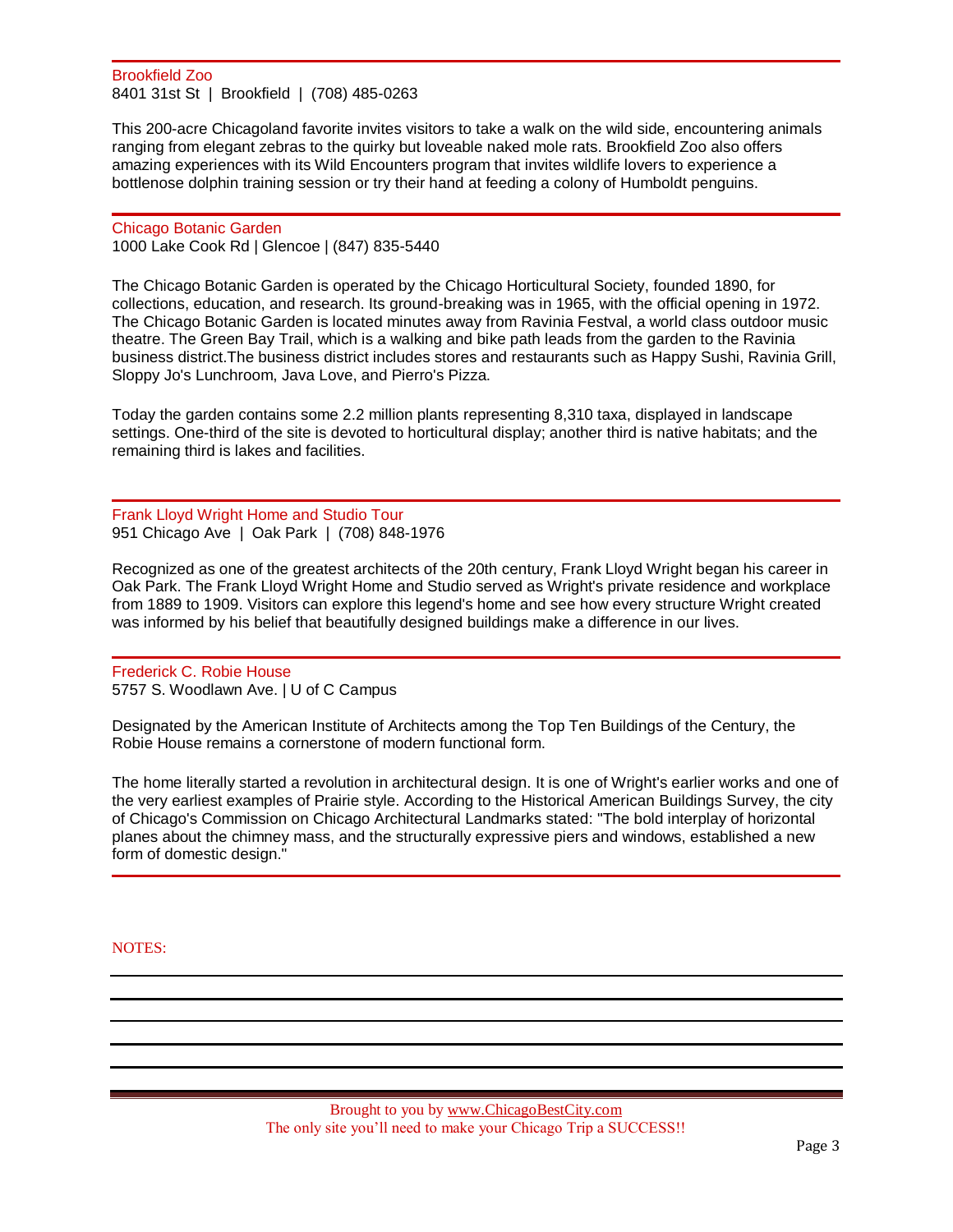## Brookfield Zoo

8401 31st St | Brookfield | (708) 485-0263

This 200-acre Chicagoland favorite invites visitors to take a walk on the wild side, encountering animals ranging from elegant zebras to the quirky but loveable naked mole rats. Brookfield Zoo also offers amazing experiences with its Wild Encounters program that invites wildlife lovers to experience a bottlenose dolphin training session or try their hand at feeding a colony of Humboldt penguins.

## Chicago Botanic Garden

1000 Lake Cook Rd | Glencoe | (847) 835-5440

The Chicago Botanic Garden is operated by the Chicago Horticultural Society, founded 1890, for collections, education, and research. Its ground-breaking was in 1965, with the official opening in 1972. The Chicago Botanic Garden is located minutes away from Ravinia Festval, a world class outdoor music theatre. The Green Bay Trail, which is a walking and bike path leads from the garden to the Ravinia business district.The business district includes stores and restaurants such as Happy Sushi, Ravinia Grill, Sloppy Jo's Lunchroom, Java Love, and Pierro's Pizza.

Today the garden contains some 2.2 million plants representing 8,310 taxa, displayed in landscape settings. One-third of the site is devoted to horticultural display; another third is native habitats; and the remaining third is lakes and facilities.

## Frank Lloyd Wright Home and Studio Tour

951 Chicago Ave | Oak Park | (708) 848-1976

Recognized as one of the greatest architects of the 20th century, Frank Lloyd Wright began his career in Oak Park. The Frank Lloyd Wright Home and Studio served as Wright's private residence and workplace from 1889 to 1909. Visitors can explore this legend's home and see how every structure Wright created was informed by his belief that beautifully designed buildings make a difference in our lives.

## Frederick C. Robie House

5757 S. Woodlawn Ave. | U of C Campus

Designated by the American Institute of Architects among the Top Ten Buildings of the Century, the Robie House remains a cornerstone of modern functional form.

The home literally started a revolution in architectural design. It is one of Wright's earlier works and one of the very earliest examples of Prairie style. According to the Historical American Buildings Survey, the city of Chicago's Commission on Chicago Architectural Landmarks stated: "The bold interplay of horizontal planes about the chimney mass, and the structurally expressive piers and windows, established a new form of domestic design."

NOTES:

Brought to you by www.ChicagoBestCity.com
The only site you'll need to make your Chicago Trip a SUCCESS!!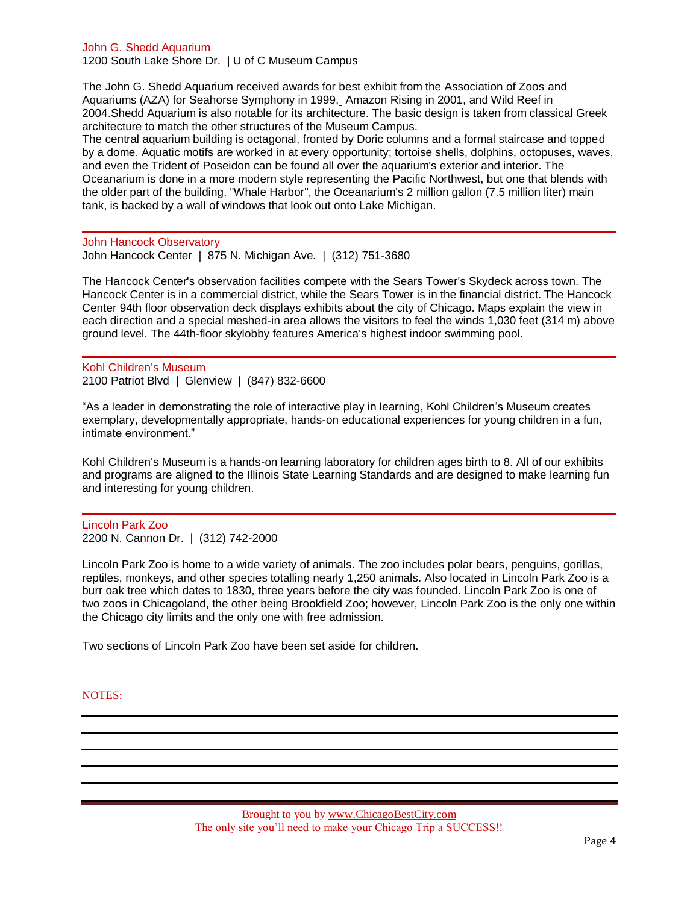## John G. Shedd Aquarium

1200 South Lake Shore Dr. | U of C Museum Campus

The John G. Shedd Aquarium received awards for best exhibit from the Association of Zoos and Aquariums (AZA) for Seahorse Symphony in 1999, Amazon Rising in 2001, and Wild Reef in 2004.Shedd Aquarium is also notable for its architecture. The basic design is taken from classical Greek architecture to match the other structures of the Museum Campus.

The central aquarium building is octagonal, fronted by Doric columns and a formal staircase and topped by a dome. Aquatic motifs are worked in at every opportunity; tortoise shells, dolphins, octopuses, waves, and even the Trident of Poseidon can be found all over the aquarium's exterior and interior. The Oceanarium is done in a more modern style representing the Pacific Northwest, but one that blends with the older part of the building. "Whale Harbor", the Oceanarium's 2 million gallon (7.5 million liter) main tank, is backed by a wall of windows that look out onto Lake Michigan.

---

## John Hancock Observatory

John Hancock Center | 875 N. Michigan Ave. | (312) 751-3680

The Hancock Center's observation facilities compete with the Sears Tower's Skydeck across town. The Hancock Center is in a commercial district, while the Sears Tower is in the financial district. The Hancock Center 94th floor observation deck displays exhibits about the city of Chicago. Maps explain the view in each direction and a special meshed-in area allows the visitors to feel the winds 1,030 feet (314 m) above ground level. The 44th-floor skylobby features America's highest indoor swimming pool.

---

## Kohl Children's Museum

2100 Patriot Blvd | Glenview | (847) 832-6600

"As a leader in demonstrating the role of interactive play in learning, Kohl Children's Museum creates exemplary, developmentally appropriate, hands-on educational experiences for young children in a fun, intimate environment."

Kohl Children's Museum is a hands-on learning laboratory for children ages birth to 8. All of our exhibits and programs are aligned to the Illinois State Learning Standards and are designed to make learning fun and interesting for young children.

---

## Lincoln Park Zoo

2200 N. Cannon Dr. | (312) 742-2000

Lincoln Park Zoo is home to a wide variety of animals. The zoo includes polar bears, penguins, gorillas, reptiles, monkeys, and other species totalling nearly 1,250 animals. Also located in Lincoln Park Zoo is a burr oak tree which dates to 1830, three years before the city was founded. Lincoln Park Zoo is one of two zoos in Chicagoland, the other being Brookfield Zoo; however, Lincoln Park Zoo is the only one within the Chicago city limits and the only one with free admission.

Two sections of Lincoln Park Zoo have been set aside for children.

NOTES:

---

Brought to you by www.ChicagoBestCity.com
The only site you'll need to make your Chicago Trip a SUCCESS!!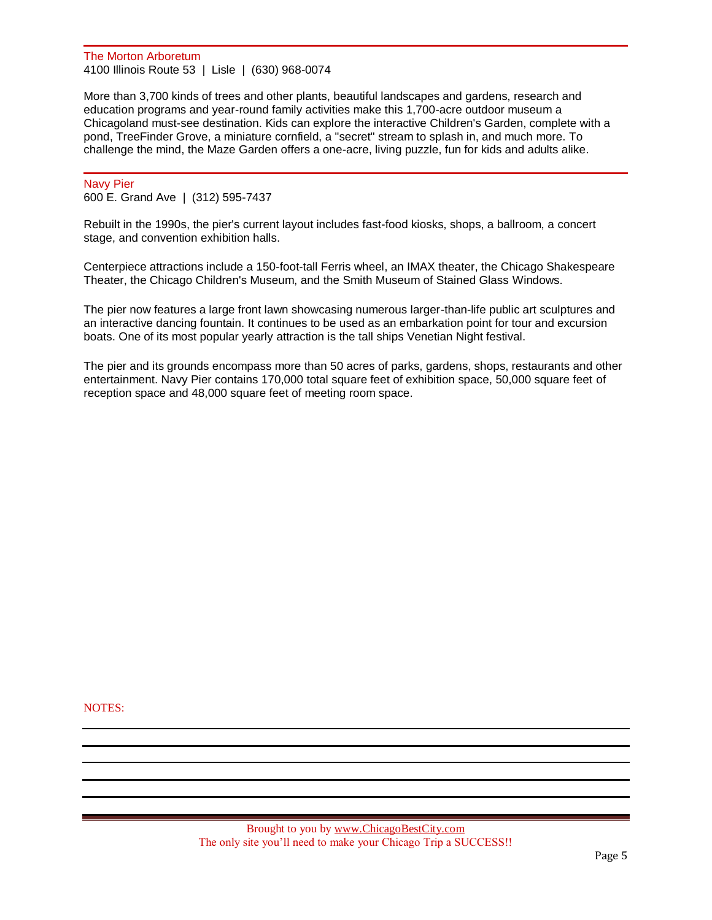## The Morton Arboretum

4100 Illinois Route 53 | Lisle | (630) 968-0074

More than 3,700 kinds of trees and other plants, beautiful landscapes and gardens, research and education programs and year-round family activities make this 1,700-acre outdoor museum a Chicagoland must-see destination. Kids can explore the interactive Children's Garden, complete with a pond, TreeFinder Grove, a miniature cornfield, a "secret" stream to splash in, and much more. To challenge the mind, the Maze Garden offers a one-acre, living puzzle, fun for kids and adults alike.

## Navy Pier

600 E. Grand Ave | (312) 595-7437

Rebuilt in the 1990s, the pier's current layout includes fast-food kiosks, shops, a ballroom, a concert stage, and convention exhibition halls.

Centerpiece attractions include a 150-foot-tall Ferris wheel, an IMAX theater, the Chicago Shakespeare Theater, the Chicago Children's Museum, and the Smith Museum of Stained Glass Windows.

The pier now features a large front lawn showcasing numerous larger-than-life public art sculptures and an interactive dancing fountain. It continues to be used as an embarkation point for tour and excursion boats. One of its most popular yearly attraction is the tall ships Venetian Night festival.

The pier and its grounds encompass more than 50 acres of parks, gardens, shops, restaurants and other entertainment. Navy Pier contains 170,000 total square feet of exhibition space, 50,000 square feet of reception space and 48,000 square feet of meeting room space.

NOTES:

---

---

---

---

---

Brought to you by www.ChicagoBestCity.com
The only site you'll need to make your Chicago Trip a SUCCESS!!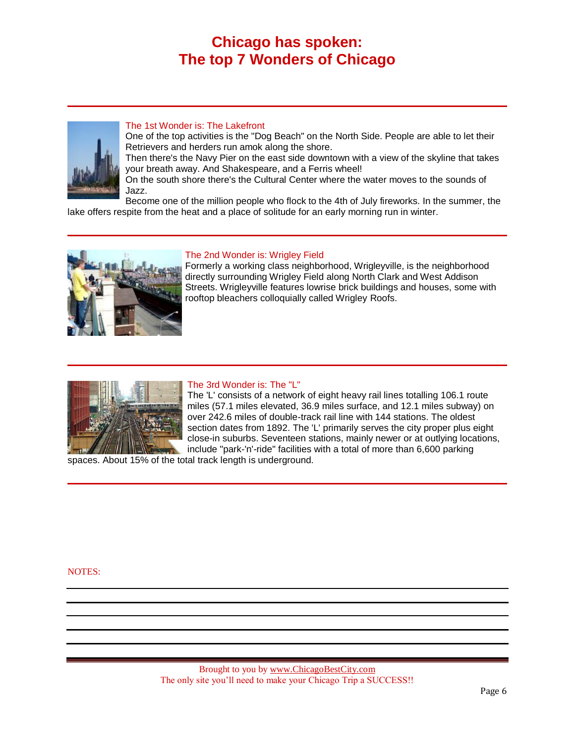# Chicago has spoken:
# The top 7 Wonders of Chicago

---

## The 1st Wonder is: The Lakefront

One of the top activities is the "Dog Beach" on the North Side. People are able to let their Retrievers and herders run amok along the shore.

Then there's the Navy Pier on the east side downtown with a view of the skyline that takes your breath away. And Shakespeare, and a Ferris wheel!

On the south shore there's the Cultural Center where the water moves to the sounds of Jazz.

Become one of the million people who flock to the 4th of July fireworks. In the summer, the lake offers respite from the heat and a place of solitude for an early morning run in winter.

---

## The 2nd Wonder is: Wrigley Field

Formerly a working class neighborhood, Wrigleyville, is the neighborhood directly surrounding Wrigley Field along North Clark and West Addison Streets. Wrigleyville features lowrise brick buildings and houses, some with rooftop bleachers colloquially called Wrigley Roofs.

---

## The 3rd Wonder is: The "L"

The 'L' consists of a network of eight heavy rail lines totalling 106.1 route miles (57.1 miles elevated, 36.9 miles surface, and 12.1 miles subway) on over 242.6 miles of double-track rail line with 144 stations. The oldest section dates from 1892. The 'L' primarily serves the city proper plus eight close-in suburbs. Seventeen stations, mainly newer or at outlying locations, include "park-'n'-ride" facilities with a total of more than 6,600 parking spaces. About 15% of the total track length is underground.

---

NOTES:

Brought to you by www.ChicagoBestCity.com
The only site you'll need to make your Chicago Trip a SUCCESS!!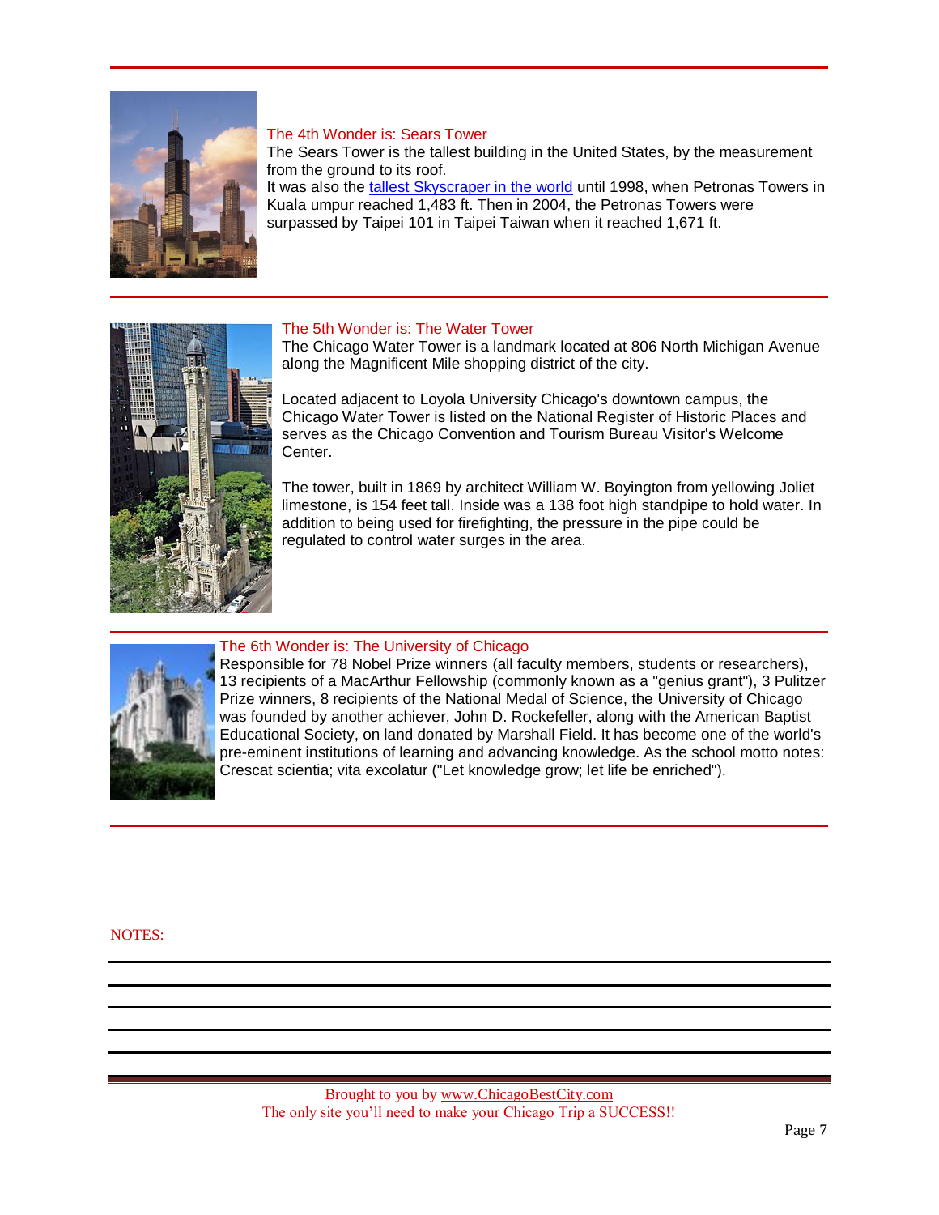## The 4th Wonder is: Sears Tower

The Sears Tower is the tallest building in the United States, by the measurement from the ground to its roof.

It was also the tallest Skyscraper in the world until 1998, when Petronas Towers in Kuala umpur reached 1,483 ft. Then in 2004, the Petronas Towers were surpassed by Taipei 101 in Taipei Taiwan when it reached 1,671 ft.

## The 5th Wonder is: The Water Tower

The Chicago Water Tower is a landmark located at 806 North Michigan Avenue along the Magnificent Mile shopping district of the city.

Located adjacent to Loyola University Chicago's downtown campus, the Chicago Water Tower is listed on the National Register of Historic Places and serves as the Chicago Convention and Tourism Bureau Visitor's Welcome Center.

The tower, built in 1869 by architect William W. Boyington from yellowing Joliet limestone, is 154 feet tall. Inside was a 138 foot high standpipe to hold water. In addition to being used for firefighting, the pressure in the pipe could be regulated to control water surges in the area.

## The 6th Wonder is: The University of Chicago

Responsible for 78 Nobel Prize winners (all faculty members, students or researchers), 13 recipients of a MacArthur Fellowship (commonly known as a "genius grant"), 3 Pulitzer Prize winners, 8 recipients of the National Medal of Science, the University of Chicago was founded by another achiever, John D. Rockefeller, along with the American Baptist Educational Society, on land donated by Marshall Field. It has become one of the world's pre-eminent institutions of learning and advancing knowledge. As the school motto notes: Crescat scientia; vita excolatur ("Let knowledge grow; let life be enriched").

NOTES:

Brought to you by www.ChicagoBestCity.com
The only site you'll need to make your Chicago Trip a SUCCESS!!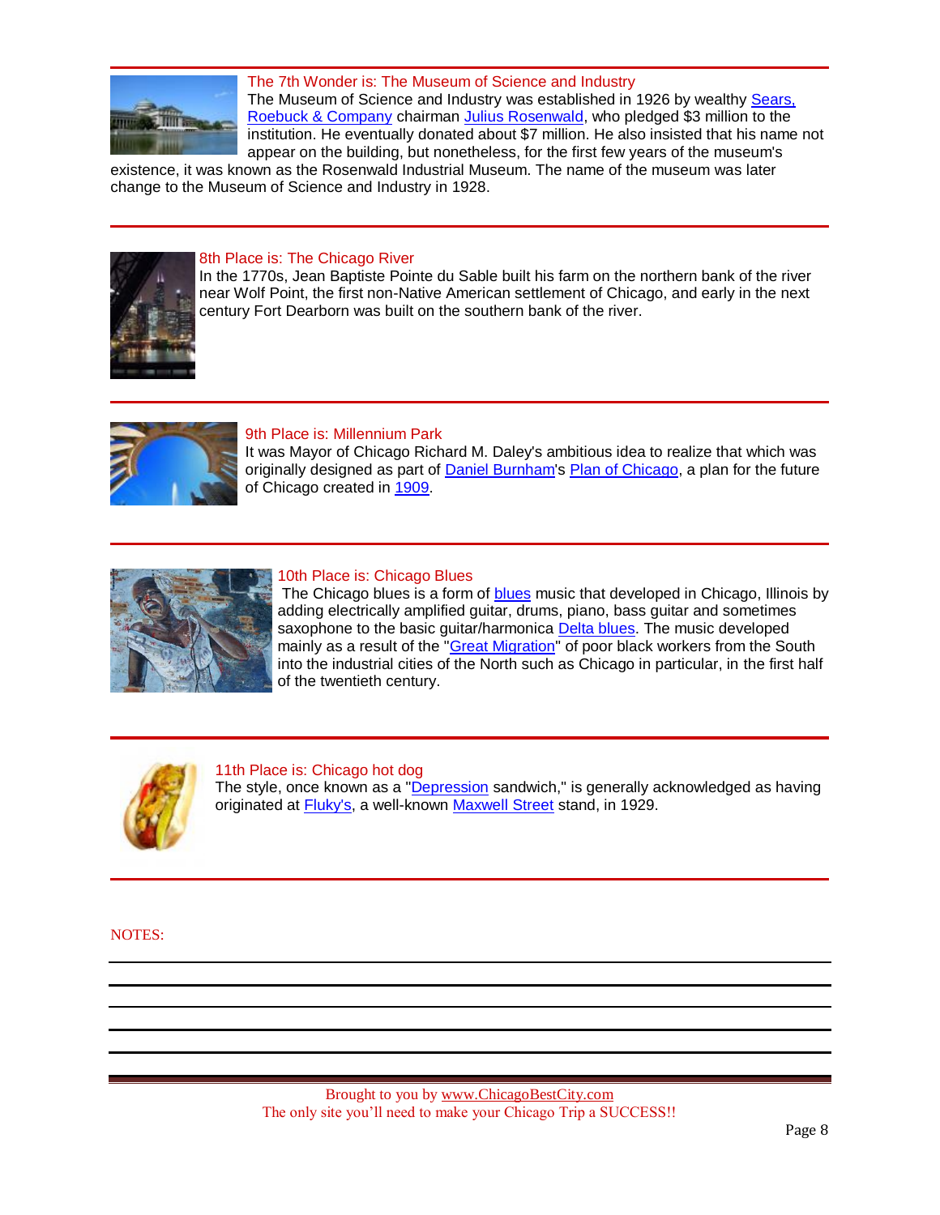### The 7th Wonder is: The Museum of Science and Industry

The Museum of Science and Industry was established in 1926 by wealthy Sears, Roebuck & Company chairman Julius Rosenwald, who pledged $3 million to the institution. He eventually donated about $7 million. He also insisted that his name not appear on the building, but nonetheless, for the first few years of the museum's existence, it was known as the Rosenwald Industrial Museum. The name of the museum was later change to the Museum of Science and Industry in 1928.

---

### 8th Place is: The Chicago River

In the 1770s, Jean Baptiste Pointe du Sable built his farm on the northern bank of the river near Wolf Point, the first non-Native American settlement of Chicago, and early in the next century Fort Dearborn was built on the southern bank of the river.

---

### 9th Place is: Millennium Park

It was Mayor of Chicago Richard M. Daley's ambitious idea to realize that which was originally designed as part of Daniel Burnham's Plan of Chicago, a plan for the future of Chicago created in 1909.

---

### 10th Place is: Chicago Blues

The Chicago blues is a form of blues music that developed in Chicago, Illinois by adding electrically amplified guitar, drums, piano, bass guitar and sometimes saxophone to the basic guitar/harmonica Delta blues. The music developed mainly as a result of the "Great Migration" of poor black workers from the South into the industrial cities of the North such as Chicago in particular, in the first half of the twentieth century.

---

### 11th Place is: Chicago hot dog

The style, once known as a "Depression sandwich," is generally acknowledged as having originated at Fluky's, a well-known Maxwell Street stand, in 1929.

---

NOTES:

Brought to you by www.ChicagoBestCity.com
The only site you'll need to make your Chicago Trip a SUCCESS!!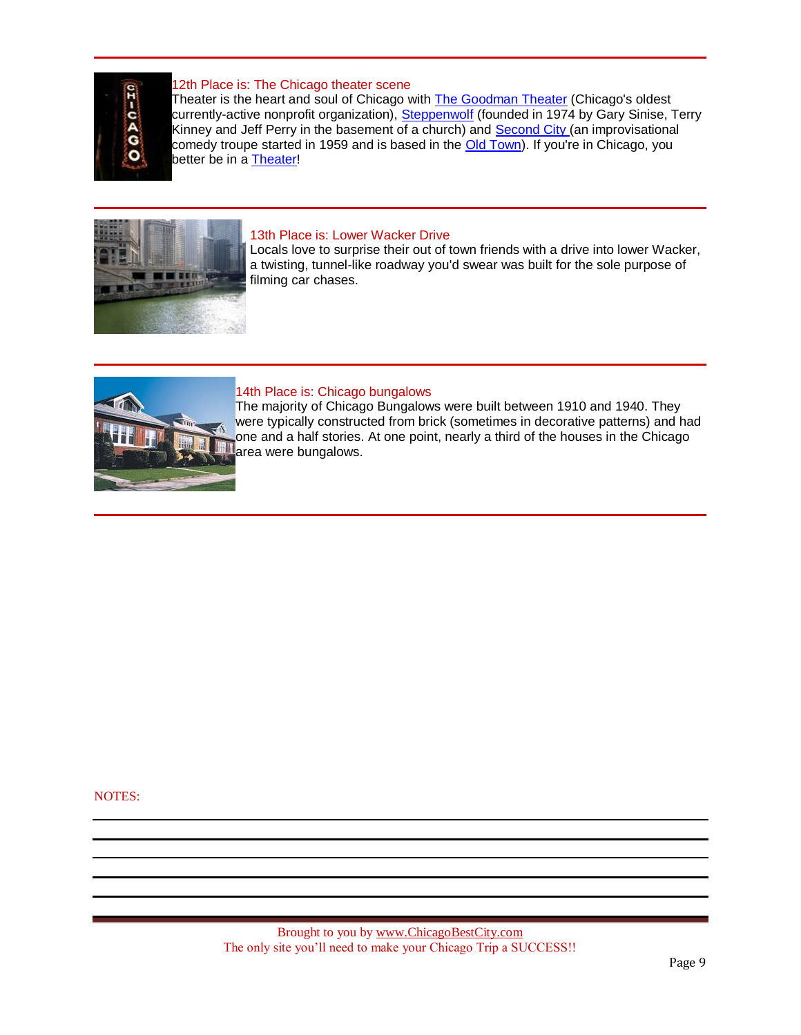### 12th Place is: The Chicago theater scene

Theater is the heart and soul of Chicago with The Goodman Theater (Chicago's oldest currently-active nonprofit organization), Steppenwolf (founded in 1974 by Gary Sinise, Terry Kinney and Jeff Perry in the basement of a church) and Second City (an improvisational comedy troupe started in 1959 and is based in the Old Town). If you're in Chicago, you better be in a Theater!

---

### 13th Place is: Lower Wacker Drive

Locals love to surprise their out of town friends with a drive into lower Wacker, a twisting, tunnel-like roadway you'd swear was built for the sole purpose of filming car chases.

---

### 14th Place is: Chicago bungalows

The majority of Chicago Bungalows were built between 1910 and 1940. They were typically constructed from brick (sometimes in decorative patterns) and had one and a half stories. At one point, nearly a third of the houses in the Chicago area were bungalows.

---

NOTES:

Brought to you by www.ChicagoBestCity.com
The only site you'll need to make your Chicago Trip a SUCCESS!!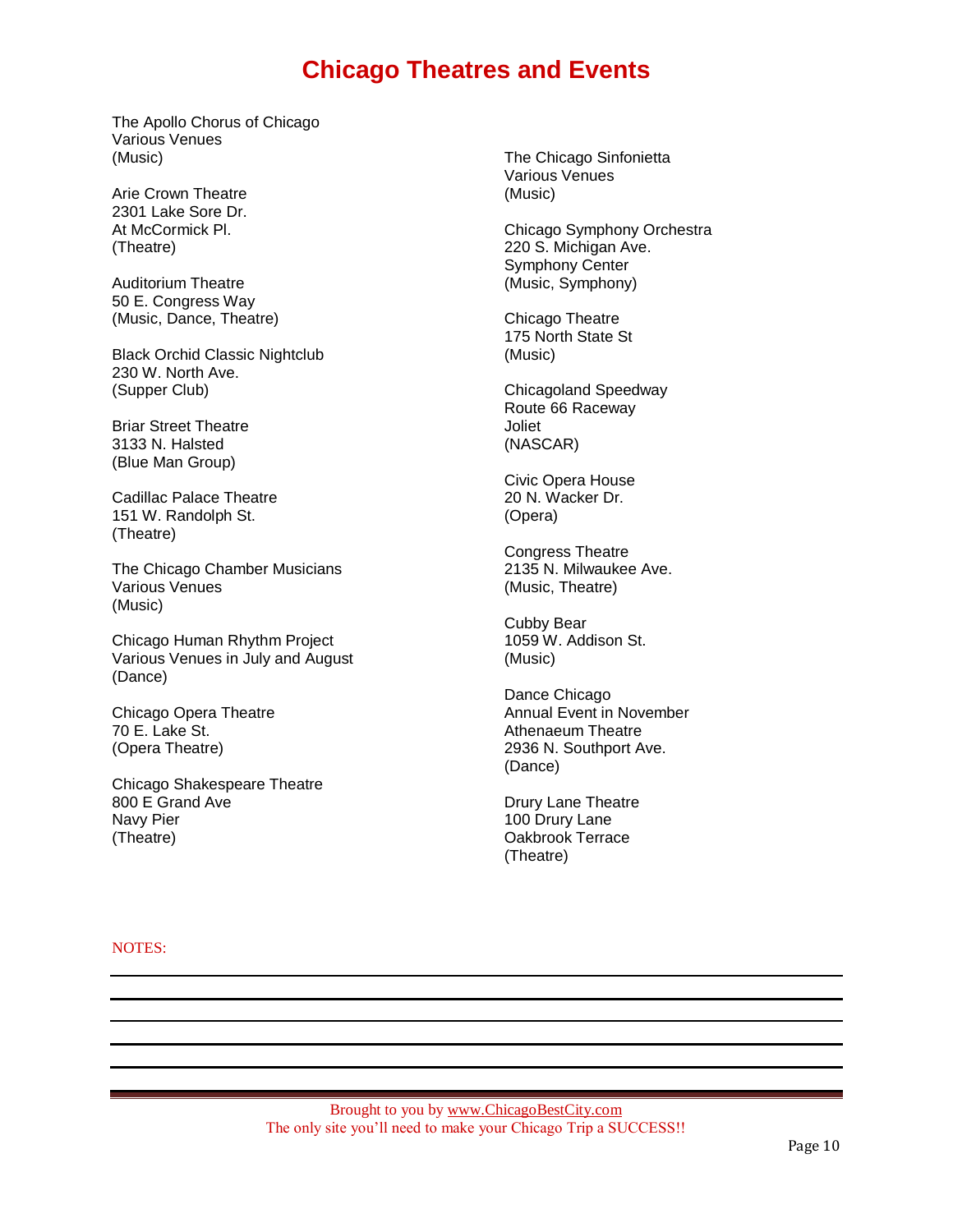# Chicago Theatres and Events

The Apollo Chorus of Chicago
Various Venues
(Music)

Arie Crown Theatre
2301 Lake Sore Dr.
At McCormick Pl.
(Theatre)

Auditorium Theatre
50 E. Congress Way
(Music, Dance, Theatre)

Black Orchid Classic Nightclub
230 W. North Ave.
(Supper Club)

Briar Street Theatre
3133 N. Halsted
(Blue Man Group)

Cadillac Palace Theatre
151 W. Randolph St.
(Theatre)

The Chicago Chamber Musicians
Various Venues
(Music)

Chicago Human Rhythm Project
Various Venues in July and August
(Dance)

Chicago Opera Theatre
70 E. Lake St.
(Opera Theatre)

Chicago Shakespeare Theatre
800 E Grand Ave
Navy Pier
(Theatre)

The Chicago Sinfonietta
Various Venues
(Music)

Chicago Symphony Orchestra
220 S. Michigan Ave.
Symphony Center
(Music, Symphony)

Chicago Theatre
175 North State St
(Music)

Chicagoland Speedway
Route 66 Raceway
Joliet
(NASCAR)

Civic Opera House
20 N. Wacker Dr.
(Opera)

Congress Theatre
2135 N. Milwaukee Ave.
(Music, Theatre)

Cubby Bear
1059 W. Addison St.
(Music)

Dance Chicago
Annual Event in November
Athenaeum Theatre
2936 N. Southport Ave.
(Dance)

Drury Lane Theatre
100 Drury Lane
Oakbrook Terrace
(Theatre)

NOTES:

Brought to you by www.ChicagoBestCity.com
The only site you'll need to make your Chicago Trip a SUCCESS!!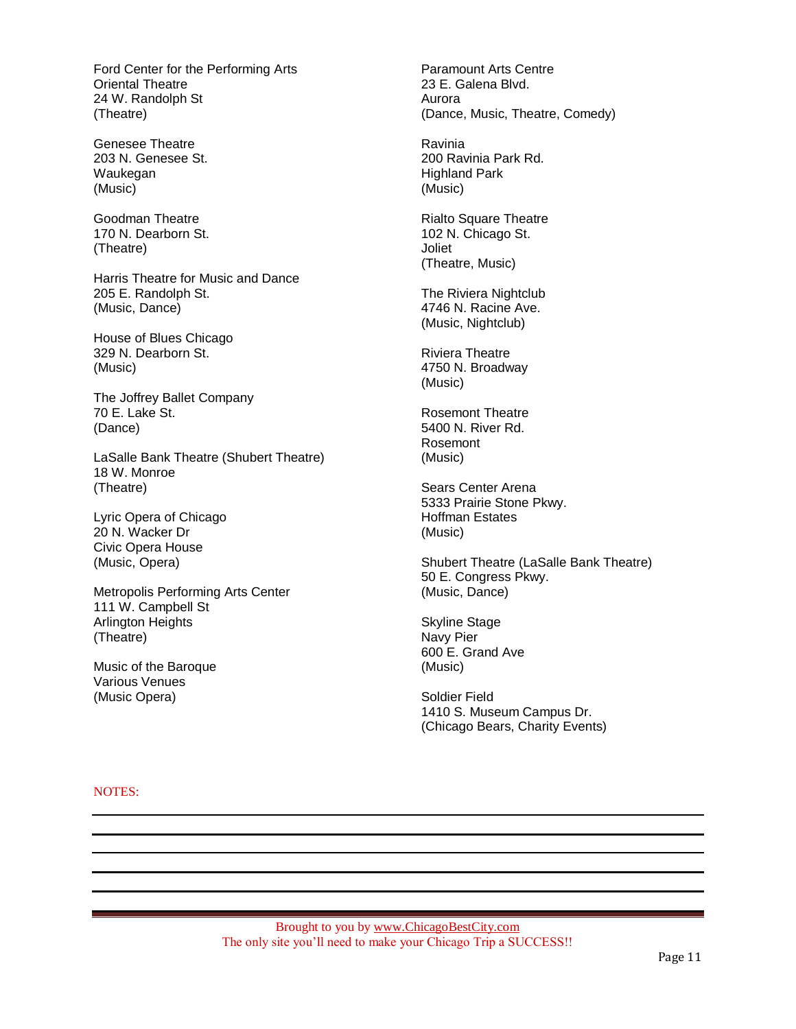Ford Center for the Performing Arts
Oriental Theatre
24 W. Randolph St
(Theatre)

Genesee Theatre
203 N. Genesee St.
Waukegan
(Music)

Goodman Theatre
170 N. Dearborn St.
(Theatre)

Harris Theatre for Music and Dance
205 E. Randolph St.
(Music, Dance)

House of Blues Chicago
329 N. Dearborn St.
(Music)

The Joffrey Ballet Company
70 E. Lake St.
(Dance)

LaSalle Bank Theatre (Shubert Theatre)
18 W. Monroe
(Theatre)

Lyric Opera of Chicago
20 N. Wacker Dr
Civic Opera House
(Music, Opera)

Metropolis Performing Arts Center
111 W. Campbell St
Arlington Heights
(Theatre)

Music of the Baroque
Various Venues
(Music Opera)

Paramount Arts Centre
23 E. Galena Blvd.
Aurora
(Dance, Music, Theatre, Comedy)

Ravinia
200 Ravinia Park Rd.
Highland Park
(Music)

Rialto Square Theatre
102 N. Chicago St.
Joliet
(Theatre, Music)

The Riviera Nightclub
4746 N. Racine Ave.
(Music, Nightclub)

Riviera Theatre
4750 N. Broadway
(Music)

Rosemont Theatre
5400 N. River Rd.
Rosemont
(Music)

Sears Center Arena
5333 Prairie Stone Pkwy.
Hoffman Estates
(Music)

Shubert Theatre (LaSalle Bank Theatre)
50 E. Congress Pkwy.
(Music, Dance)

Skyline Stage
Navy Pier
600 E. Grand Ave
(Music)

Soldier Field
1410 S. Museum Campus Dr.
(Chicago Bears, Charity Events)

NOTES:

Brought to you by www.ChicagoBestCity.com
The only site you'll need to make your Chicago Trip a SUCCESS!!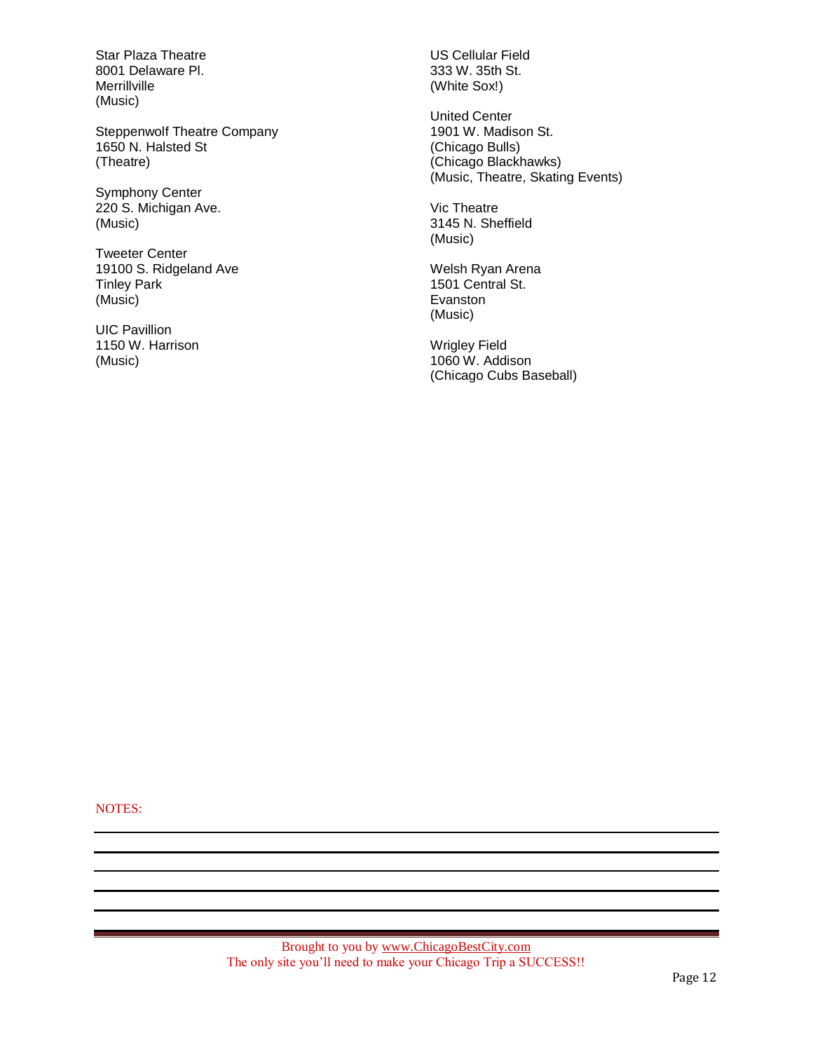Star Plaza Theatre
8001 Delaware Pl.
Merrillville
(Music)

Steppenwolf Theatre Company
1650 N. Halsted St
(Theatre)

Symphony Center
220 S. Michigan Ave.
(Music)

Tweeter Center
19100 S. Ridgeland Ave
Tinley Park
(Music)

UIC Pavillion
1150 W. Harrison
(Music)

US Cellular Field
333 W. 35th St.
(White Sox!)

United Center
1901 W. Madison St.
(Chicago Bulls)
(Chicago Blackhawks)
(Music, Theatre, Skating Events)

Vic Theatre
3145 N. Sheffield
(Music)

Welsh Ryan Arena
1501 Central St.
Evanston
(Music)

Wrigley Field
1060 W. Addison
(Chicago Cubs Baseball)

NOTES:

Brought to you by www.ChicagoBestCity.com
The only site you'll need to make your Chicago Trip a SUCCESS!!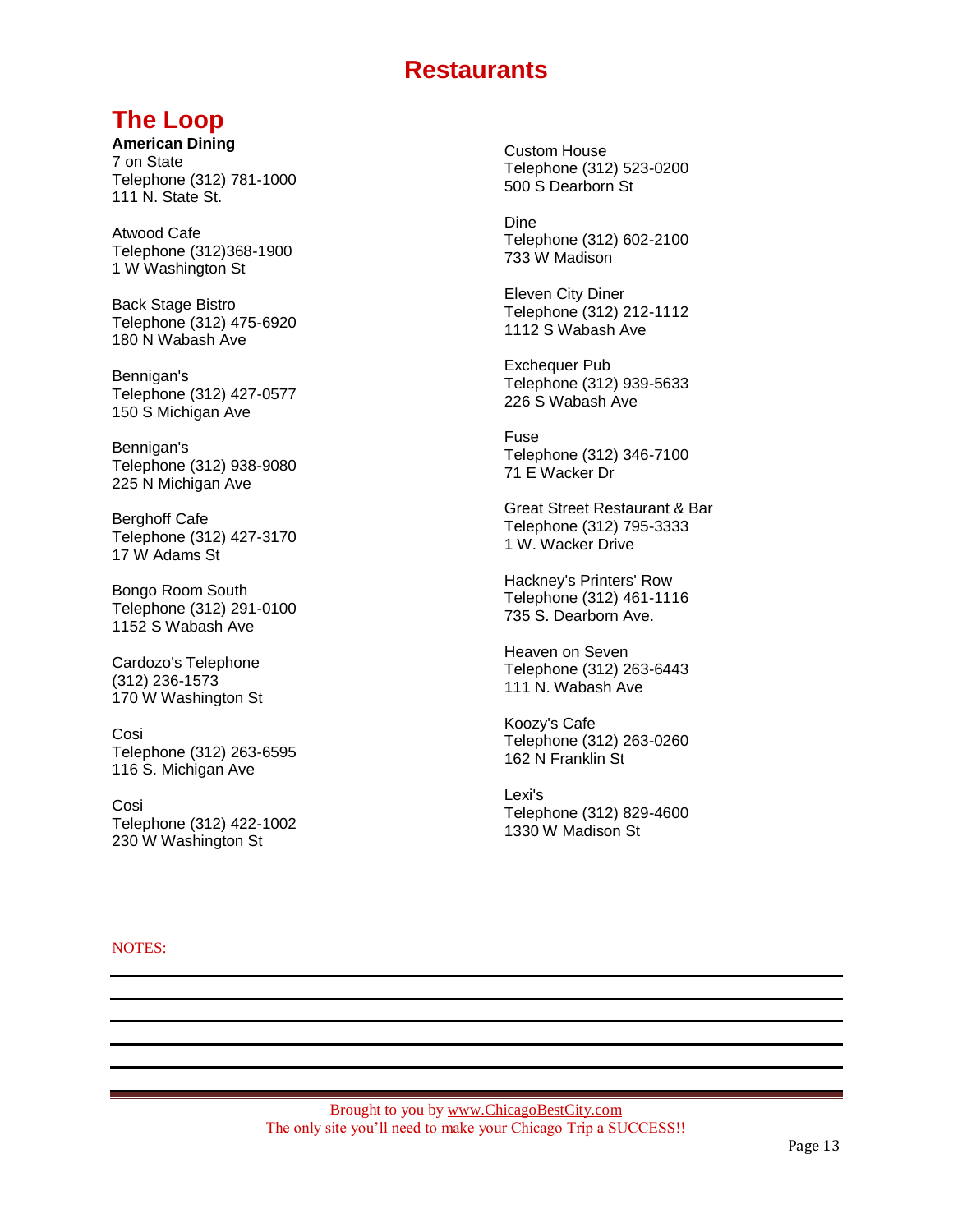# Restaurants

## The Loop

**American Dining**

7 on State
Telephone (312) 781-1000
111 N. State St.

Atwood Cafe
Telephone (312)368-1900
1 W Washington St

Back Stage Bistro
Telephone (312) 475-6920
180 N Wabash Ave

Bennigan's
Telephone (312) 427-0577
150 S Michigan Ave

Bennigan's
Telephone (312) 938-9080
225 N Michigan Ave

Berghoff Cafe
Telephone (312) 427-3170
17 W Adams St

Bongo Room South
Telephone (312) 291-0100
1152 S Wabash Ave

Cardozo's Telephone
(312) 236-1573
170 W Washington St

Cosi
Telephone (312) 263-6595
116 S. Michigan Ave

Cosi
Telephone (312) 422-1002
230 W Washington St

Custom House
Telephone (312) 523-0200
500 S Dearborn St

Dine
Telephone (312) 602-2100
733 W Madison

Eleven City Diner
Telephone (312) 212-1112
1112 S Wabash Ave

Exchequer Pub
Telephone (312) 939-5633
226 S Wabash Ave

Fuse
Telephone (312) 346-7100
71 E Wacker Dr

Great Street Restaurant & Bar
Telephone (312) 795-3333
1 W. Wacker Drive

Hackney's Printers' Row
Telephone (312) 461-1116
735 S. Dearborn Ave.

Heaven on Seven
Telephone (312) 263-6443
111 N. Wabash Ave

Koozy's Cafe
Telephone (312) 263-0260
162 N Franklin St

Lexi's
Telephone (312) 829-4600
1330 W Madison St

NOTES:

Brought to you by www.ChicagoBestCity.com
The only site you'll need to make your Chicago Trip a SUCCESS!!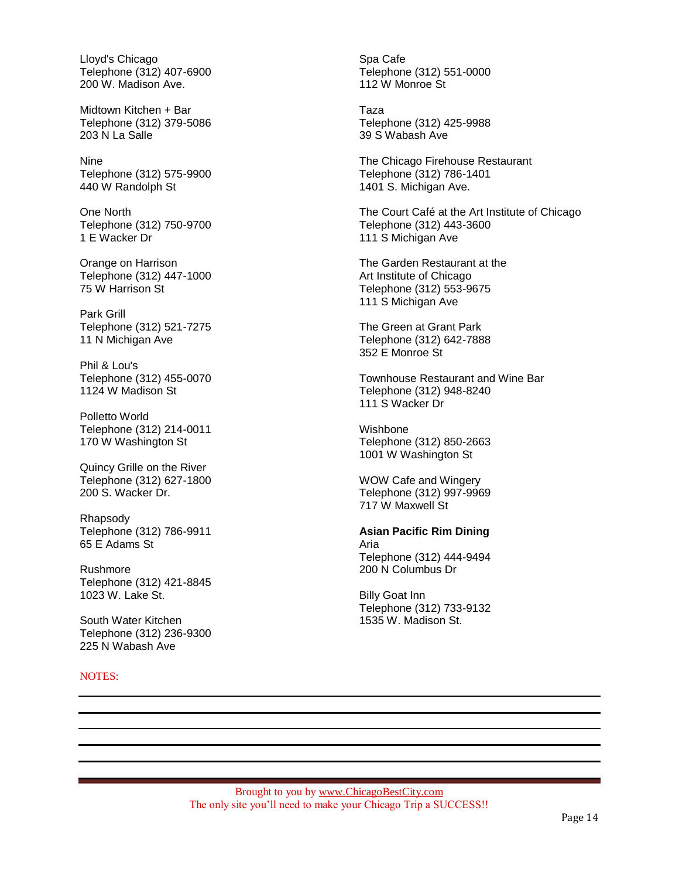Lloyd's Chicago
Telephone (312) 407-6900
200 W. Madison Ave.

Midtown Kitchen + Bar
Telephone (312) 379-5086
203 N La Salle

Nine
Telephone (312) 575-9900
440 W Randolph St

One North
Telephone (312) 750-9700
1 E Wacker Dr

Orange on Harrison
Telephone (312) 447-1000
75 W Harrison St

Park Grill
Telephone (312) 521-7275
11 N Michigan Ave

Phil & Lou's
Telephone (312) 455-0070
1124 W Madison St

Polletto World
Telephone (312) 214-0011
170 W Washington St

Quincy Grille on the River
Telephone (312) 627-1800
200 S. Wacker Dr.

Rhapsody
Telephone (312) 786-9911
65 E Adams St

Rushmore
Telephone (312) 421-8845
1023 W. Lake St.

South Water Kitchen
Telephone (312) 236-9300
225 N Wabash Ave

Spa Cafe
Telephone (312) 551-0000
112 W Monroe St

Taza
Telephone (312) 425-9988
39 S Wabash Ave

The Chicago Firehouse Restaurant
Telephone (312) 786-1401
1401 S. Michigan Ave.

The Court Café at the Art Institute of Chicago
Telephone (312) 443-3600
111 S Michigan Ave

The Garden Restaurant at the
Art Institute of Chicago
Telephone (312) 553-9675
111 S Michigan Ave

The Green at Grant Park
Telephone (312) 642-7888
352 E Monroe St

Townhouse Restaurant and Wine Bar
Telephone (312) 948-8240
111 S Wacker Dr

Wishbone
Telephone (312) 850-2663
1001 W Washington St

WOW Cafe and Wingery
Telephone (312) 997-9969
717 W Maxwell St

**Asian Pacific Rim Dining**

Aria
Telephone (312) 444-9494
200 N Columbus Dr

Billy Goat Inn
Telephone (312) 733-9132
1535 W. Madison St.

NOTES:

Brought to you by www.ChicagoBestCity.com
The only site you'll need to make your Chicago Trip a SUCCESS!!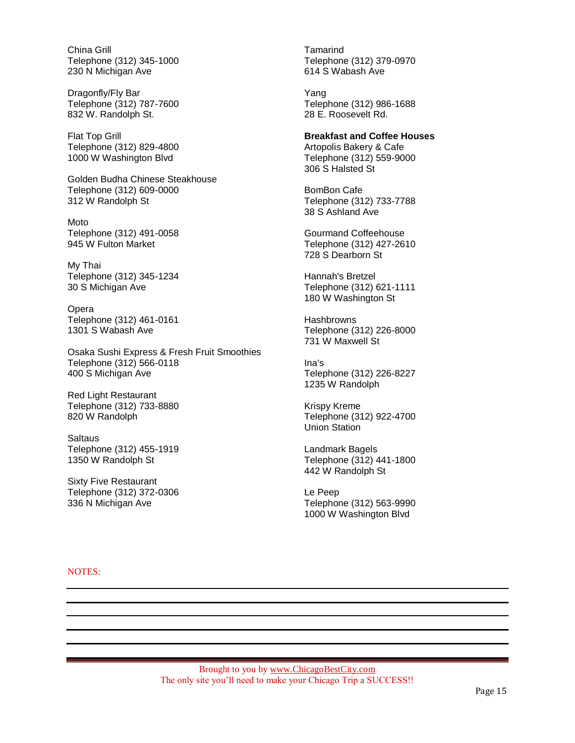China Grill
Telephone (312) 345-1000
230 N Michigan Ave

Dragonfly/Fly Bar
Telephone (312) 787-7600
832 W. Randolph St.

Flat Top Grill
Telephone (312) 829-4800
1000 W Washington Blvd

Golden Budha Chinese Steakhouse
Telephone (312) 609-0000
312 W Randolph St

Moto
Telephone (312) 491-0058
945 W Fulton Market

My Thai
Telephone (312) 345-1234
30 S Michigan Ave

Opera
Telephone (312) 461-0161
1301 S Wabash Ave

Osaka Sushi Express & Fresh Fruit Smoothies
Telephone (312) 566-0118
400 S Michigan Ave

Red Light Restaurant
Telephone (312) 733-8880
820 W Randolph

Saltaus
Telephone (312) 455-1919
1350 W Randolph St

Sixty Five Restaurant
Telephone (312) 372-0306
336 N Michigan Ave

Tamarind
Telephone (312) 379-0970
614 S Wabash Ave

Yang
Telephone (312) 986-1688
28 E. Roosevelt Rd.

**Breakfast and Coffee Houses**

Artopolis Bakery & Cafe
Telephone (312) 559-9000
306 S Halsted St

BomBon Cafe
Telephone (312) 733-7788
38 S Ashland Ave

Gourmand Coffeehouse
Telephone (312) 427-2610
728 S Dearborn St

Hannah's Bretzel
Telephone (312) 621-1111
180 W Washington St

Hashbrowns
Telephone (312) 226-8000
731 W Maxwell St

Ina's
Telephone (312) 226-8227
1235 W Randolph

Krispy Kreme
Telephone (312) 922-4700
Union Station

Landmark Bagels
Telephone (312) 441-1800
442 W Randolph St

Le Peep
Telephone (312) 563-9990
1000 W Washington Blvd

NOTES:

Brought to you by www.ChicagoBestCity.com
The only site you'll need to make your Chicago Trip a SUCCESS!!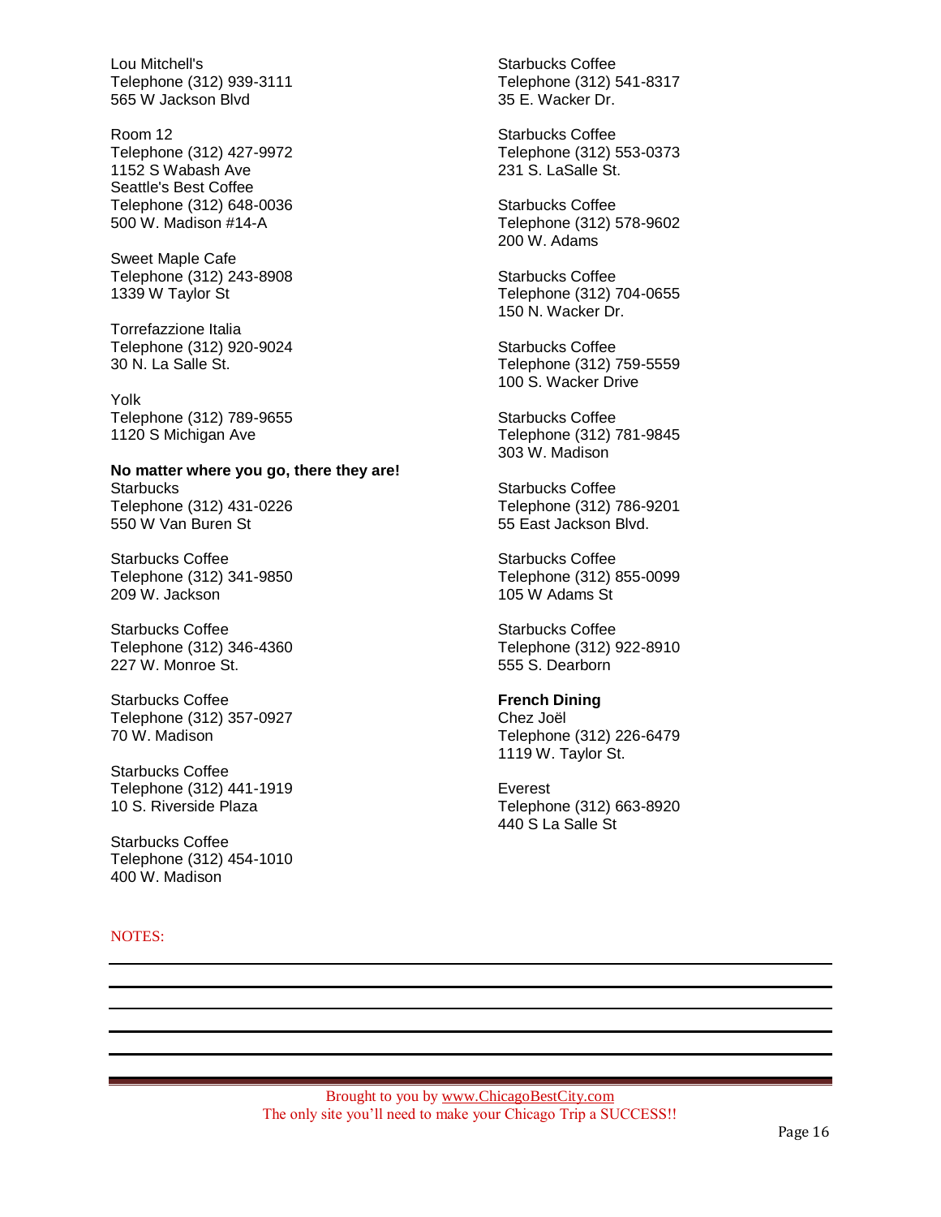Lou Mitchell's
Telephone (312) 939-3111
565 W Jackson Blvd

Room 12
Telephone (312) 427-9972
1152 S Wabash Ave
Seattle's Best Coffee
Telephone (312) 648-0036
500 W. Madison #14-A

Sweet Maple Cafe
Telephone (312) 243-8908
1339 W Taylor St

Torrefazzione Italia
Telephone (312) 920-9024
30 N. La Salle St.

Yolk
Telephone (312) 789-9655
1120 S Michigan Ave

**No matter where you go, there they are!**
Starbucks
Telephone (312) 431-0226
550 W Van Buren St

Starbucks Coffee
Telephone (312) 341-9850
209 W. Jackson

Starbucks Coffee
Telephone (312) 346-4360
227 W. Monroe St.

Starbucks Coffee
Telephone (312) 357-0927
70 W. Madison

Starbucks Coffee
Telephone (312) 441-1919
10 S. Riverside Plaza

Starbucks Coffee
Telephone (312) 454-1010
400 W. Madison

Starbucks Coffee
Telephone (312) 541-8317
35 E. Wacker Dr.

Starbucks Coffee
Telephone (312) 553-0373
231 S. LaSalle St.

Starbucks Coffee
Telephone (312) 578-9602
200 W. Adams

Starbucks Coffee
Telephone (312) 704-0655
150 N. Wacker Dr.

Starbucks Coffee
Telephone (312) 759-5559
100 S. Wacker Drive

Starbucks Coffee
Telephone (312) 781-9845
303 W. Madison

Starbucks Coffee
Telephone (312) 786-9201
55 East Jackson Blvd.

Starbucks Coffee
Telephone (312) 855-0099
105 W Adams St

Starbucks Coffee
Telephone (312) 922-8910
555 S. Dearborn

**French Dining**
Chez Joël
Telephone (312) 226-6479
1119 W. Taylor St.

Everest
Telephone (312) 663-8920
440 S La Salle St

NOTES:

Brought to you by www.ChicagoBestCity.com
The only site you'll need to make your Chicago Trip a SUCCESS!!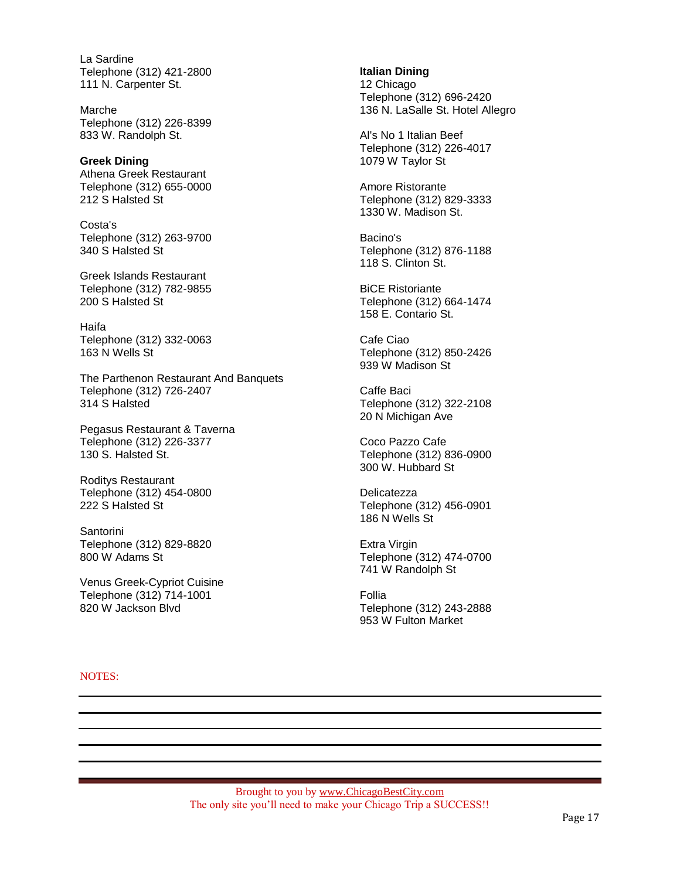La Sardine
Telephone (312) 421-2800
111 N. Carpenter St.

Marche
Telephone (312) 226-8399
833 W. Randolph St.

**Greek Dining**

Athena Greek Restaurant
Telephone (312) 655-0000
212 S Halsted St

Costa's
Telephone (312) 263-9700
340 S Halsted St

Greek Islands Restaurant
Telephone (312) 782-9855
200 S Halsted St

Haifa
Telephone (312) 332-0063
163 N Wells St

The Parthenon Restaurant And Banquets
Telephone (312) 726-2407
314 S Halsted

Pegasus Restaurant & Taverna
Telephone (312) 226-3377
130 S. Halsted St.

Roditys Restaurant
Telephone (312) 454-0800
222 S Halsted St

Santorini
Telephone (312) 829-8820
800 W Adams St

Venus Greek-Cypriot Cuisine
Telephone (312) 714-1001
820 W Jackson Blvd

**Italian Dining**

12 Chicago
Telephone (312) 696-2420
136 N. LaSalle St. Hotel Allegro

Al's No 1 Italian Beef
Telephone (312) 226-4017
1079 W Taylor St

Amore Ristorante
Telephone (312) 829-3333
1330 W. Madison St.

Bacino's
Telephone (312) 876-1188
118 S. Clinton St.

BiCE Ristoriante
Telephone (312) 664-1474
158 E. Contario St.

Cafe Ciao
Telephone (312) 850-2426
939 W Madison St

Caffe Baci
Telephone (312) 322-2108
20 N Michigan Ave

Coco Pazzo Cafe
Telephone (312) 836-0900
300 W. Hubbard St

Delicatezza
Telephone (312) 456-0901
186 N Wells St

Extra Virgin
Telephone (312) 474-0700
741 W Randolph St

Follia
Telephone (312) 243-2888
953 W Fulton Market

NOTES:

Brought to you by www.ChicagoBestCity.com
The only site you'll need to make your Chicago Trip a SUCCESS!!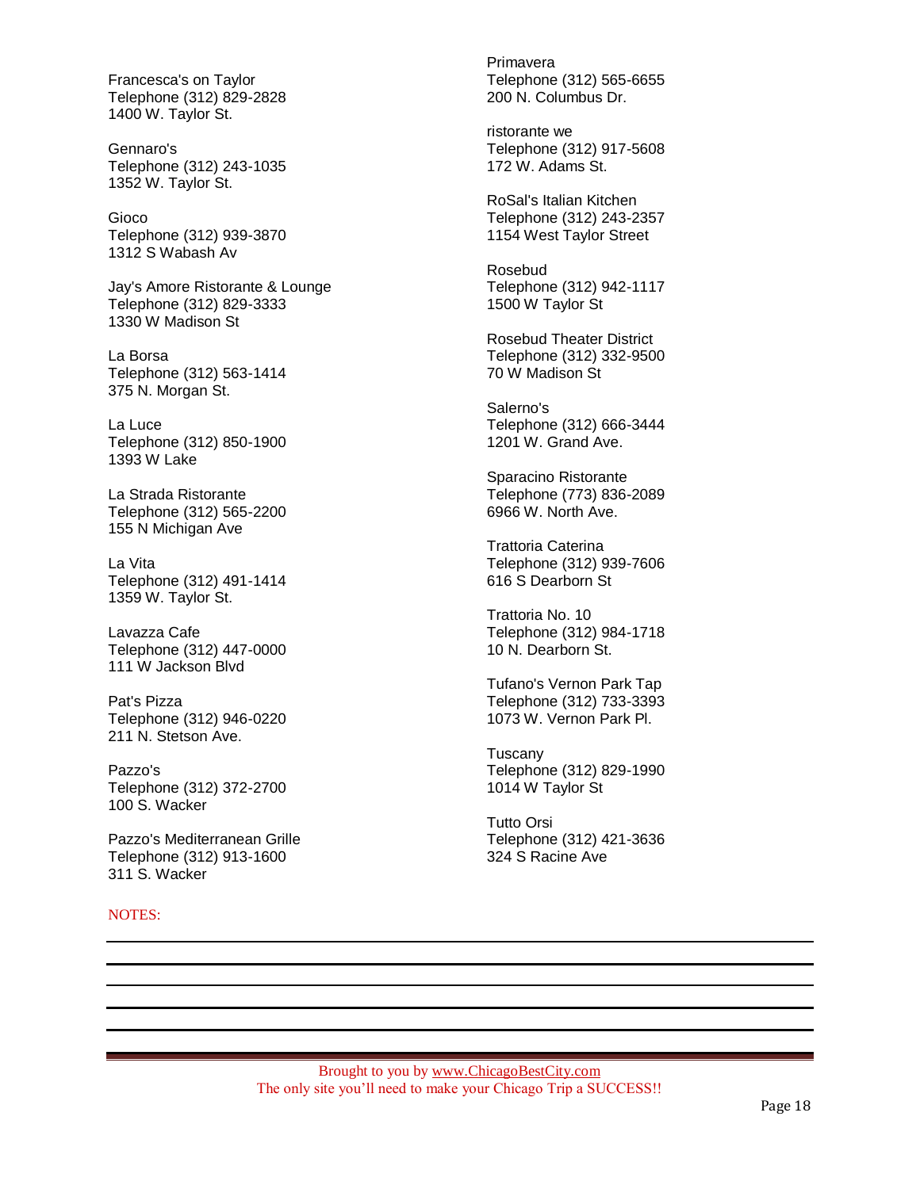Francesca's on Taylor
Telephone (312) 829-2828
1400 W. Taylor St.

Gennaro's
Telephone (312) 243-1035
1352 W. Taylor St.

Gioco
Telephone (312) 939-3870
1312 S Wabash Av

Jay's Amore Ristorante & Lounge
Telephone (312) 829-3333
1330 W Madison St

La Borsa
Telephone (312) 563-1414
375 N. Morgan St.

La Luce
Telephone (312) 850-1900
1393 W Lake

La Strada Ristorante
Telephone (312) 565-2200
155 N Michigan Ave

La Vita
Telephone (312) 491-1414
1359 W. Taylor St.

Lavazza Cafe
Telephone (312) 447-0000
111 W Jackson Blvd

Pat's Pizza
Telephone (312) 946-0220
211 N. Stetson Ave.

Pazzo's
Telephone (312) 372-2700
100 S. Wacker

Pazzo's Mediterranean Grille
Telephone (312) 913-1600
311 S. Wacker

Primavera
Telephone (312) 565-6655
200 N. Columbus Dr.

ristorante we
Telephone (312) 917-5608
172 W. Adams St.

RoSal's Italian Kitchen
Telephone (312) 243-2357
1154 West Taylor Street

Rosebud
Telephone (312) 942-1117
1500 W Taylor St

Rosebud Theater District
Telephone (312) 332-9500
70 W Madison St

Salerno's
Telephone (312) 666-3444
1201 W. Grand Ave.

Sparacino Ristorante
Telephone (773) 836-2089
6966 W. North Ave.

Trattoria Caterina
Telephone (312) 939-7606
616 S Dearborn St

Trattoria No. 10
Telephone (312) 984-1718
10 N. Dearborn St.

Tufano's Vernon Park Tap
Telephone (312) 733-3393
1073 W. Vernon Park Pl.

Tuscany
Telephone (312) 829-1990
1014 W Taylor St

Tutto Orsi
Telephone (312) 421-3636
324 S Racine Ave

NOTES:

Brought to you by www.ChicagoBestCity.com
The only site you'll need to make your Chicago Trip a SUCCESS!!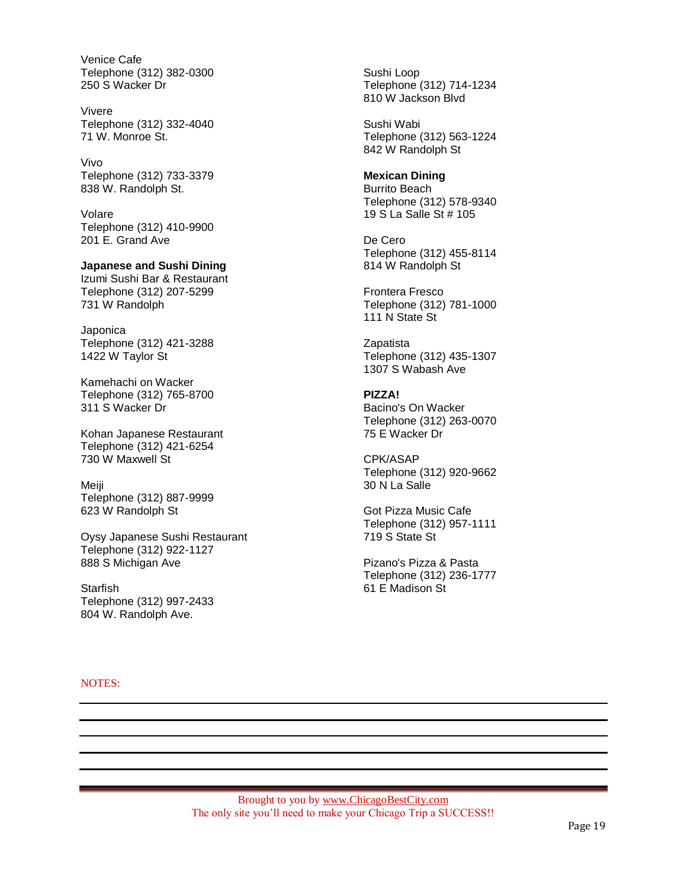Venice Cafe
Telephone (312) 382-0300
250 S Wacker Dr

Vivere
Telephone (312) 332-4040
71 W. Monroe St.

Vivo
Telephone (312) 733-3379
838 W. Randolph St.

Volare
Telephone (312) 410-9900
201 E. Grand Ave

**Japanese and Sushi Dining**

Izumi Sushi Bar & Restaurant
Telephone (312) 207-5299
731 W Randolph

Japonica
Telephone (312) 421-3288
1422 W Taylor St

Kamehachi on Wacker
Telephone (312) 765-8700
311 S Wacker Dr

Kohan Japanese Restaurant
Telephone (312) 421-6254
730 W Maxwell St

Meiji
Telephone (312) 887-9999
623 W Randolph St

Oysy Japanese Sushi Restaurant
Telephone (312) 922-1127
888 S Michigan Ave

Starfish
Telephone (312) 997-2433
804 W. Randolph Ave.

Sushi Loop
Telephone (312) 714-1234
810 W Jackson Blvd

Sushi Wabi
Telephone (312) 563-1224
842 W Randolph St

**Mexican Dining**

Burrito Beach
Telephone (312) 578-9340
19 S La Salle St # 105

De Cero
Telephone (312) 455-8114
814 W Randolph St

Frontera Fresco
Telephone (312) 781-1000
111 N State St

Zapatista
Telephone (312) 435-1307
1307 S Wabash Ave

**PIZZA!**

Bacino's On Wacker
Telephone (312) 263-0070
75 E Wacker Dr

CPK/ASAP
Telephone (312) 920-9662
30 N La Salle

Got Pizza Music Cafe
Telephone (312) 957-1111
719 S State St

Pizano's Pizza & Pasta
Telephone (312) 236-1777
61 E Madison St

NOTES:

Brought to you by www.ChicagoBestCity.com
The only site you'll need to make your Chicago Trip a SUCCESS!!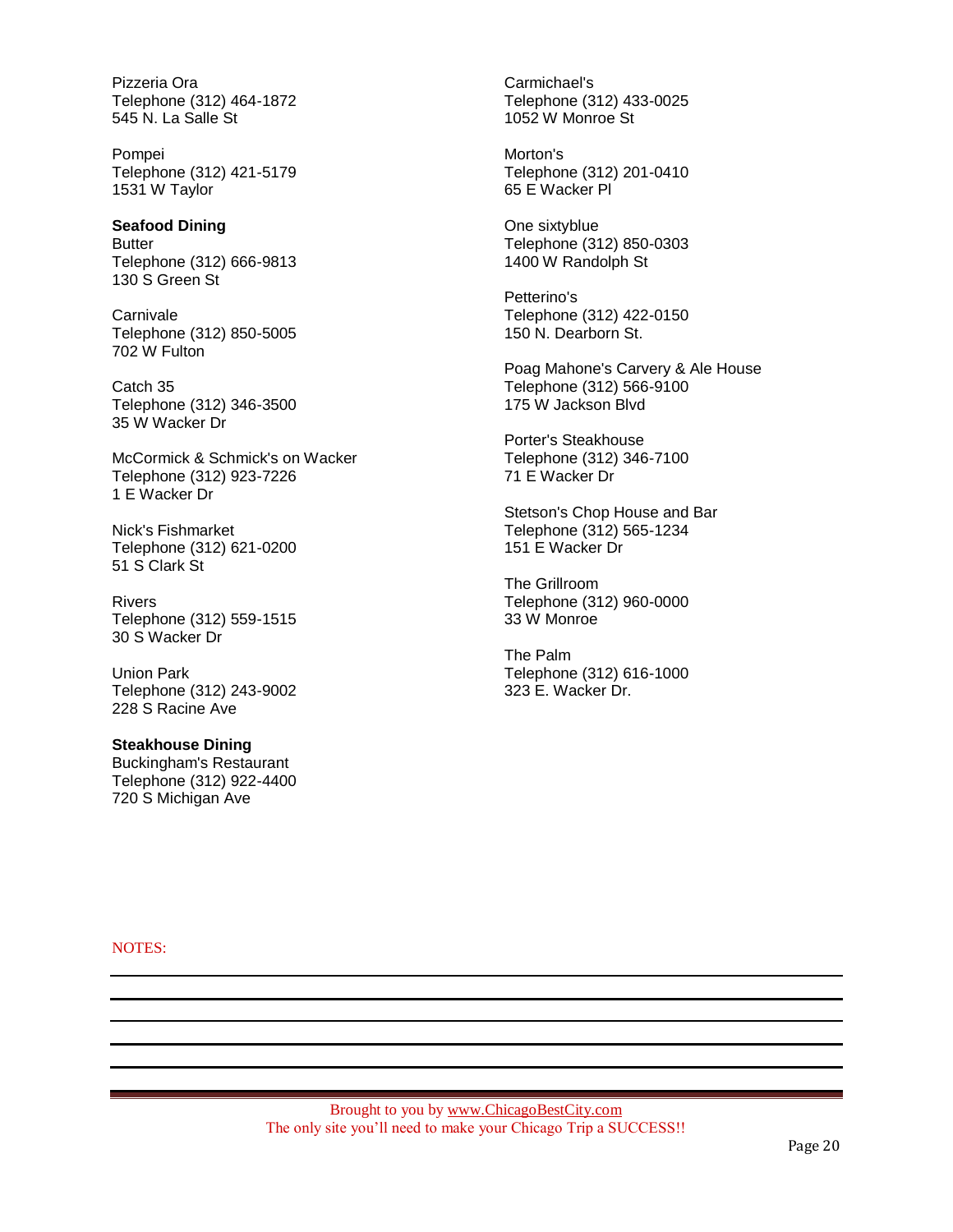Pizzeria Ora
Telephone (312) 464-1872
545 N. La Salle St

Pompei
Telephone (312) 421-5179
1531 W Taylor

**Seafood Dining**

Butter
Telephone (312) 666-9813
130 S Green St

Carnivale
Telephone (312) 850-5005
702 W Fulton

Catch 35
Telephone (312) 346-3500
35 W Wacker Dr

McCormick & Schmick's on Wacker
Telephone (312) 923-7226
1 E Wacker Dr

Nick's Fishmarket
Telephone (312) 621-0200
51 S Clark St

Rivers
Telephone (312) 559-1515
30 S Wacker Dr

Union Park
Telephone (312) 243-9002
228 S Racine Ave

**Steakhouse Dining**

Buckingham's Restaurant
Telephone (312) 922-4400
720 S Michigan Ave

Carmichael's
Telephone (312) 433-0025
1052 W Monroe St

Morton's
Telephone (312) 201-0410
65 E Wacker Pl

One sixtyblue
Telephone (312) 850-0303
1400 W Randolph St

Petterino's
Telephone (312) 422-0150
150 N. Dearborn St.

Poag Mahone's Carvery & Ale House
Telephone (312) 566-9100
175 W Jackson Blvd

Porter's Steakhouse
Telephone (312) 346-7100
71 E Wacker Dr

Stetson's Chop House and Bar
Telephone (312) 565-1234
151 E Wacker Dr

The Grillroom
Telephone (312) 960-0000
33 W Monroe

The Palm
Telephone (312) 616-1000
323 E. Wacker Dr.

NOTES:

Brought to you by www.ChicagoBestCity.com
The only site you'll need to make your Chicago Trip a SUCCESS!!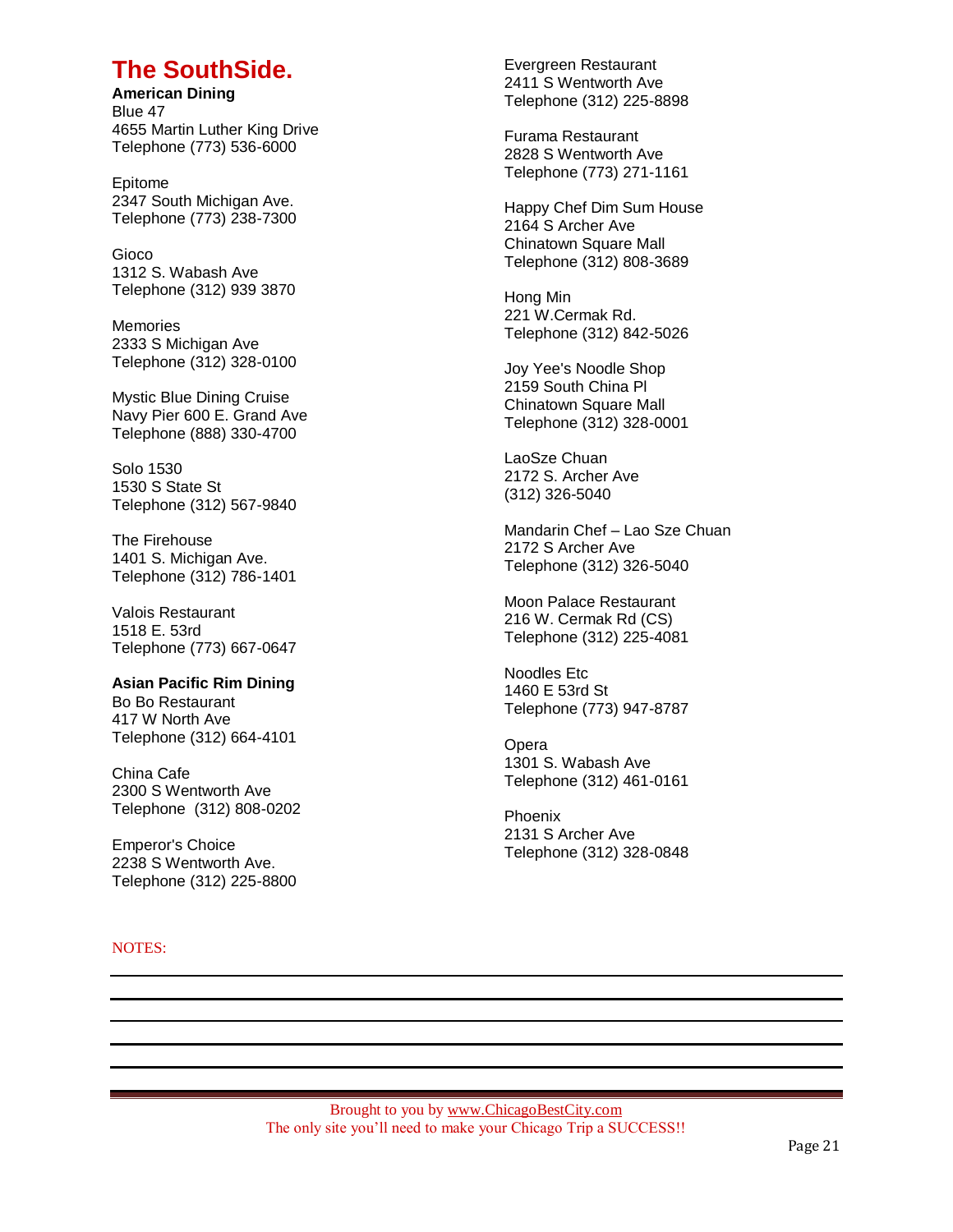# The SouthSide.

**American Dining**

Blue 47
4655 Martin Luther King Drive
Telephone (773) 536-6000

Epitome
2347 South Michigan Ave.
Telephone (773) 238-7300

Gioco
1312 S. Wabash Ave
Telephone (312) 939 3870

Memories
2333 S Michigan Ave
Telephone (312) 328-0100

Mystic Blue Dining Cruise
Navy Pier 600 E. Grand Ave
Telephone (888) 330-4700

Solo 1530
1530 S State St
Telephone (312) 567-9840

The Firehouse
1401 S. Michigan Ave.
Telephone (312) 786-1401

Valois Restaurant
1518 E. 53rd
Telephone (773) 667-0647

**Asian Pacific Rim Dining**

Bo Bo Restaurant
417 W North Ave
Telephone (312) 664-4101

China Cafe
2300 S Wentworth Ave
Telephone (312) 808-0202

Emperor's Choice
2238 S Wentworth Ave.
Telephone (312) 225-8800

Evergreen Restaurant
2411 S Wentworth Ave
Telephone (312) 225-8898

Furama Restaurant
2828 S Wentworth Ave
Telephone (773) 271-1161

Happy Chef Dim Sum House
2164 S Archer Ave
Chinatown Square Mall
Telephone (312) 808-3689

Hong Min
221 W.Cermak Rd.
Telephone (312) 842-5026

Joy Yee's Noodle Shop
2159 South China Pl
Chinatown Square Mall
Telephone (312) 328-0001

LaoSze Chuan
2172 S. Archer Ave
(312) 326-5040

Mandarin Chef – Lao Sze Chuan
2172 S Archer Ave
Telephone (312) 326-5040

Moon Palace Restaurant
216 W. Cermak Rd (CS)
Telephone (312) 225-4081

Noodles Etc
1460 E 53rd St
Telephone (773) 947-8787

Opera
1301 S. Wabash Ave
Telephone (312) 461-0161

Phoenix
2131 S Archer Ave
Telephone (312) 328-0848

NOTES:

Brought to you by www.ChicagoBestCity.com
The only site you'll need to make your Chicago Trip a SUCCESS!!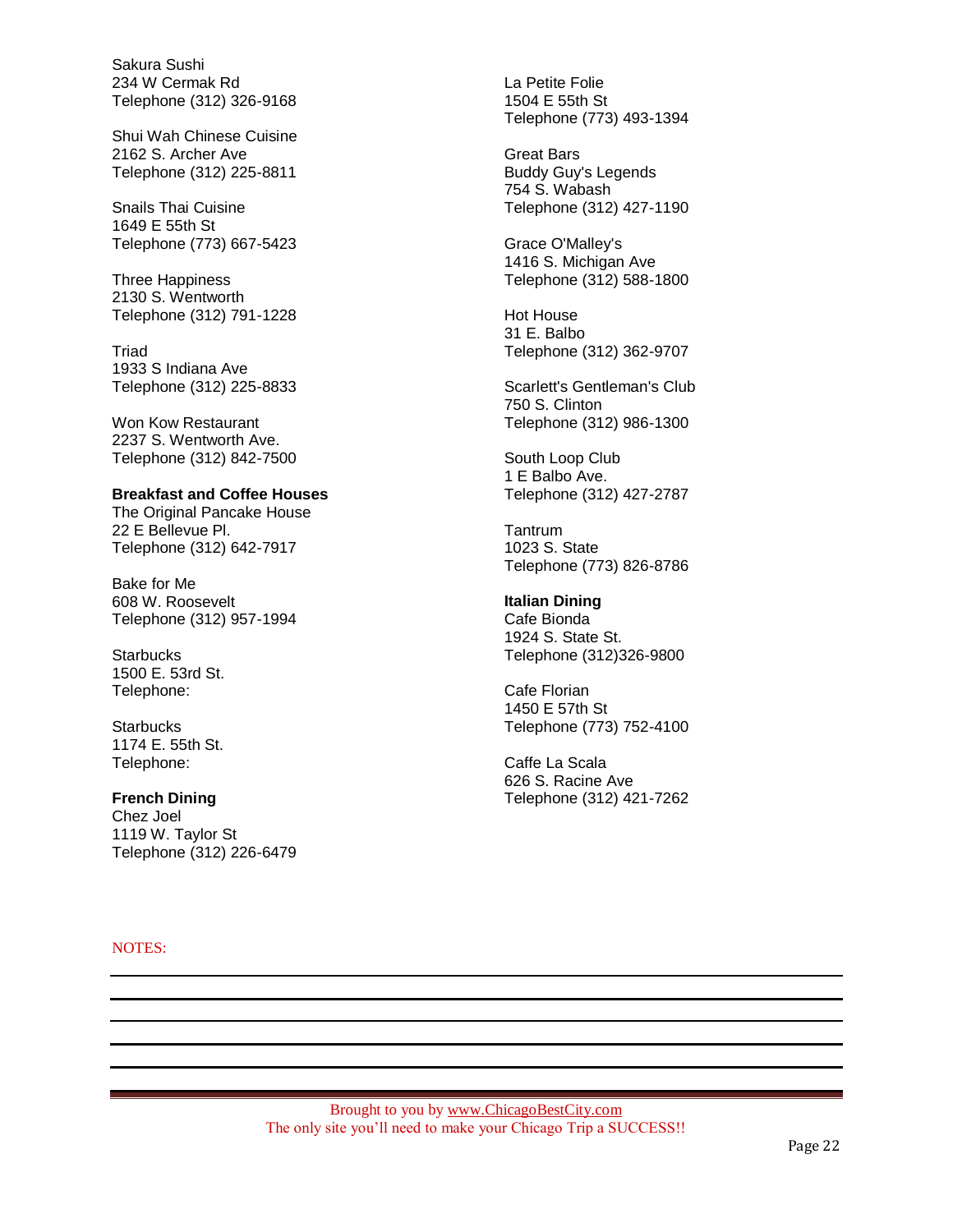Sakura Sushi
234 W Cermak Rd
Telephone (312) 326-9168

Shui Wah Chinese Cuisine
2162 S. Archer Ave
Telephone (312) 225-8811

Snails Thai Cuisine
1649 E 55th St
Telephone (773) 667-5423

Three Happiness
2130 S. Wentworth
Telephone (312) 791-1228

Triad
1933 S Indiana Ave
Telephone (312) 225-8833

Won Kow Restaurant
2237 S. Wentworth Ave.
Telephone (312) 842-7500

**Breakfast and Coffee Houses**
The Original Pancake House
22 E Bellevue Pl.
Telephone (312) 642-7917

Bake for Me
608 W. Roosevelt
Telephone (312) 957-1994

Starbucks
1500 E. 53rd St.
Telephone:

Starbucks
1174 E. 55th St.
Telephone:

**French Dining**
Chez Joel
1119 W. Taylor St
Telephone (312) 226-6479

La Petite Folie
1504 E 55th St
Telephone (773) 493-1394

Great Bars
Buddy Guy's Legends
754 S. Wabash
Telephone (312) 427-1190

Grace O'Malley's
1416 S. Michigan Ave
Telephone (312) 588-1800

Hot House
31 E. Balbo
Telephone (312) 362-9707

Scarlett's Gentleman's Club
750 S. Clinton
Telephone (312) 986-1300

South Loop Club
1 E Balbo Ave.
Telephone (312) 427-2787

Tantrum
1023 S. State
Telephone (773) 826-8786

**Italian Dining**
Cafe Bionda
1924 S. State St.
Telephone (312)326-9800

Cafe Florian
1450 E 57th St
Telephone (773) 752-4100

Caffe La Scala
626 S. Racine Ave
Telephone (312) 421-7262

NOTES:

Brought to you by www.ChicagoBestCity.com
The only site you'll need to make your Chicago Trip a SUCCESS!!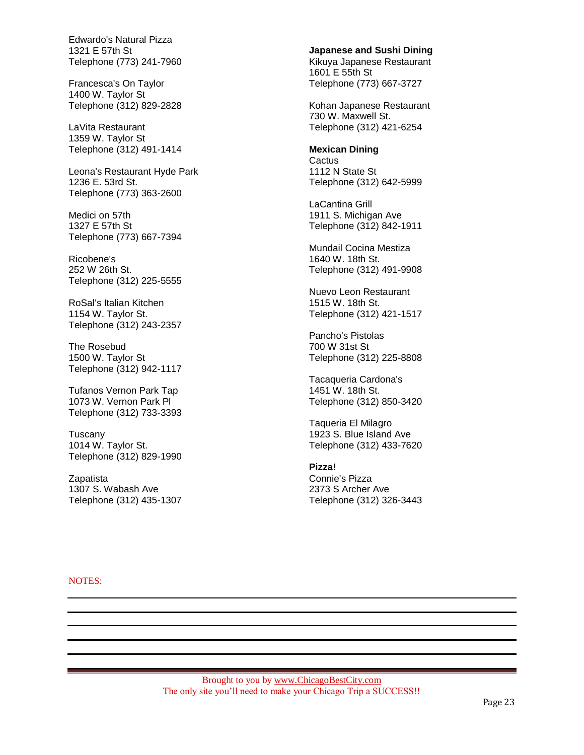Edwardo's Natural Pizza
1321 E 57th St
Telephone (773) 241-7960

Francesca's On Taylor
1400 W. Taylor St
Telephone (312) 829-2828

LaVita Restaurant
1359 W. Taylor St
Telephone (312) 491-1414

Leona's Restaurant Hyde Park
1236 E. 53rd St.
Telephone (773) 363-2600

Medici on 57th
1327 E 57th St
Telephone (773) 667-7394

Ricobene's
252 W 26th St.
Telephone (312) 225-5555

RoSal's Italian Kitchen
1154 W. Taylor St.
Telephone (312) 243-2357

The Rosebud
1500 W. Taylor St
Telephone (312) 942-1117

Tufanos Vernon Park Tap
1073 W. Vernon Park Pl
Telephone (312) 733-3393

Tuscany
1014 W. Taylor St.
Telephone (312) 829-1990

Zapatista
1307 S. Wabash Ave
Telephone (312) 435-1307

**Japanese and Sushi Dining**

Kikuya Japanese Restaurant
1601 E 55th St
Telephone (773) 667-3727

Kohan Japanese Restaurant
730 W. Maxwell St.
Telephone (312) 421-6254

**Mexican Dining**

Cactus
1112 N State St
Telephone (312) 642-5999

LaCantina Grill
1911 S. Michigan Ave
Telephone (312) 842-1911

Mundail Cocina Mestiza
1640 W. 18th St.
Telephone (312) 491-9908

Nuevo Leon Restaurant
1515 W. 18th St.
Telephone (312) 421-1517

Pancho's Pistolas
700 W 31st St
Telephone (312) 225-8808

Tacaqueria Cardona's
1451 W. 18th St.
Telephone (312) 850-3420

Taqueria El Milagro
1923 S. Blue Island Ave
Telephone (312) 433-7620

**Pizza!**

Connie's Pizza
2373 S Archer Ave
Telephone (312) 326-3443

NOTES:

Brought to you by www.ChicagoBestCity.com
The only site you'll need to make your Chicago Trip a SUCCESS!!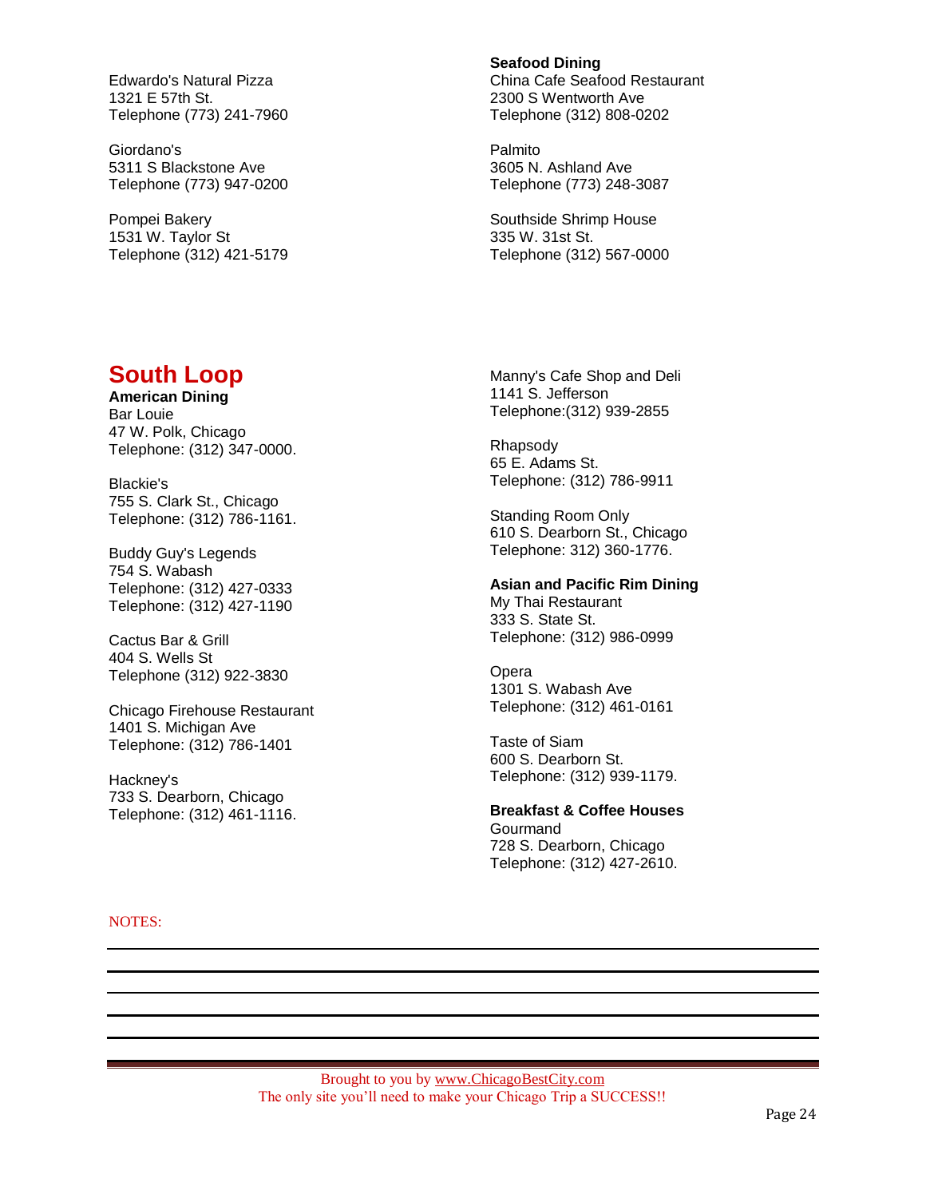Edwardo's Natural Pizza
1321 E 57th St.
Telephone (773) 241-7960

Giordano's
5311 S Blackstone Ave
Telephone (773) 947-0200

Pompei Bakery
1531 W. Taylor St
Telephone (312) 421-5179

**Seafood Dining**
China Cafe Seafood Restaurant
2300 S Wentworth Ave
Telephone (312) 808-0202

Palmito
3605 N. Ashland Ave
Telephone (773) 248-3087

Southside Shrimp House
335 W. 31st St.
Telephone (312) 567-0000

## South Loop

**American Dining**
Bar Louie
47 W. Polk, Chicago
Telephone: (312) 347-0000.

Blackie's
755 S. Clark St., Chicago
Telephone: (312) 786-1161.

Buddy Guy's Legends
754 S. Wabash
Telephone: (312) 427-0333
Telephone: (312) 427-1190

Cactus Bar & Grill
404 S. Wells St
Telephone (312) 922-3830

Chicago Firehouse Restaurant
1401 S. Michigan Ave
Telephone: (312) 786-1401

Hackney's
733 S. Dearborn, Chicago
Telephone: (312) 461-1116.

Manny's Cafe Shop and Deli
1141 S. Jefferson
Telephone:(312) 939-2855

Rhapsody
65 E. Adams St.
Telephone: (312) 786-9911

Standing Room Only
610 S. Dearborn St., Chicago
Telephone: 312) 360-1776.

**Asian and Pacific Rim Dining**
My Thai Restaurant
333 S. State St.
Telephone: (312) 986-0999

Opera
1301 S. Wabash Ave
Telephone: (312) 461-0161

Taste of Siam
600 S. Dearborn St.
Telephone: (312) 939-1179.

**Breakfast & Coffee Houses**
Gourmand
728 S. Dearborn, Chicago
Telephone: (312) 427-2610.

NOTES:

Brought to you by www.ChicagoBestCity.com
The only site you'll need to make your Chicago Trip a SUCCESS!!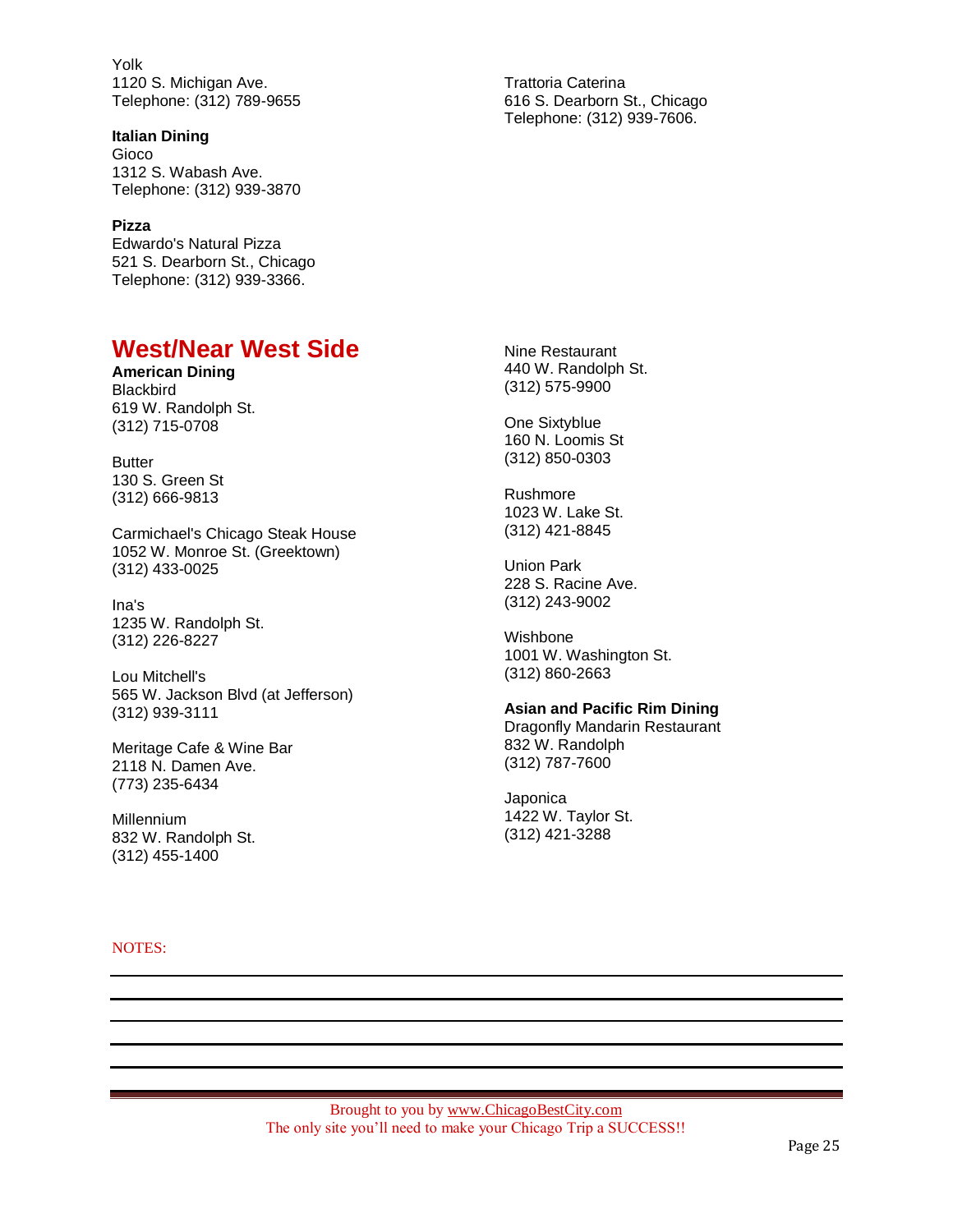Yolk
1120 S. Michigan Ave.
Telephone: (312) 789-9655

**Italian Dining**
Gioco
1312 S. Wabash Ave.
Telephone: (312) 939-3870

Trattoria Caterina
616 S. Dearborn St., Chicago
Telephone: (312) 939-7606.

**Pizza**
Edwardo's Natural Pizza
521 S. Dearborn St., Chicago
Telephone: (312) 939-3366.

## West/Near West Side

**American Dining**
Blackbird
619 W. Randolph St.
(312) 715-0708

Butter
130 S. Green St
(312) 666-9813

Carmichael's Chicago Steak House
1052 W. Monroe St. (Greektown)
(312) 433-0025

Ina's
1235 W. Randolph St.
(312) 226-8227

Lou Mitchell's
565 W. Jackson Blvd (at Jefferson)
(312) 939-3111

Meritage Cafe & Wine Bar
2118 N. Damen Ave.
(773) 235-6434

Millennium
832 W. Randolph St.
(312) 455-1400

Nine Restaurant
440 W. Randolph St.
(312) 575-9900

One Sixtyblue
160 N. Loomis St
(312) 850-0303

Rushmore
1023 W. Lake St.
(312) 421-8845

Union Park
228 S. Racine Ave.
(312) 243-9002

Wishbone
1001 W. Washington St.
(312) 860-2663

**Asian and Pacific Rim Dining**
Dragonfly Mandarin Restaurant
832 W. Randolph
(312) 787-7600

Japonica
1422 W. Taylor St.
(312) 421-3288

NOTES:

Brought to you by www.ChicagoBestCity.com
The only site you'll need to make your Chicago Trip a SUCCESS!!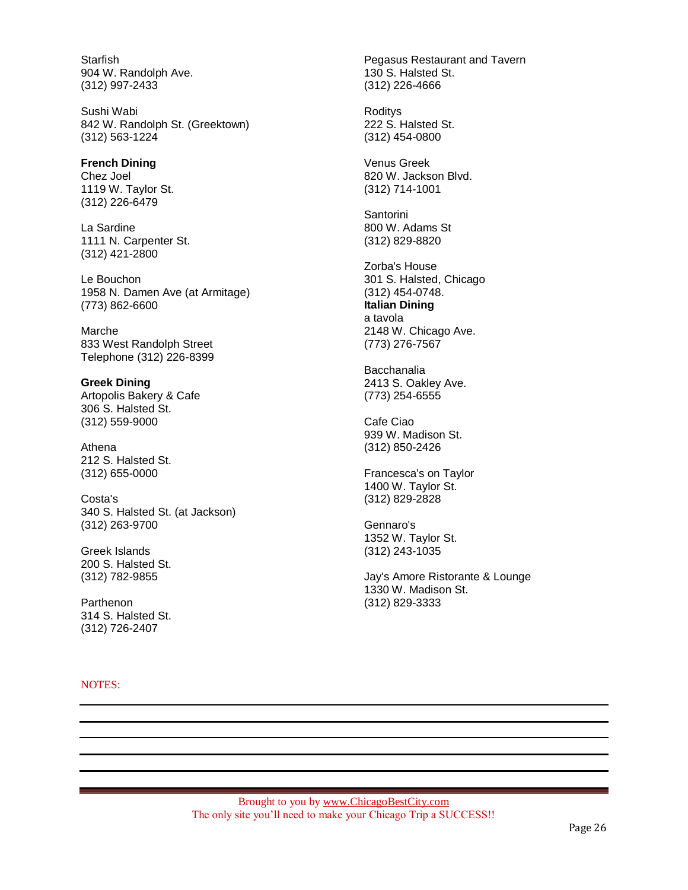Starfish
904 W. Randolph Ave.
(312) 997-2433

Sushi Wabi
842 W. Randolph St. (Greektown)
(312) 563-1224

**French Dining**

Chez Joel
1119 W. Taylor St.
(312) 226-6479

La Sardine
1111 N. Carpenter St.
(312) 421-2800

Le Bouchon
1958 N. Damen Ave (at Armitage)
(773) 862-6600

Marche
833 West Randolph Street
Telephone (312) 226-8399

**Greek Dining**

Artopolis Bakery & Cafe
306 S. Halsted St.
(312) 559-9000

Athena
212 S. Halsted St.
(312) 655-0000

Costa's
340 S. Halsted St. (at Jackson)
(312) 263-9700

Greek Islands
200 S. Halsted St.
(312) 782-9855

Parthenon
314 S. Halsted St.
(312) 726-2407

Pegasus Restaurant and Tavern
130 S. Halsted St.
(312) 226-4666

Roditys
222 S. Halsted St.
(312) 454-0800

Venus Greek
820 W. Jackson Blvd.
(312) 714-1001

Santorini
800 W. Adams St
(312) 829-8820

Zorba's House
301 S. Halsted, Chicago
(312) 454-0748.

**Italian Dining**

a tavola
2148 W. Chicago Ave.
(773) 276-7567

Bacchanalia
2413 S. Oakley Ave.
(773) 254-6555

Cafe Ciao
939 W. Madison St.
(312) 850-2426

Francesca's on Taylor
1400 W. Taylor St.
(312) 829-2828

Gennaro's
1352 W. Taylor St.
(312) 243-1035

Jay's Amore Ristorante & Lounge
1330 W. Madison St.
(312) 829-3333

NOTES:

Brought to you by www.ChicagoBestCity.com
The only site you'll need to make your Chicago Trip a SUCCESS!!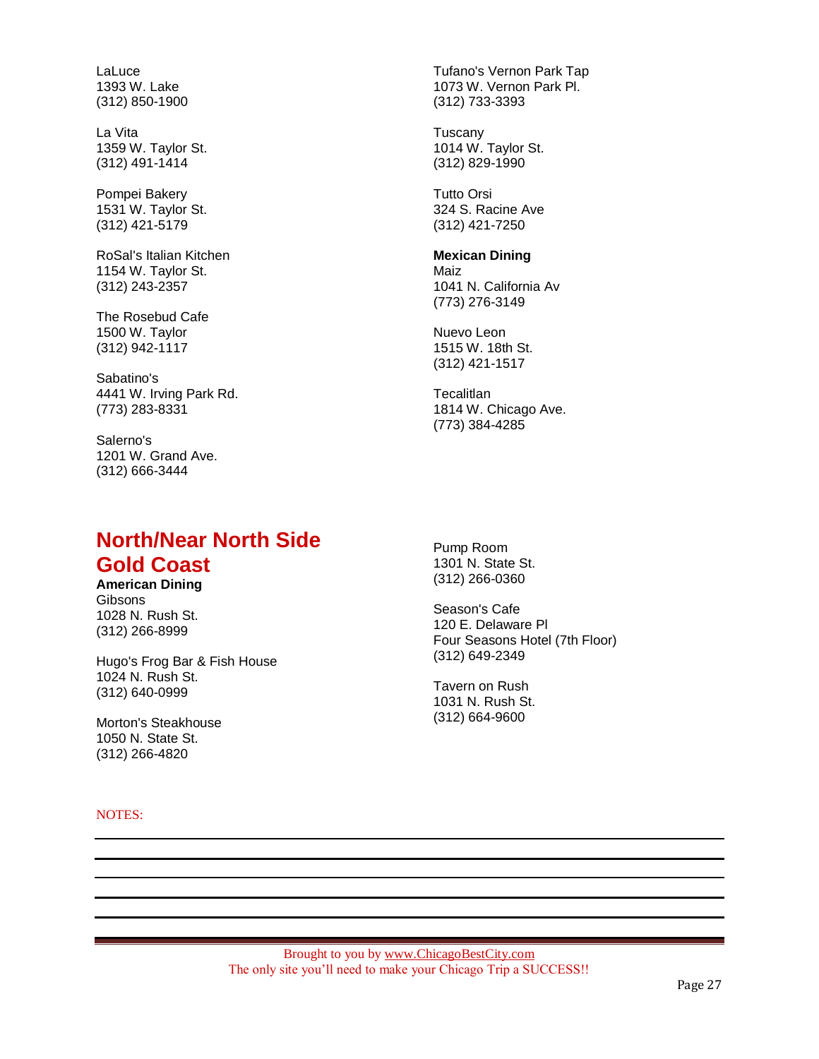LaLuce
1393 W. Lake
(312) 850-1900

La Vita
1359 W. Taylor St.
(312) 491-1414

Pompei Bakery
1531 W. Taylor St.
(312) 421-5179

RoSal's Italian Kitchen
1154 W. Taylor St.
(312) 243-2357

The Rosebud Cafe
1500 W. Taylor
(312) 942-1117

Sabatino's
4441 W. Irving Park Rd.
(773) 283-8331

Salerno's
1201 W. Grand Ave.
(312) 666-3444

Tufano's Vernon Park Tap
1073 W. Vernon Park Pl.
(312) 733-3393

Tuscany
1014 W. Taylor St.
(312) 829-1990

Tutto Orsi
324 S. Racine Ave
(312) 421-7250

**Mexican Dining**

Maiz
1041 N. California Av
(773) 276-3149

Nuevo Leon
1515 W. 18th St.
(312) 421-1517

Tecalitlan
1814 W. Chicago Ave.
(773) 384-4285

## North/Near North Side Gold Coast

**American Dining**

Gibsons
1028 N. Rush St.
(312) 266-8999

Hugo's Frog Bar & Fish House
1024 N. Rush St.
(312) 640-0999

Morton's Steakhouse
1050 N. State St.
(312) 266-4820

Pump Room
1301 N. State St.
(312) 266-0360

Season's Cafe
120 E. Delaware Pl
Four Seasons Hotel (7th Floor)
(312) 649-2349

Tavern on Rush
1031 N. Rush St.
(312) 664-9600

NOTES:

Brought to you by www.ChicagoBestCity.com
The only site you'll need to make your Chicago Trip a SUCCESS!!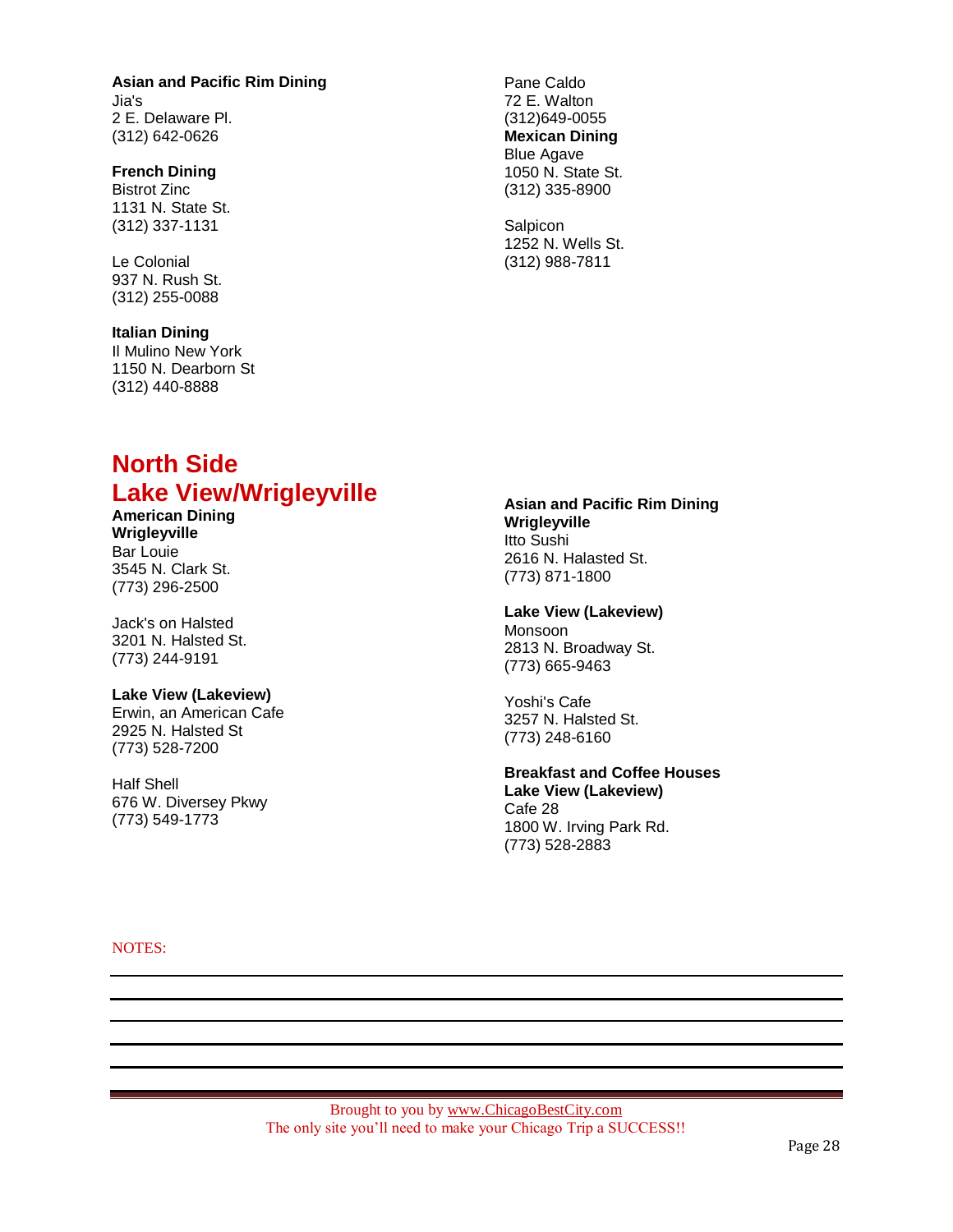**Asian and Pacific Rim Dining**

Jia's
2 E. Delaware Pl.
(312) 642-0626

**French Dining**

Bistrot Zinc
1131 N. State St.
(312) 337-1131

Le Colonial
937 N. Rush St.
(312) 255-0088

**Italian Dining**

Il Mulino New York
1150 N. Dearborn St
(312) 440-8888

Pane Caldo
72 E. Walton
(312)649-0055

**Mexican Dining**

Blue Agave
1050 N. State St.
(312) 335-8900

Salpicon
1252 N. Wells St.
(312) 988-7811

## North Side
## Lake View/Wrigleyville

**American Dining**
**Wrigleyville**

Bar Louie
3545 N. Clark St.
(773) 296-2500

Jack's on Halsted
3201 N. Halsted St.
(773) 244-9191

**Lake View (Lakeview)**

Erwin, an American Cafe
2925 N. Halsted St
(773) 528-7200

Half Shell
676 W. Diversey Pkwy
(773) 549-1773

**Asian and Pacific Rim Dining**
**Wrigleyville**

Itto Sushi
2616 N. Halasted St.
(773) 871-1800

**Lake View (Lakeview)**

Monsoon
2813 N. Broadway St.
(773) 665-9463

Yoshi's Cafe
3257 N. Halsted St.
(773) 248-6160

**Breakfast and Coffee Houses**
**Lake View (Lakeview)**

Cafe 28
1800 W. Irving Park Rd.
(773) 528-2883

NOTES:

Brought to you by www.ChicagoBestCity.com
The only site you'll need to make your Chicago Trip a SUCCESS!!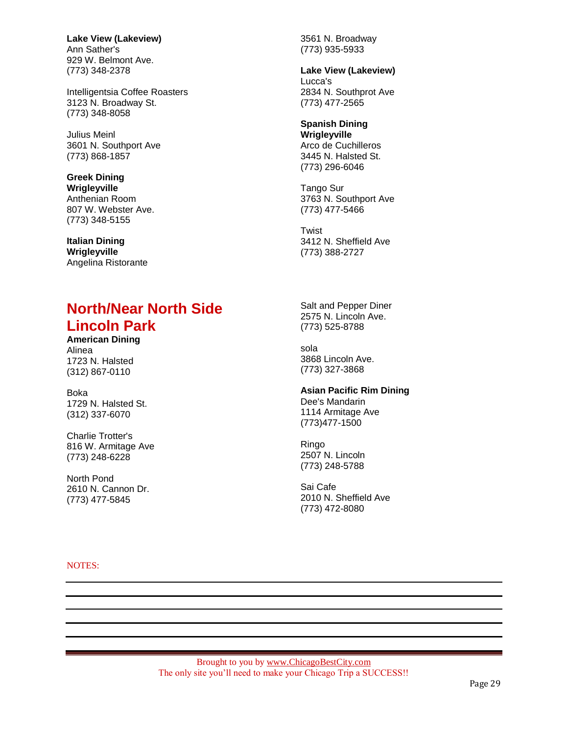**Lake View (Lakeview)**
Ann Sather's
929 W. Belmont Ave.
(773) 348-2378

Intelligentsia Coffee Roasters
3123 N. Broadway St.
(773) 348-8058

Julius Meinl
3601 N. Southport Ave
(773) 868-1857

**Greek Dining**
**Wrigleyville**
Anthenian Room
807 W. Webster Ave.
(773) 348-5155

**Italian Dining**
**Wrigleyville**
Angelina Ristorante
3561 N. Broadway
(773) 935-5933

**Lake View (Lakeview)**
Lucca's
2834 N. Southprot Ave
(773) 477-2565

**Spanish Dining**
**Wrigleyville**
Arco de Cuchilleros
3445 N. Halsted St.
(773) 296-6046

Tango Sur
3763 N. Southport Ave
(773) 477-5466

Twist
3412 N. Sheffield Ave
(773) 388-2727

## North/Near North Side
## Lincoln Park

**American Dining**
Alinea
1723 N. Halsted
(312) 867-0110

Boka
1729 N. Halsted St.
(312) 337-6070

Charlie Trotter's
816 W. Armitage Ave
(773) 248-6228

North Pond
2610 N. Cannon Dr.
(773) 477-5845

Salt and Pepper Diner
2575 N. Lincoln Ave.
(773) 525-8788

sola
3868 Lincoln Ave.
(773) 327-3868

**Asian Pacific Rim Dining**
Dee's Mandarin
1114 Armitage Ave
(773)477-1500

Ringo
2507 N. Lincoln
(773) 248-5788

Sai Cafe
2010 N. Sheffield Ave
(773) 472-8080

NOTES:

Brought to you by www.ChicagoBestCity.com
The only site you'll need to make your Chicago Trip a SUCCESS!!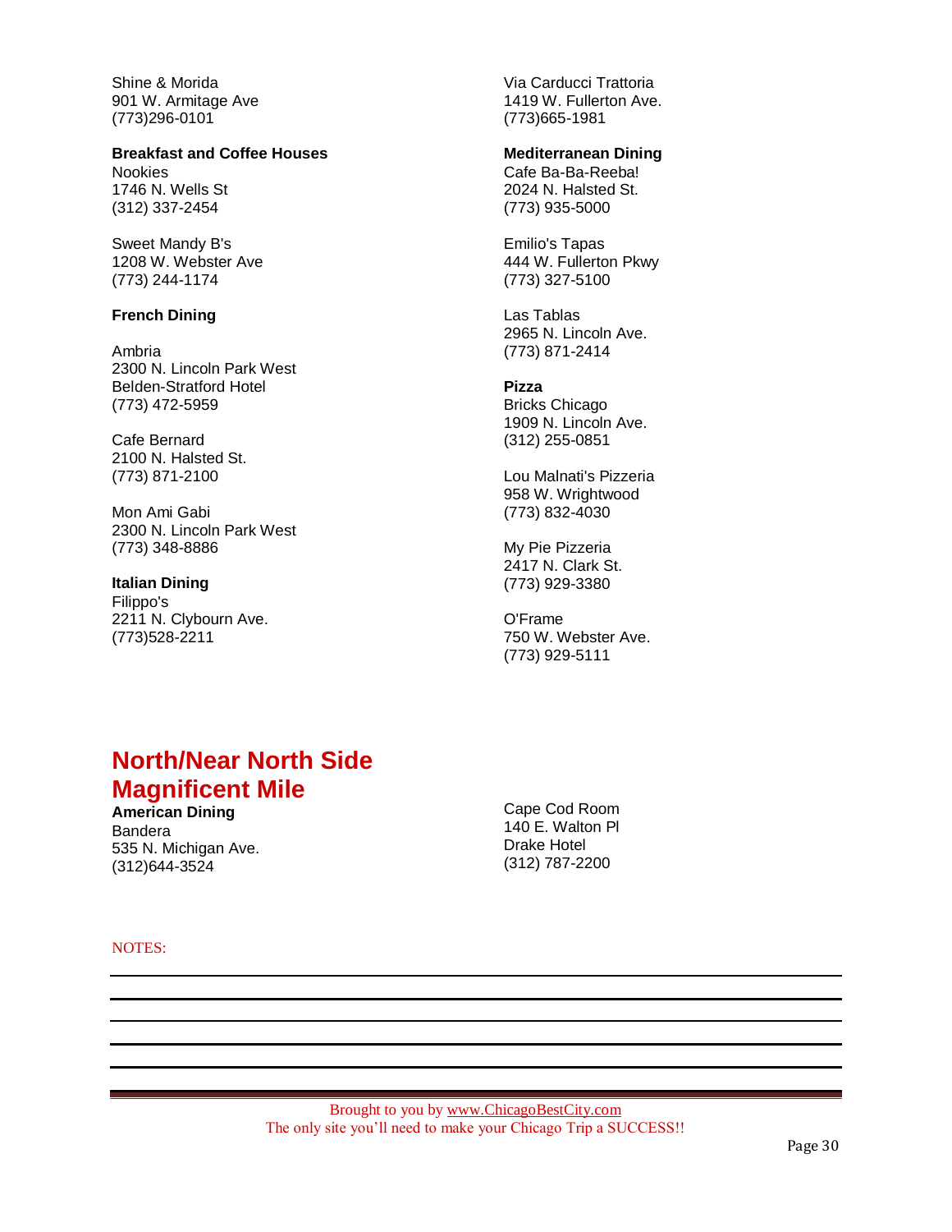Shine & Morida
901 W. Armitage Ave
(773)296-0101

**Breakfast and Coffee Houses**
Nookies
1746 N. Wells St
(312) 337-2454

Sweet Mandy B's
1208 W. Webster Ave
(773) 244-1174

**French Dining**

Ambria
2300 N. Lincoln Park West
Belden-Stratford Hotel
(773) 472-5959

Cafe Bernard
2100 N. Halsted St.
(773) 871-2100

Mon Ami Gabi
2300 N. Lincoln Park West
(773) 348-8886

**Italian Dining**
Filippo's
2211 N. Clybourn Ave.
(773)528-2211

Via Carducci Trattoria
1419 W. Fullerton Ave.
(773)665-1981

**Mediterranean Dining**
Cafe Ba-Ba-Reeba!
2024 N. Halsted St.
(773) 935-5000

Emilio's Tapas
444 W. Fullerton Pkwy
(773) 327-5100

Las Tablas
2965 N. Lincoln Ave.
(773) 871-2414

**Pizza**
Bricks Chicago
1909 N. Lincoln Ave.
(312) 255-0851

Lou Malnati's Pizzeria
958 W. Wrightwood
(773) 832-4030

My Pie Pizzeria
2417 N. Clark St.
(773) 929-3380

O'Frame
750 W. Webster Ave.
(773) 929-5111

## North/Near North Side Magnificent Mile

**American Dining**
Bandera
535 N. Michigan Ave.
(312)644-3524

Cape Cod Room
140 E. Walton Pl
Drake Hotel
(312) 787-2200

NOTES:

Brought to you by www.ChicagoBestCity.com
The only site you'll need to make your Chicago Trip a SUCCESS!!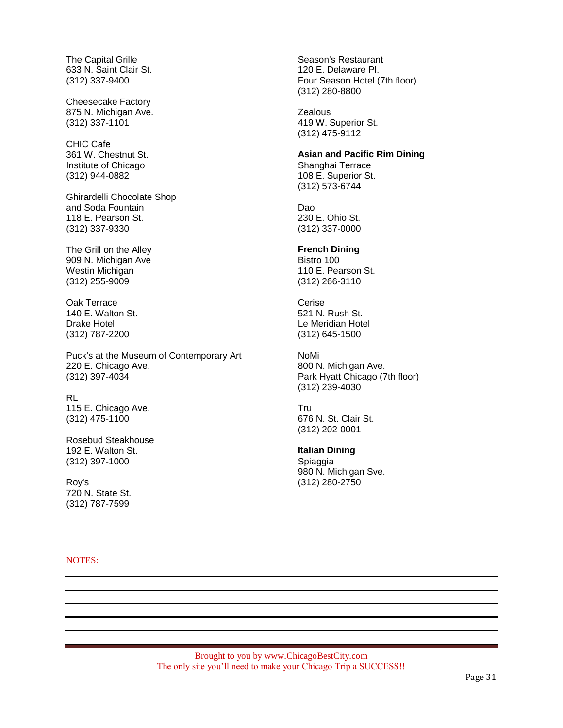The Capital Grille
633 N. Saint Clair St.
(312) 337-9400

Cheesecake Factory
875 N. Michigan Ave.
(312) 337-1101

CHIC Cafe
361 W. Chestnut St.
Institute of Chicago
(312) 944-0882

Ghirardelli Chocolate Shop
and Soda Fountain
118 E. Pearson St.
(312) 337-9330

The Grill on the Alley
909 N. Michigan Ave
Westin Michigan
(312) 255-9009

Oak Terrace
140 E. Walton St.
Drake Hotel
(312) 787-2200

Puck's at the Museum of Contemporary Art
220 E. Chicago Ave.
(312) 397-4034

RL
115 E. Chicago Ave.
(312) 475-1100

Rosebud Steakhouse
192 E. Walton St.
(312) 397-1000

Roy's
720 N. State St.
(312) 787-7599

Season's Restaurant
120 E. Delaware Pl.
Four Season Hotel (7th floor)
(312) 280-8800

Zealous
419 W. Superior St.
(312) 475-9112

**Asian and Pacific Rim Dining**

Shanghai Terrace
108 E. Superior St.
(312) 573-6744

Dao
230 E. Ohio St.
(312) 337-0000

**French Dining**

Bistro 100
110 E. Pearson St.
(312) 266-3110

Cerise
521 N. Rush St.
Le Meridian Hotel
(312) 645-1500

NoMi
800 N. Michigan Ave.
Park Hyatt Chicago (7th floor)
(312) 239-4030

Tru
676 N. St. Clair St.
(312) 202-0001

**Italian Dining**

Spiaggia
980 N. Michigan Sve.
(312) 280-2750

NOTES:

Brought to you by www.ChicagoBestCity.com
The only site you'll need to make your Chicago Trip a SUCCESS!!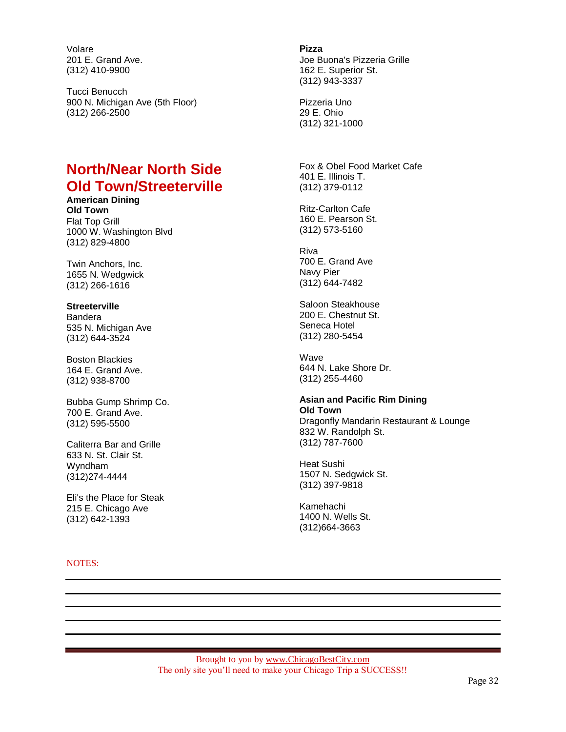Volare
201 E. Grand Ave.
(312) 410-9900

Tucci Benucch
900 N. Michigan Ave (5th Floor)
(312) 266-2500

## North/Near North Side Old Town/Streeterville

**American Dining**
**Old Town**
Flat Top Grill
1000 W. Washington Blvd
(312) 829-4800

Twin Anchors, Inc.
1655 N. Wedgwick
(312) 266-1616

**Streeterville**
Bandera
535 N. Michigan Ave
(312) 644-3524

Boston Blackies
164 E. Grand Ave.
(312) 938-8700

Bubba Gump Shrimp Co.
700 E. Grand Ave.
(312) 595-5500

Caliterra Bar and Grille
633 N. St. Clair St.
Wyndham
(312)274-4444

Eli's the Place for Steak
215 E. Chicago Ave
(312) 642-1393

**Pizza**
Joe Buona's Pizzeria Grille
162 E. Superior St.
(312) 943-3337

Pizzeria Uno
29 E. Ohio
(312) 321-1000

Fox & Obel Food Market Cafe
401 E. Illinois T.
(312) 379-0112

Ritz-Carlton Cafe
160 E. Pearson St.
(312) 573-5160

Riva
700 E. Grand Ave
Navy Pier
(312) 644-7482

Saloon Steakhouse
200 E. Chestnut St.
Seneca Hotel
(312) 280-5454

Wave
644 N. Lake Shore Dr.
(312) 255-4460

**Asian and Pacific Rim Dining**
**Old Town**
Dragonfly Mandarin Restaurant & Lounge
832 W. Randolph St.
(312) 787-7600

Heat Sushi
1507 N. Sedgwick St.
(312) 397-9818

Kamehachi
1400 N. Wells St.
(312)664-3663

NOTES:

Brought to you by www.ChicagoBestCity.com
The only site you'll need to make your Chicago Trip a SUCCESS!!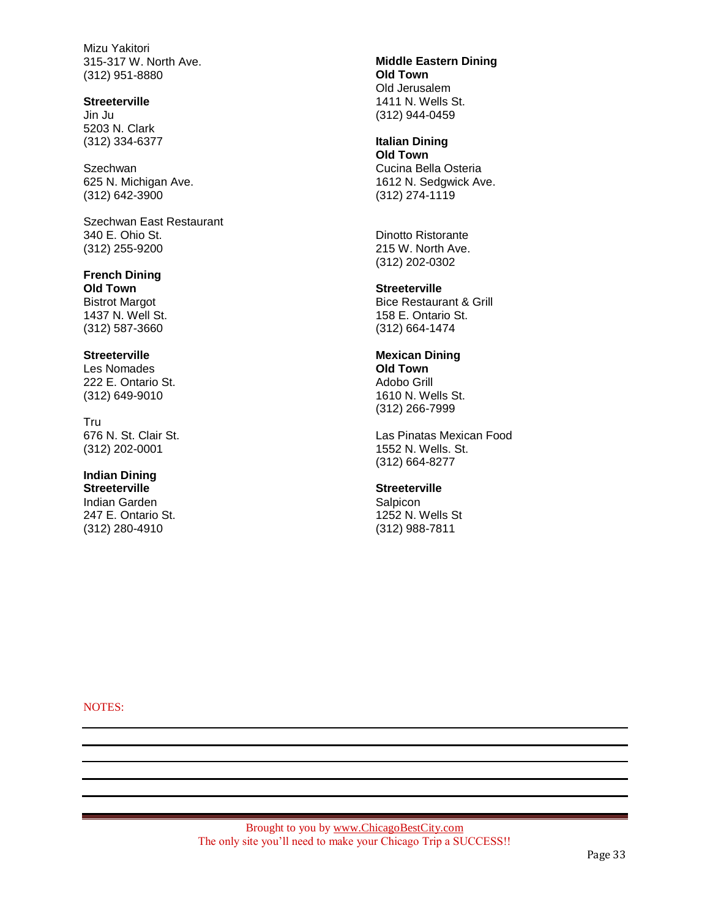Mizu Yakitori
315-317 W. North Ave.
(312) 951-8880

**Streeterville**
Jin Ju
5203 N. Clark
(312) 334-6377

Szechwan
625 N. Michigan Ave.
(312) 642-3900

Szechwan East Restaurant
340 E. Ohio St.
(312) 255-9200

**French Dining**
**Old Town**
Bistrot Margot
1437 N. Well St.
(312) 587-3660

**Streeterville**
Les Nomades
222 E. Ontario St.
(312) 649-9010

Tru
676 N. St. Clair St.
(312) 202-0001

**Indian Dining**
**Streeterville**
Indian Garden
247 E. Ontario St.
(312) 280-4910

**Middle Eastern Dining**
**Old Town**
Old Jerusalem
1411 N. Wells St.
(312) 944-0459

**Italian Dining**
**Old Town**
Cucina Bella Osteria
1612 N. Sedgwick Ave.
(312) 274-1119

Dinotto Ristorante
215 W. North Ave.
(312) 202-0302

**Streeterville**
Bice Restaurant & Grill
158 E. Ontario St.
(312) 664-1474

**Mexican Dining**
**Old Town**
Adobo Grill
1610 N. Wells St.
(312) 266-7999

Las Pinatas Mexican Food
1552 N. Wells. St.
(312) 664-8277

**Streeterville**
Salpicon
1252 N. Wells St
(312) 988-7811

NOTES:

Brought to you by www.ChicagoBestCity.com
The only site you'll need to make your Chicago Trip a SUCCESS!!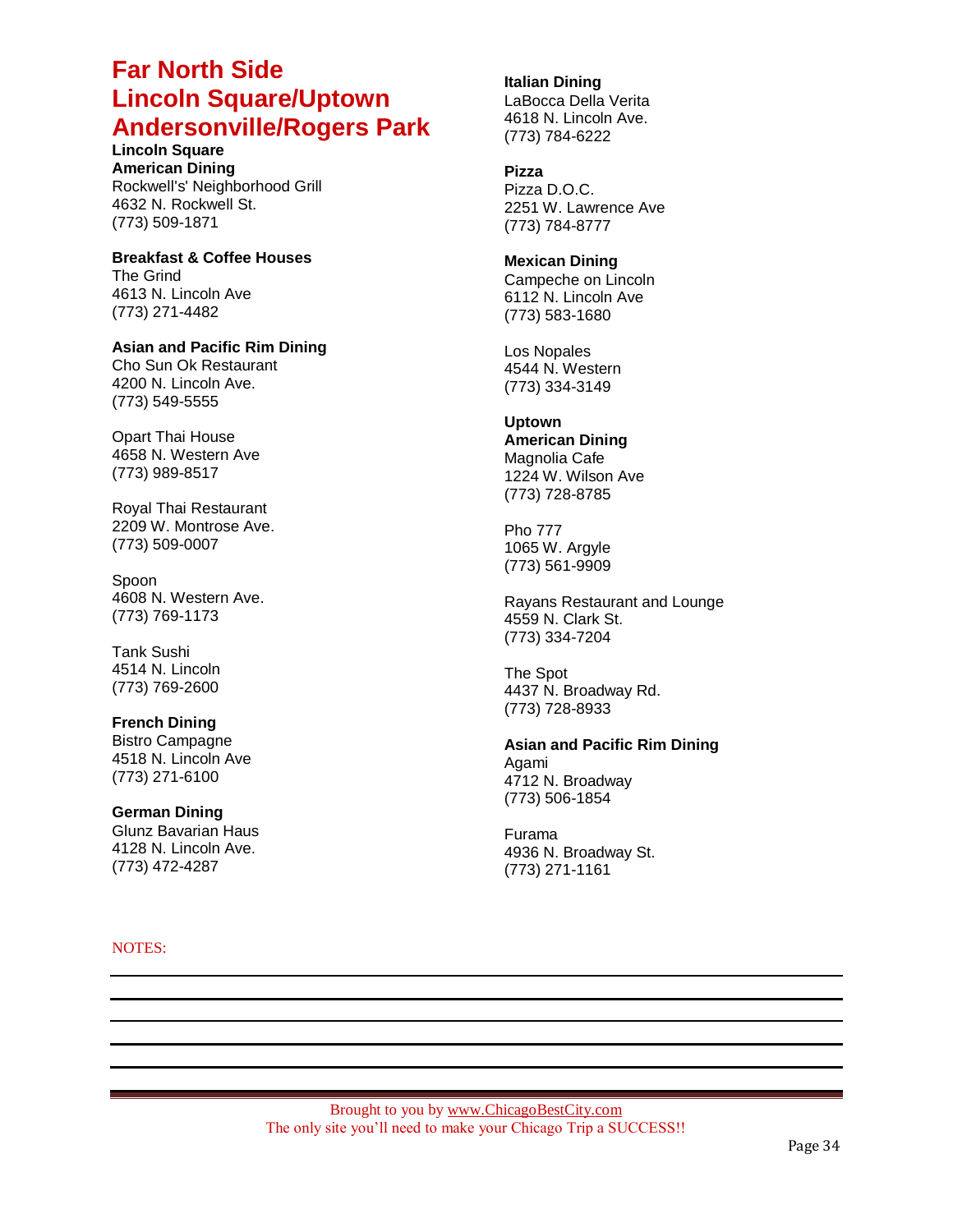# Far North Side Lincoln Square/Uptown Andersonville/Rogers Park

## Lincoln Square

### American Dining

Rockwell's' Neighborhood Grill
4632 N. Rockwell St.
(773) 509-1871

### Breakfast & Coffee Houses

The Grind
4613 N. Lincoln Ave
(773) 271-4482

### Asian and Pacific Rim Dining

Cho Sun Ok Restaurant
4200 N. Lincoln Ave.
(773) 549-5555

Opart Thai House
4658 N. Western Ave
(773) 989-8517

Royal Thai Restaurant
2209 W. Montrose Ave.
(773) 509-0007

Spoon
4608 N. Western Ave.
(773) 769-1173

Tank Sushi
4514 N. Lincoln
(773) 769-2600

### French Dining

Bistro Campagne
4518 N. Lincoln Ave
(773) 271-6100

### German Dining

Glunz Bavarian Haus
4128 N. Lincoln Ave.
(773) 472-4287

### Italian Dining

LaBocca Della Verita
4618 N. Lincoln Ave.
(773) 784-6222

### Pizza

Pizza D.O.C.
2251 W. Lawrence Ave
(773) 784-8777

### Mexican Dining

Campeche on Lincoln
6112 N. Lincoln Ave
(773) 583-1680

Los Nopales
4544 N. Western
(773) 334-3149

## Uptown

### American Dining

Magnolia Cafe
1224 W. Wilson Ave
(773) 728-8785

Pho 777
1065 W. Argyle
(773) 561-9909

Rayans Restaurant and Lounge
4559 N. Clark St.
(773) 334-7204

The Spot
4437 N. Broadway Rd.
(773) 728-8933

### Asian and Pacific Rim Dining

Agami
4712 N. Broadway
(773) 506-1854

Furama
4936 N. Broadway St.
(773) 271-1161

NOTES:

Brought to you by www.ChicagoBestCity.com
The only site you'll need to make your Chicago Trip a SUCCESS!!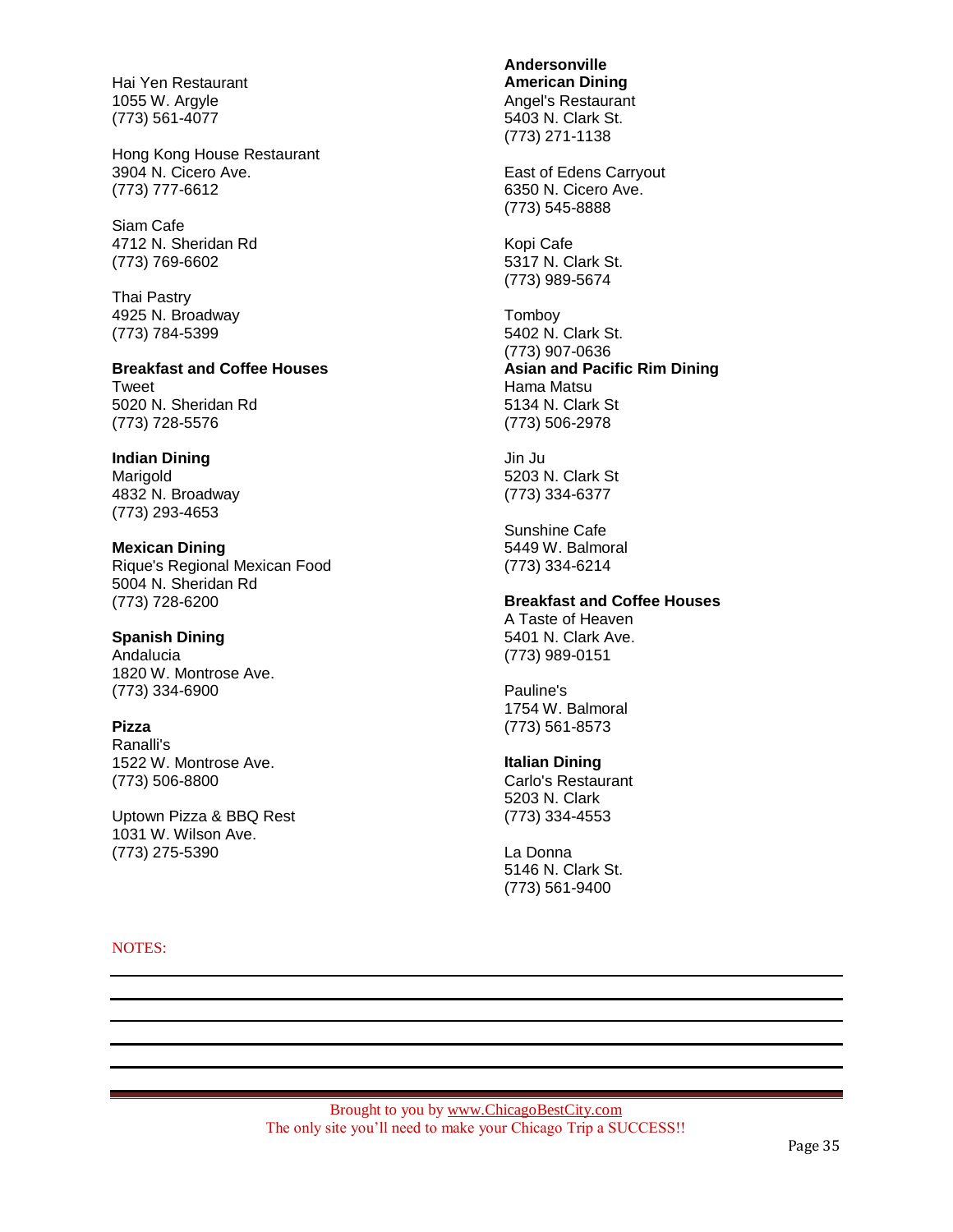Hai Yen Restaurant
1055 W. Argyle
(773) 561-4077

Hong Kong House Restaurant
3904 N. Cicero Ave.
(773) 777-6612

Siam Cafe
4712 N. Sheridan Rd
(773) 769-6602

Thai Pastry
4925 N. Broadway
(773) 784-5399

**Breakfast and Coffee Houses**

Tweet
5020 N. Sheridan Rd
(773) 728-5576

**Indian Dining**

Marigold
4832 N. Broadway
(773) 293-4653

**Mexican Dining**

Rique's Regional Mexican Food
5004 N. Sheridan Rd
(773) 728-6200

**Spanish Dining**

Andalucia
1820 W. Montrose Ave.
(773) 334-6900

**Pizza**

Ranalli's
1522 W. Montrose Ave.
(773) 506-8800

Uptown Pizza & BBQ Rest
1031 W. Wilson Ave.
(773) 275-5390

**Andersonville**

**American Dining**

Angel's Restaurant
5403 N. Clark St.
(773) 271-1138

East of Edens Carryout
6350 N. Cicero Ave.
(773) 545-8888

Kopi Cafe
5317 N. Clark St.
(773) 989-5674

Tomboy
5402 N. Clark St.
(773) 907-0636

**Asian and Pacific Rim Dining**

Hama Matsu
5134 N. Clark St
(773) 506-2978

Jin Ju
5203 N. Clark St
(773) 334-6377

Sunshine Cafe
5449 W. Balmoral
(773) 334-6214

**Breakfast and Coffee Houses**

A Taste of Heaven
5401 N. Clark Ave.
(773) 989-0151

Pauline's
1754 W. Balmoral
(773) 561-8573

**Italian Dining**

Carlo's Restaurant
5203 N. Clark
(773) 334-4553

La Donna
5146 N. Clark St.
(773) 561-9400

NOTES:

Brought to you by www.ChicagoBestCity.com
The only site you'll need to make your Chicago Trip a SUCCESS!!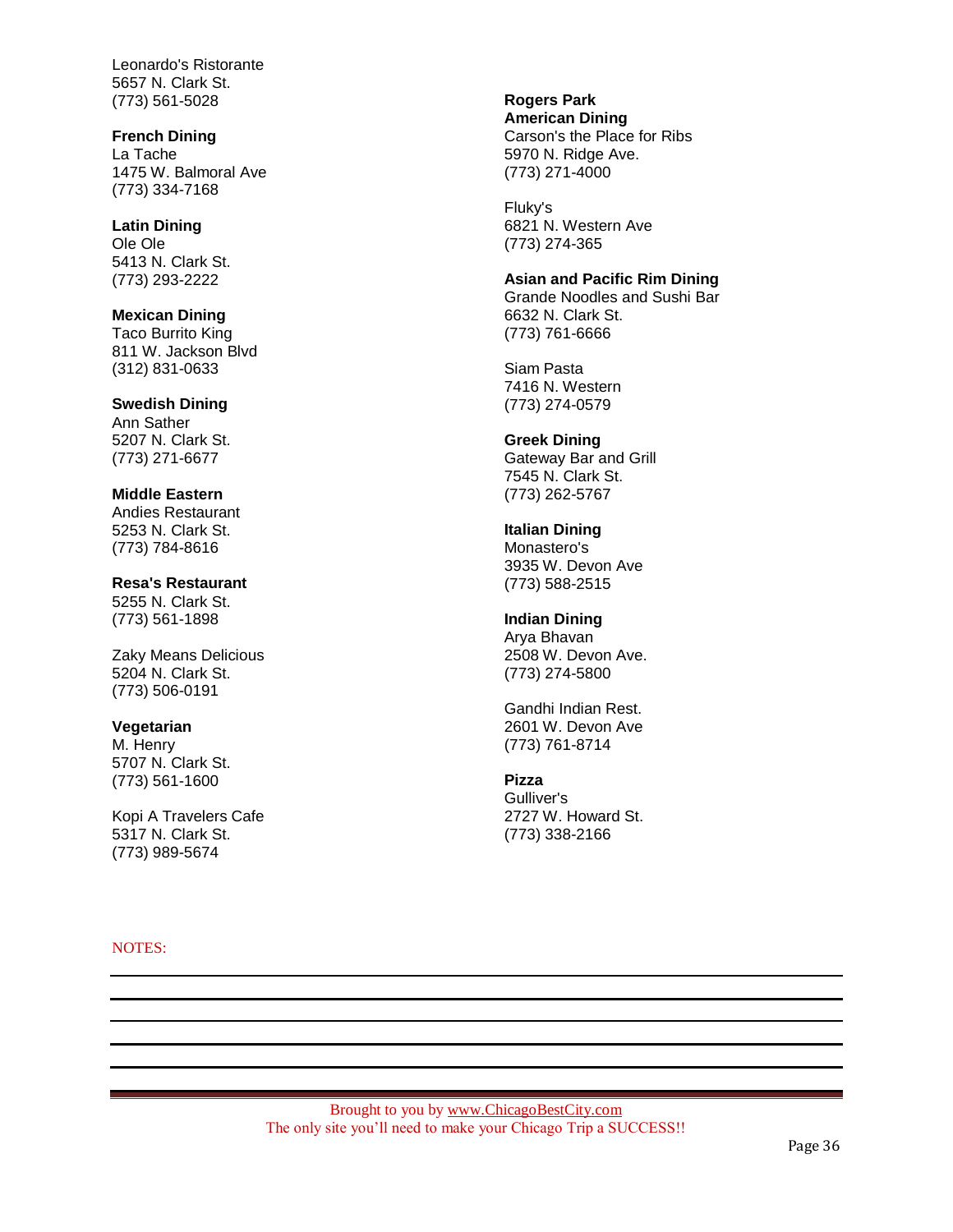Leonardo's Ristorante
5657 N. Clark St.
(773) 561-5028

**French Dining**
La Tache
1475 W. Balmoral Ave
(773) 334-7168

**Latin Dining**
Ole Ole
5413 N. Clark St.
(773) 293-2222

**Mexican Dining**
Taco Burrito King
811 W. Jackson Blvd
(312) 831-0633

**Swedish Dining**
Ann Sather
5207 N. Clark St.
(773) 271-6677

**Middle Eastern**
Andies Restaurant
5253 N. Clark St.
(773) 784-8616

**Resa's Restaurant**
5255 N. Clark St.
(773) 561-1898

Zaky Means Delicious
5204 N. Clark St.
(773) 506-0191

**Vegetarian**
M. Henry
5707 N. Clark St.
(773) 561-1600

Kopi A Travelers Cafe
5317 N. Clark St.
(773) 989-5674

**Rogers Park**
**American Dining**
Carson's the Place for Ribs
5970 N. Ridge Ave.
(773) 271-4000

Fluky's
6821 N. Western Ave
(773) 274-365

**Asian and Pacific Rim Dining**
Grande Noodles and Sushi Bar
6632 N. Clark St.
(773) 761-6666

Siam Pasta
7416 N. Western
(773) 274-0579

**Greek Dining**
Gateway Bar and Grill
7545 N. Clark St.
(773) 262-5767

**Italian Dining**
Monastero's
3935 W. Devon Ave
(773) 588-2515

**Indian Dining**
Arya Bhavan
2508 W. Devon Ave.
(773) 274-5800

Gandhi Indian Rest.
2601 W. Devon Ave
(773) 761-8714

**Pizza**
Gulliver's
2727 W. Howard St.
(773) 338-2166

NOTES:

Brought to you by www.ChicagoBestCity.com
The only site you'll need to make your Chicago Trip a SUCCESS!!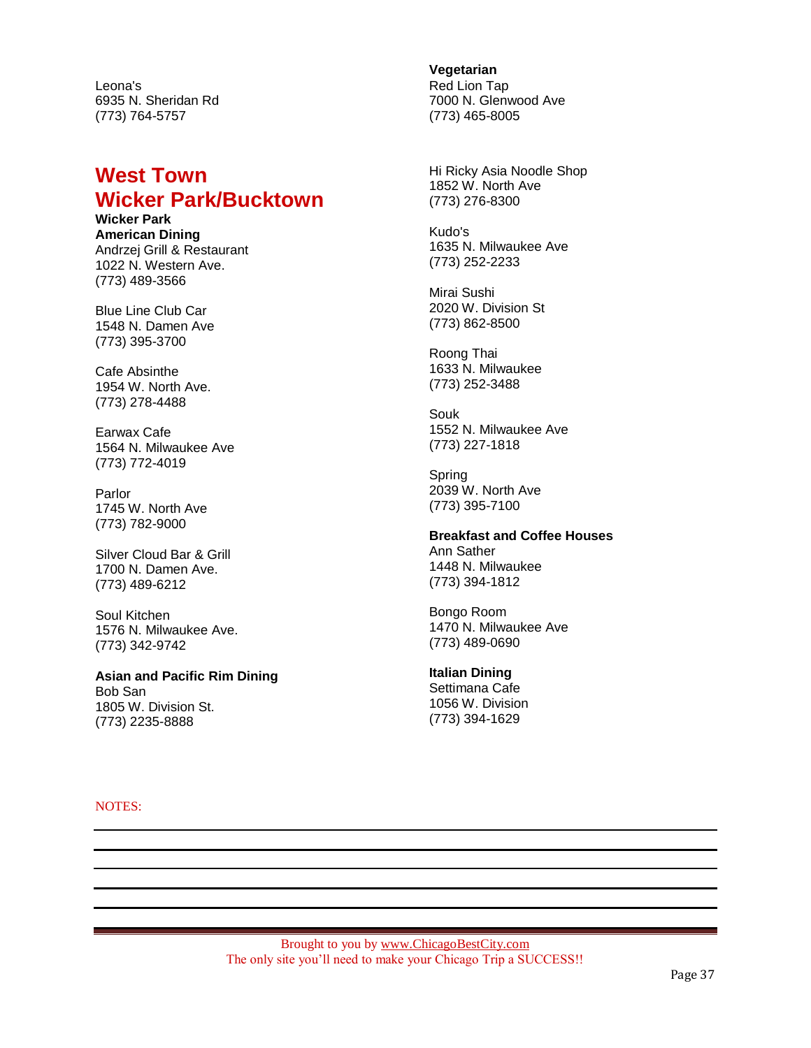Leona's
6935 N. Sheridan Rd
(773) 764-5757

## West Town
## Wicker Park/Bucktown

**Wicker Park**

**American Dining**

Andrzej Grill & Restaurant
1022 N. Western Ave.
(773) 489-3566

Blue Line Club Car
1548 N. Damen Ave
(773) 395-3700

Cafe Absinthe
1954 W. North Ave.
(773) 278-4488

Earwax Cafe
1564 N. Milwaukee Ave
(773) 772-4019

Parlor
1745 W. North Ave
(773) 782-9000

Silver Cloud Bar & Grill
1700 N. Damen Ave.
(773) 489-6212

Soul Kitchen
1576 N. Milwaukee Ave.
(773) 342-9742

**Asian and Pacific Rim Dining**

Bob San
1805 W. Division St.
(773) 2235-8888

**Vegetarian**

Red Lion Tap
7000 N. Glenwood Ave
(773) 465-8005

Hi Ricky Asia Noodle Shop
1852 W. North Ave
(773) 276-8300

Kudo's
1635 N. Milwaukee Ave
(773) 252-2233

Mirai Sushi
2020 W. Division St
(773) 862-8500

Roong Thai
1633 N. Milwaukee
(773) 252-3488

Souk
1552 N. Milwaukee Ave
(773) 227-1818

Spring
2039 W. North Ave
(773) 395-7100

**Breakfast and Coffee Houses**

Ann Sather
1448 N. Milwaukee
(773) 394-1812

Bongo Room
1470 N. Milwaukee Ave
(773) 489-0690

**Italian Dining**

Settimana Cafe
1056 W. Division
(773) 394-1629

NOTES: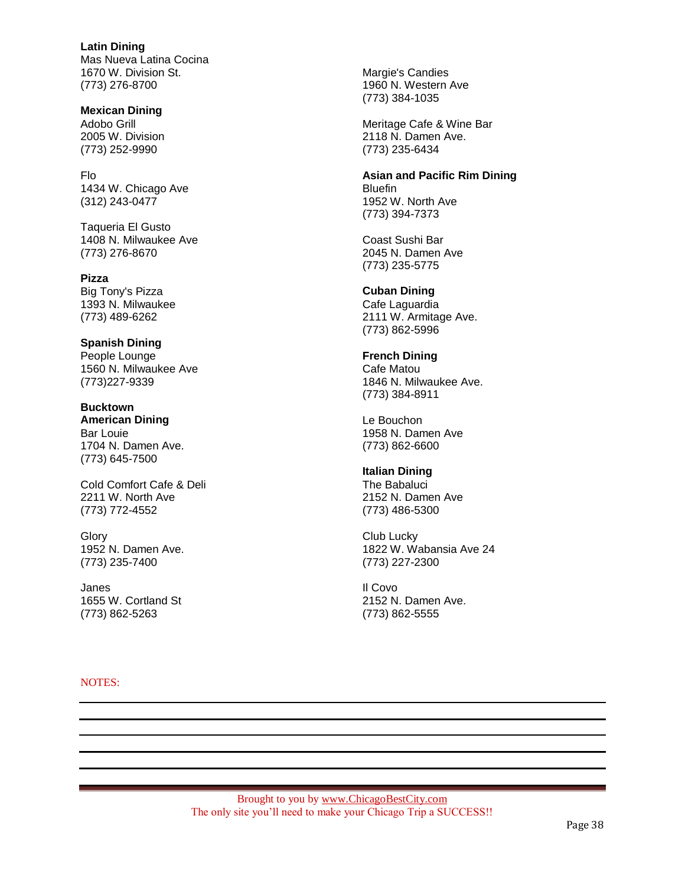**Latin Dining**

Mas Nueva Latina Cocina
1670 W. Division St.
(773) 276-8700

**Mexican Dining**

Adobo Grill
2005 W. Division
(773) 252-9990

Flo
1434 W. Chicago Ave
(312) 243-0477

Taqueria El Gusto
1408 N. Milwaukee Ave
(773) 276-8670

**Pizza**

Big Tony's Pizza
1393 N. Milwaukee
(773) 489-6262

**Spanish Dining**

People Lounge
1560 N. Milwaukee Ave
(773)227-9339

**Bucktown**

**American Dining**

Bar Louie
1704 N. Damen Ave.
(773) 645-7500

Cold Comfort Cafe & Deli
2211 W. North Ave
(773) 772-4552

Glory
1952 N. Damen Ave.
(773) 235-7400

Janes
1655 W. Cortland St
(773) 862-5263

Margie's Candies
1960 N. Western Ave
(773) 384-1035

Meritage Cafe & Wine Bar
2118 N. Damen Ave.
(773) 235-6434

**Asian and Pacific Rim Dining**

Bluefin
1952 W. North Ave
(773) 394-7373

Coast Sushi Bar
2045 N. Damen Ave
(773) 235-5775

**Cuban Dining**

Cafe Laguardia
2111 W. Armitage Ave.
(773) 862-5996

**French Dining**

Cafe Matou
1846 N. Milwaukee Ave.
(773) 384-8911

Le Bouchon
1958 N. Damen Ave
(773) 862-6600

**Italian Dining**

The Babaluci
2152 N. Damen Ave
(773) 486-5300

Club Lucky
1822 W. Wabansia Ave 24
(773) 227-2300

Il Covo
2152 N. Damen Ave.
(773) 862-5555

NOTES:

Brought to you by www.ChicagoBestCity.com
The only site you'll need to make your Chicago Trip a SUCCESS!!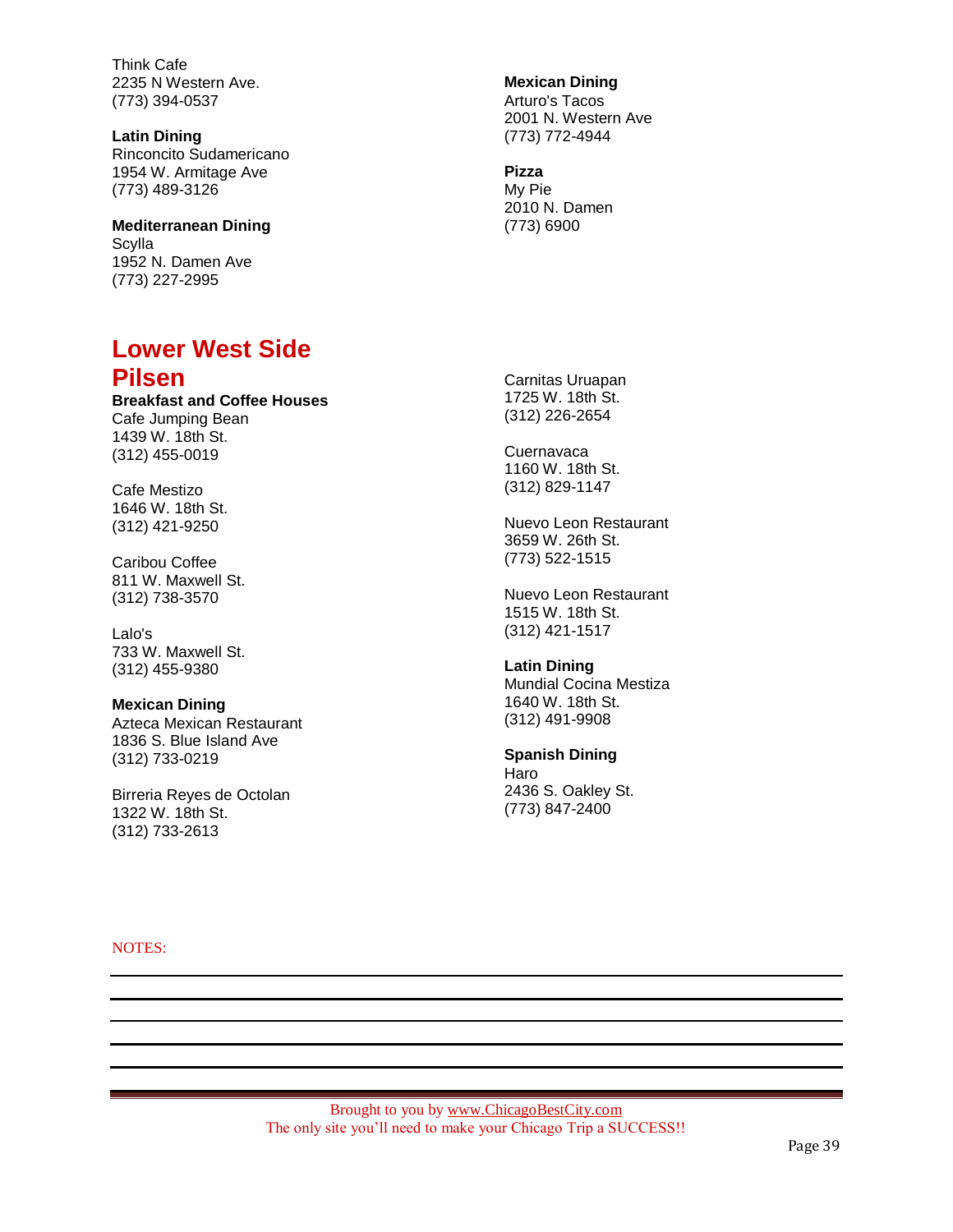Think Cafe
2235 N Western Ave.
(773) 394-0537

**Latin Dining**
Rinconcito Sudamericano
1954 W. Armitage Ave
(773) 489-3126

**Mediterranean Dining**
Scylla
1952 N. Damen Ave
(773) 227-2995

**Mexican Dining**
Arturo's Tacos
2001 N. Western Ave
(773) 772-4944

**Pizza**
My Pie
2010 N. Damen
(773) 6900

## Lower West Side

## Pilsen

**Breakfast and Coffee Houses**
Cafe Jumping Bean
1439 W. 18th St.
(312) 455-0019

Cafe Mestizo
1646 W. 18th St.
(312) 421-9250

Caribou Coffee
811 W. Maxwell St.
(312) 738-3570

Lalo's
733 W. Maxwell St.
(312) 455-9380

**Mexican Dining**
Azteca Mexican Restaurant
1836 S. Blue Island Ave
(312) 733-0219

Birreria Reyes de Octolan
1322 W. 18th St.
(312) 733-2613

Carnitas Uruapan
1725 W. 18th St.
(312) 226-2654

Cuernavaca
1160 W. 18th St.
(312) 829-1147

Nuevo Leon Restaurant
3659 W. 26th St.
(773) 522-1515

Nuevo Leon Restaurant
1515 W. 18th St.
(312) 421-1517

**Latin Dining**
Mundial Cocina Mestiza
1640 W. 18th St.
(312) 491-9908

**Spanish Dining**
Haro
2436 S. Oakley St.
(773) 847-2400

NOTES:

Brought to you by www.ChicagoBestCity.com
The only site you'll need to make your Chicago Trip a SUCCESS!!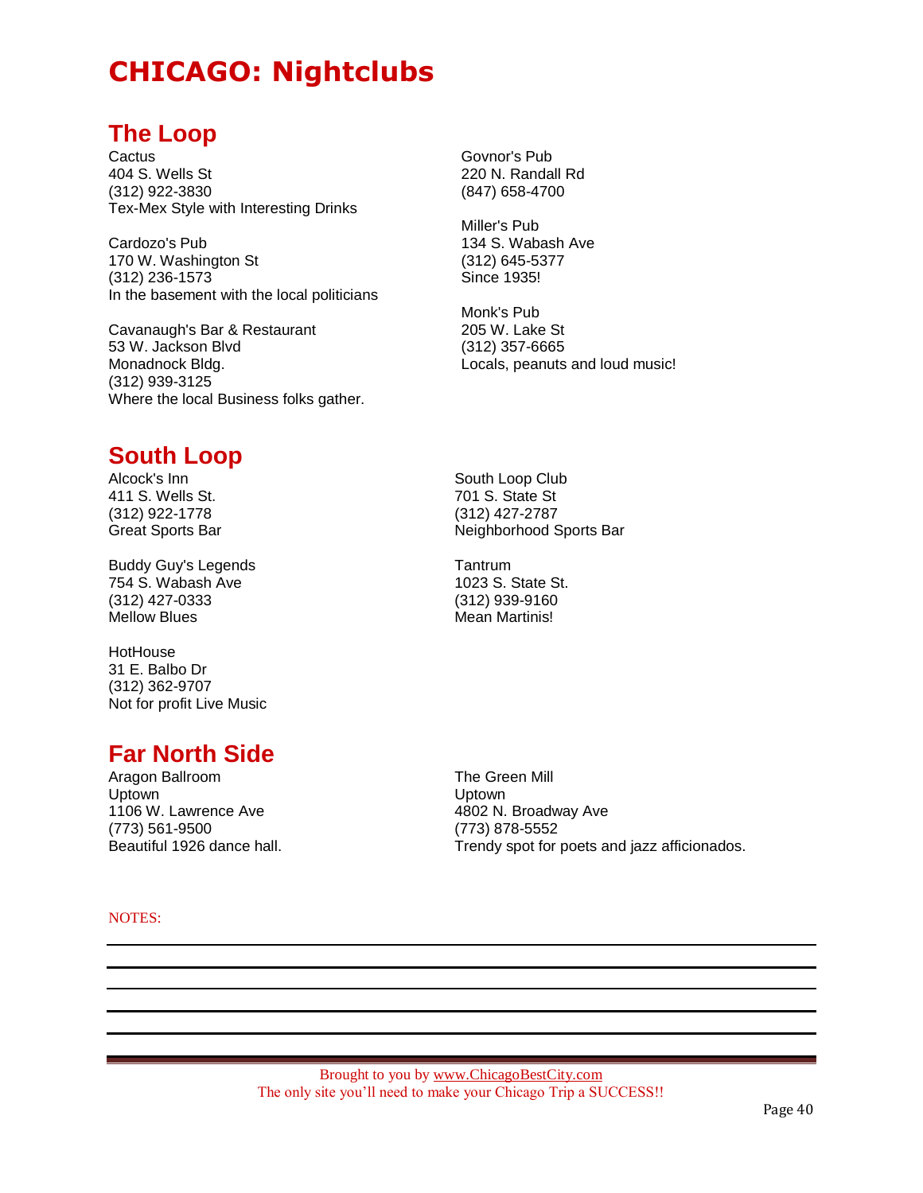# CHICAGO: Nightclubs

## The Loop

Cactus
404 S. Wells St
(312) 922-3830
Tex-Mex Style with Interesting Drinks

Cardozo's Pub
170 W. Washington St
(312) 236-1573
In the basement with the local politicians

Cavanaugh's Bar & Restaurant
53 W. Jackson Blvd
Monadnock Bldg.
(312) 939-3125
Where the local Business folks gather.

Govnor's Pub
220 N. Randall Rd
(847) 658-4700

Miller's Pub
134 S. Wabash Ave
(312) 645-5377
Since 1935!

Monk's Pub
205 W. Lake St
(312) 357-6665
Locals, peanuts and loud music!

## South Loop

Alcock's Inn
411 S. Wells St.
(312) 922-1778
Great Sports Bar

Buddy Guy's Legends
754 S. Wabash Ave
(312) 427-0333
Mellow Blues

HotHouse
31 E. Balbo Dr
(312) 362-9707
Not for profit Live Music

South Loop Club
701 S. State St
(312) 427-2787
Neighborhood Sports Bar

Tantrum
1023 S. State St.
(312) 939-9160
Mean Martinis!

## Far North Side

Aragon Ballroom
Uptown
1106 W. Lawrence Ave
(773) 561-9500
Beautiful 1926 dance hall.

The Green Mill
Uptown
4802 N. Broadway Ave
(773) 878-5552
Trendy spot for poets and jazz afficionados.

NOTES:

Brought to you by www.ChicagoBestCity.com
The only site you'll need to make your Chicago Trip a SUCCESS!!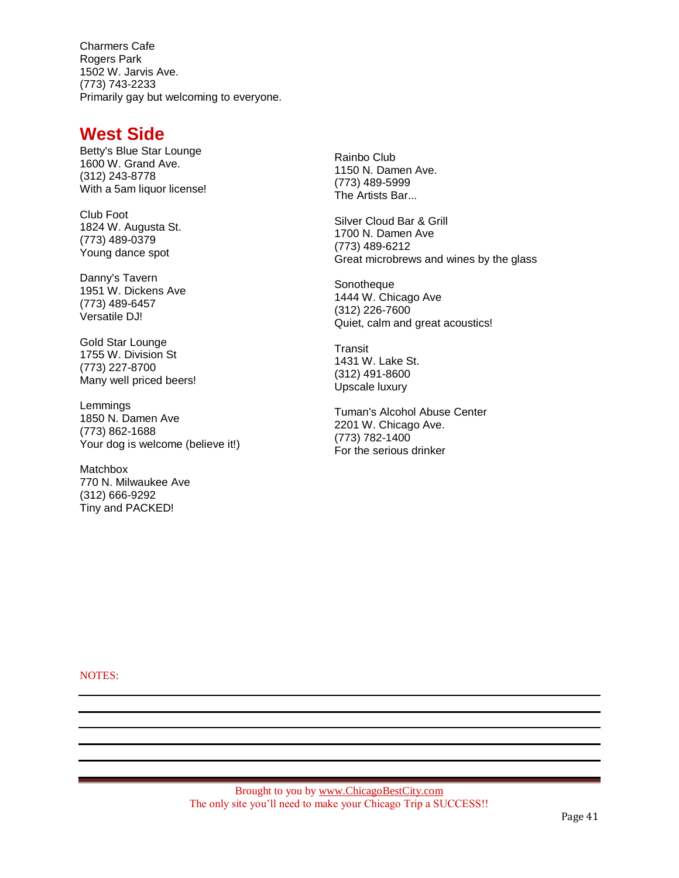Charmers Cafe
Rogers Park
1502 W. Jarvis Ave.
(773) 743-2233
Primarily gay but welcoming to everyone.

## West Side

Betty's Blue Star Lounge
1600 W. Grand Ave.
(312) 243-8778
With a 5am liquor license!

Club Foot
1824 W. Augusta St.
(773) 489-0379
Young dance spot

Danny's Tavern
1951 W. Dickens Ave
(773) 489-6457
Versatile DJ!

Gold Star Lounge
1755 W. Division St
(773) 227-8700
Many well priced beers!

Lemmings
1850 N. Damen Ave
(773) 862-1688
Your dog is welcome (believe it!)

Matchbox
770 N. Milwaukee Ave
(312) 666-9292
Tiny and PACKED!

Rainbo Club
1150 N. Damen Ave.
(773) 489-5999
The Artists Bar...

Silver Cloud Bar & Grill
1700 N. Damen Ave
(773) 489-6212
Great microbrews and wines by the glass

Sonotheque
1444 W. Chicago Ave
(312) 226-7600
Quiet, calm and great acoustics!

Transit
1431 W. Lake St.
(312) 491-8600
Upscale luxury

Tuman's Alcohol Abuse Center
2201 W. Chicago Ave.
(773) 782-1400
For the serious drinker

NOTES:

Brought to you by www.ChicagoBestCity.com
The only site you'll need to make your Chicago Trip a SUCCESS!!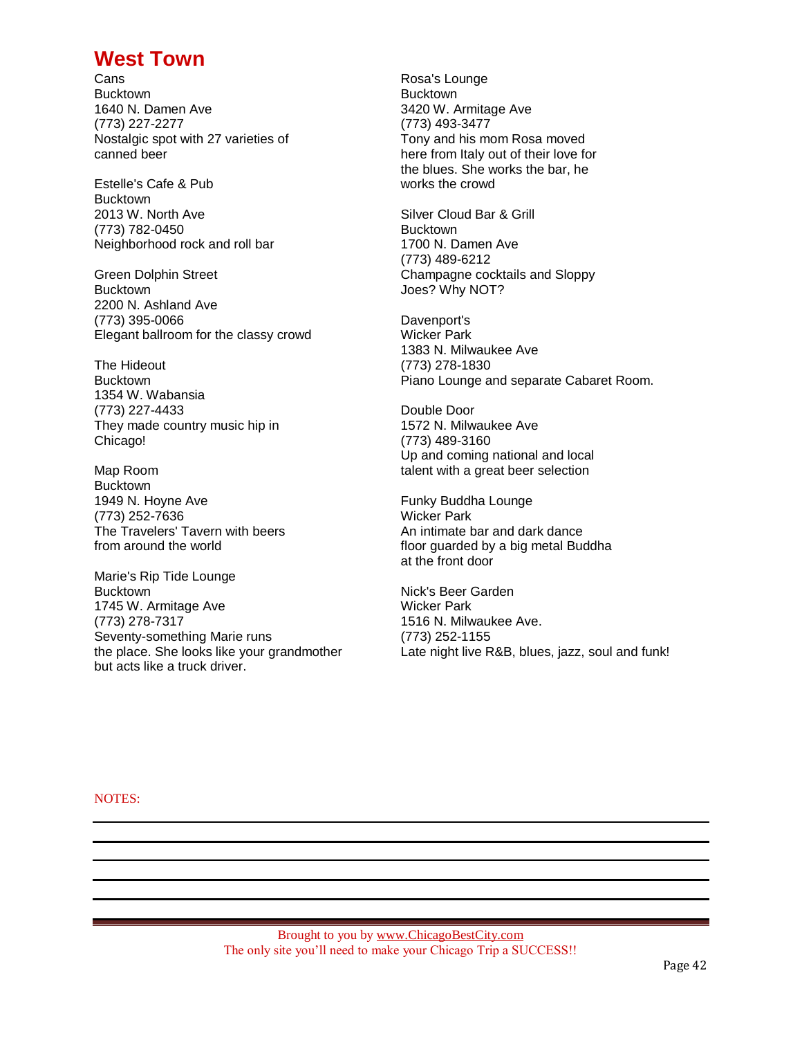# West Town

Cans
Bucktown
1640 N. Damen Ave
(773) 227-2277
Nostalgic spot with 27 varieties of canned beer

Estelle's Cafe & Pub
Bucktown
2013 W. North Ave
(773) 782-0450
Neighborhood rock and roll bar

Green Dolphin Street
Bucktown
2200 N. Ashland Ave
(773) 395-0066
Elegant ballroom for the classy crowd

The Hideout
Bucktown
1354 W. Wabansia
(773) 227-4433
They made country music hip in Chicago!

Map Room
Bucktown
1949 N. Hoyne Ave
(773) 252-7636
The Travelers' Tavern with beers from around the world

Marie's Rip Tide Lounge
Bucktown
1745 W. Armitage Ave
(773) 278-7317
Seventy-something Marie runs the place. She looks like your grandmother but acts like a truck driver.

Rosa's Lounge
Bucktown
3420 W. Armitage Ave
(773) 493-3477
Tony and his mom Rosa moved here from Italy out of their love for the blues. She works the bar, he works the crowd

Silver Cloud Bar & Grill
Bucktown
1700 N. Damen Ave
(773) 489-6212
Champagne cocktails and Sloppy Joes? Why NOT?

Davenport's
Wicker Park
1383 N. Milwaukee Ave
(773) 278-1830
Piano Lounge and separate Cabaret Room.

Double Door
1572 N. Milwaukee Ave
(773) 489-3160
Up and coming national and local talent with a great beer selection

Funky Buddha Lounge
Wicker Park
An intimate bar and dark dance floor guarded by a big metal Buddha at the front door

Nick's Beer Garden
Wicker Park
1516 N. Milwaukee Ave.
(773) 252-1155
Late night live R&B, blues, jazz, soul and funk!

NOTES:

Brought to you by www.ChicagoBestCity.com
The only site you'll need to make your Chicago Trip a SUCCESS!!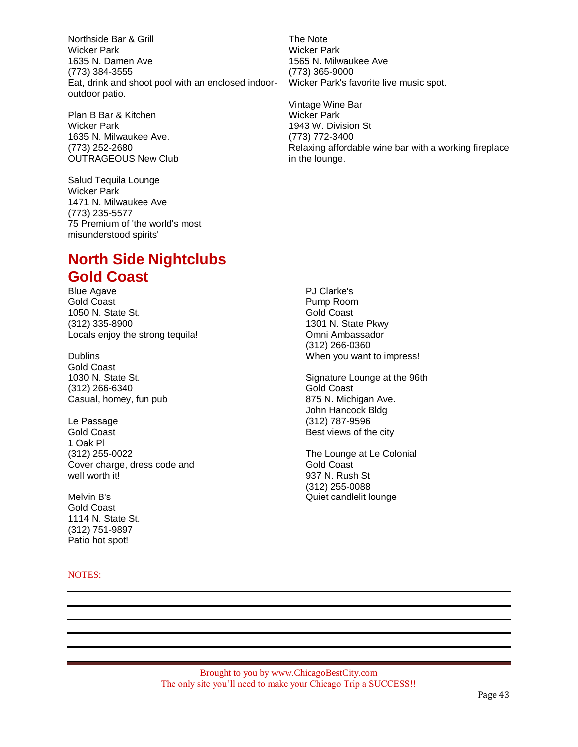Northside Bar & Grill
Wicker Park
1635 N. Damen Ave
(773) 384-3555
Eat, drink and shoot pool with an enclosed indoor-outdoor patio.

Plan B Bar & Kitchen
Wicker Park
1635 N. Milwaukee Ave.
(773) 252-2680
OUTRAGEOUS New Club

Salud Tequila Lounge
Wicker Park
1471 N. Milwaukee Ave
(773) 235-5577
75 Premium of 'the world's most misunderstood spirits'

The Note
Wicker Park
1565 N. Milwaukee Ave
(773) 365-9000
Wicker Park's favorite live music spot.

Vintage Wine Bar
Wicker Park
1943 W. Division St
(773) 772-3400
Relaxing affordable wine bar with a working fireplace in the lounge.

## North Side Nightclubs
## Gold Coast

Blue Agave
Gold Coast
1050 N. State St.
(312) 335-8900
Locals enjoy the strong tequila!

Dublins
Gold Coast
1030 N. State St.
(312) 266-6340
Casual, homey, fun pub

Le Passage
Gold Coast
1 Oak Pl
(312) 255-0022
Cover charge, dress code and well worth it!

Melvin B's
Gold Coast
1114 N. State St.
(312) 751-9897
Patio hot spot!

PJ Clarke's
Pump Room
Gold Coast
1301 N. State Pkwy
Omni Ambassador
(312) 266-0360
When you want to impress!

Signature Lounge at the 96th
Gold Coast
875 N. Michigan Ave.
John Hancock Bldg
(312) 787-9596
Best views of the city

The Lounge at Le Colonial
Gold Coast
937 N. Rush St
(312) 255-0088
Quiet candlelit lounge

NOTES:

Brought to you by www.ChicagoBestCity.com
The only site you'll need to make your Chicago Trip a SUCCESS!!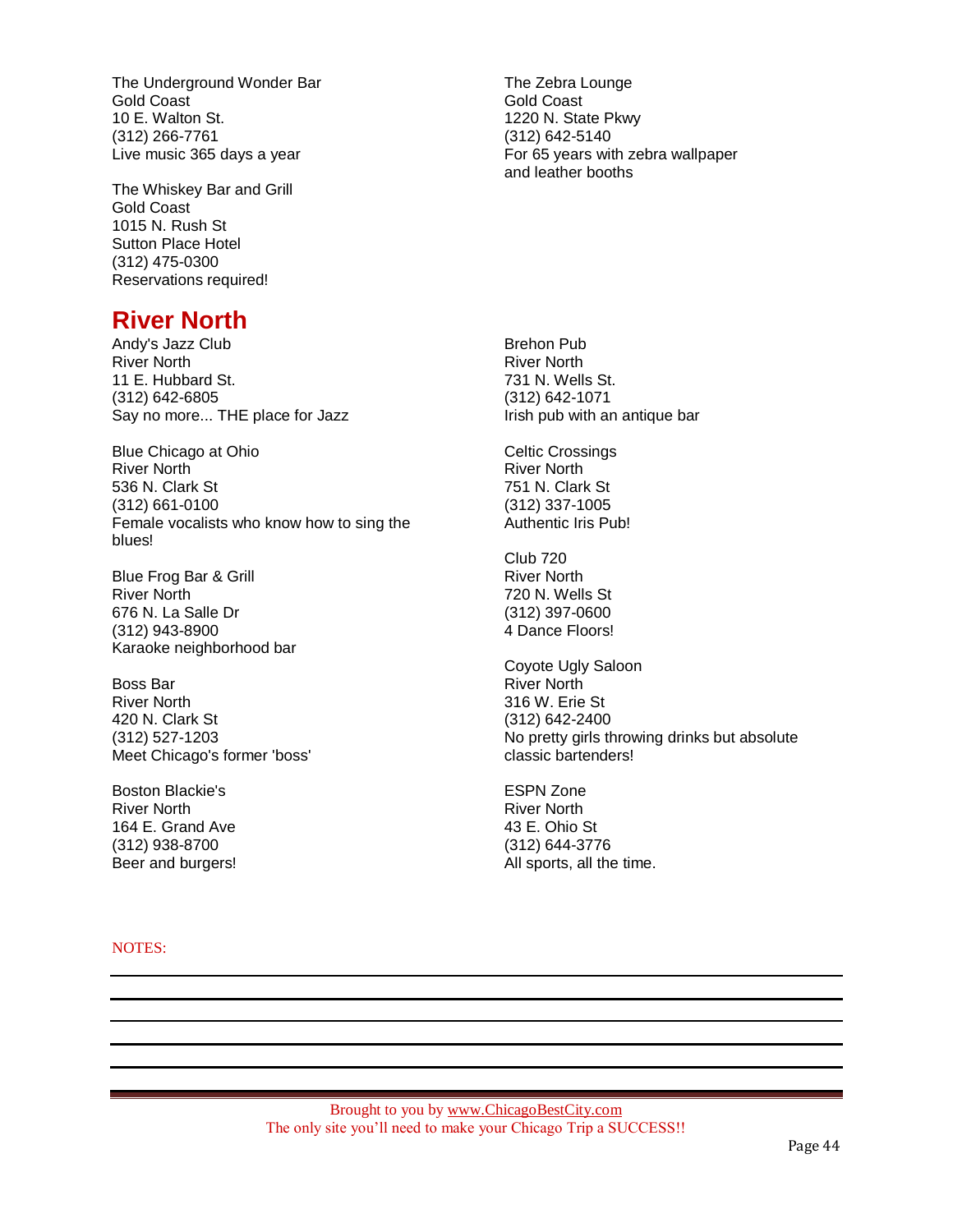The Underground Wonder Bar
Gold Coast
10 E. Walton St.
(312) 266-7761
Live music 365 days a year

The Whiskey Bar and Grill
Gold Coast
1015 N. Rush St
Sutton Place Hotel
(312) 475-0300
Reservations required!

The Zebra Lounge
Gold Coast
1220 N. State Pkwy
(312) 642-5140
For 65 years with zebra wallpaper and leather booths

## River North

Andy's Jazz Club
River North
11 E. Hubbard St.
(312) 642-6805
Say no more... THE place for Jazz

Blue Chicago at Ohio
River North
536 N. Clark St
(312) 661-0100
Female vocalists who know how to sing the blues!

Blue Frog Bar & Grill
River North
676 N. La Salle Dr
(312) 943-8900
Karaoke neighborhood bar

Boss Bar
River North
420 N. Clark St
(312) 527-1203
Meet Chicago's former 'boss'

Boston Blackie's
River North
164 E. Grand Ave
(312) 938-8700
Beer and burgers!

Brehon Pub
River North
731 N. Wells St.
(312) 642-1071
Irish pub with an antique bar

Celtic Crossings
River North
751 N. Clark St
(312) 337-1005
Authentic Iris Pub!

Club 720
River North
720 N. Wells St
(312) 397-0600
4 Dance Floors!

Coyote Ugly Saloon
River North
316 W. Erie St
(312) 642-2400
No pretty girls throwing drinks but absolute classic bartenders!

ESPN Zone
River North
43 E. Ohio St
(312) 644-3776
All sports, all the time.

NOTES:

Brought to you by www.ChicagoBestCity.com
The only site you'll need to make your Chicago Trip a SUCCESS!!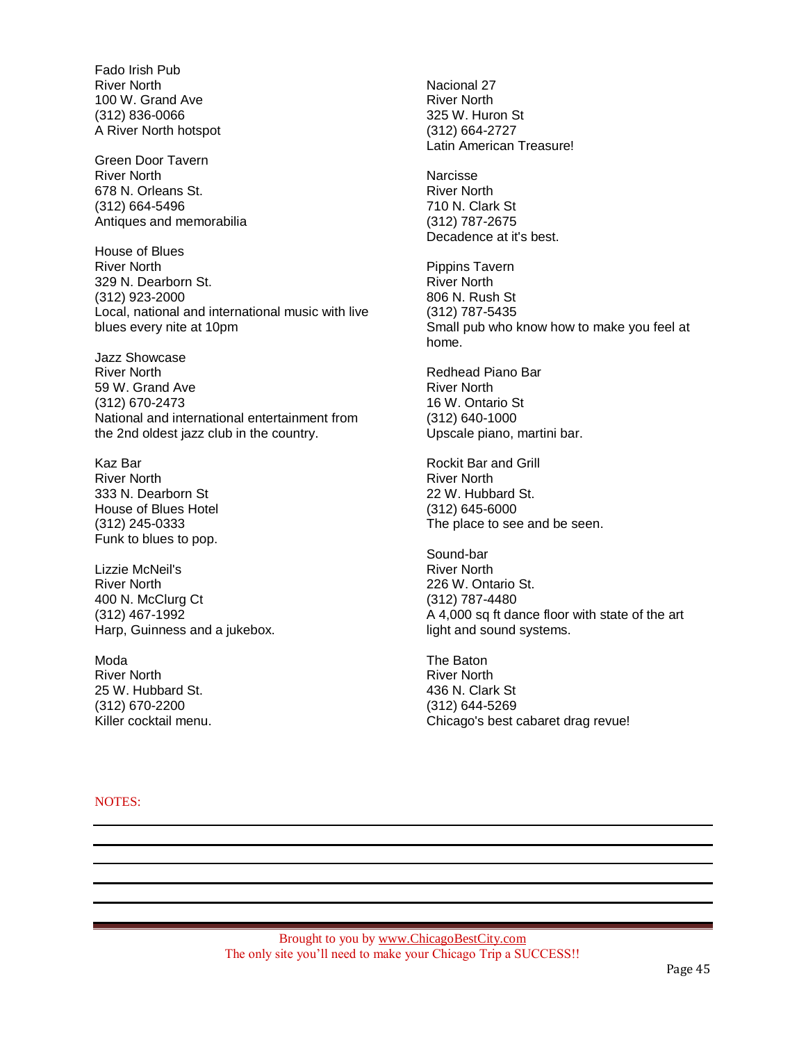Fado Irish Pub
River North
100 W. Grand Ave
(312) 836-0066
A River North hotspot

Green Door Tavern
River North
678 N. Orleans St.
(312) 664-5496
Antiques and memorabilia

House of Blues
River North
329 N. Dearborn St.
(312) 923-2000
Local, national and international music with live blues every nite at 10pm

Jazz Showcase
River North
59 W. Grand Ave
(312) 670-2473
National and international entertainment from the 2nd oldest jazz club in the country.

Kaz Bar
River North
333 N. Dearborn St
House of Blues Hotel
(312) 245-0333
Funk to blues to pop.

Lizzie McNeil's
River North
400 N. McClurg Ct
(312) 467-1992
Harp, Guinness and a jukebox.

Moda
River North
25 W. Hubbard St.
(312) 670-2200
Killer cocktail menu.

Nacional 27
River North
325 W. Huron St
(312) 664-2727
Latin American Treasure!

Narcisse
River North
710 N. Clark St
(312) 787-2675
Decadence at it's best.

Pippins Tavern
River North
806 N. Rush St
(312) 787-5435
Small pub who know how to make you feel at home.

Redhead Piano Bar
River North
16 W. Ontario St
(312) 640-1000
Upscale piano, martini bar.

Rockit Bar and Grill
River North
22 W. Hubbard St.
(312) 645-6000
The place to see and be seen.

Sound-bar
River North
226 W. Ontario St.
(312) 787-4480
A 4,000 sq ft dance floor with state of the art light and sound systems.

The Baton
River North
436 N. Clark St
(312) 644-5269
Chicago's best cabaret drag revue!

NOTES:

Brought to you by www.ChicagoBestCity.com
The only site you'll need to make your Chicago Trip a SUCCESS!!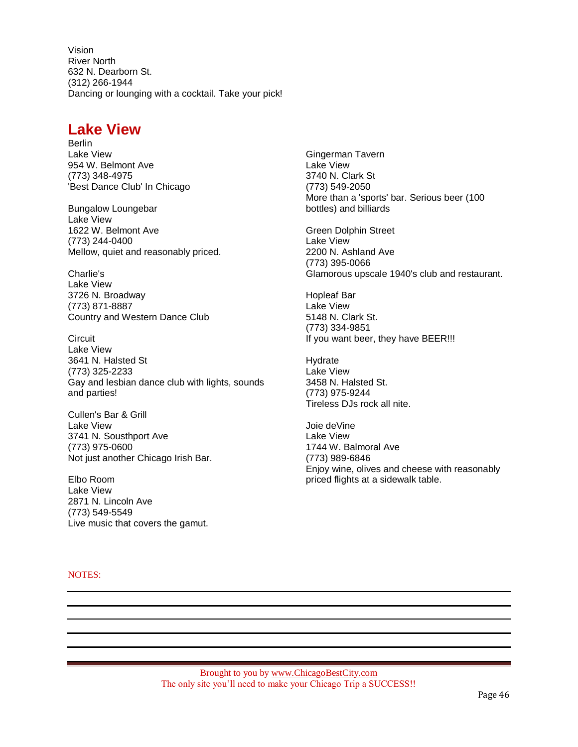Vision
River North
632 N. Dearborn St.
(312) 266-1944
Dancing or lounging with a cocktail. Take your pick!

## Lake View

Berlin
Lake View
954 W. Belmont Ave
(773) 348-4975
'Best Dance Club' In Chicago

Bungalow Loungebar
Lake View
1622 W. Belmont Ave
(773) 244-0400
Mellow, quiet and reasonably priced.

Charlie's
Lake View
3726 N. Broadway
(773) 871-8887
Country and Western Dance Club

Circuit
Lake View
3641 N. Halsted St
(773) 325-2233
Gay and lesbian dance club with lights, sounds and parties!

Cullen's Bar & Grill
Lake View
3741 N. Sousthport Ave
(773) 975-0600
Not just another Chicago Irish Bar.

Elbo Room
Lake View
2871 N. Lincoln Ave
(773) 549-5549
Live music that covers the gamut.

Gingerman Tavern
Lake View
3740 N. Clark St
(773) 549-2050
More than a 'sports' bar. Serious beer (100 bottles) and billiards

Green Dolphin Street
Lake View
2200 N. Ashland Ave
(773) 395-0066
Glamorous upscale 1940's club and restaurant.

Hopleaf Bar
Lake View
5148 N. Clark St.
(773) 334-9851
If you want beer, they have BEER!!!

Hydrate
Lake View
3458 N. Halsted St.
(773) 975-9244
Tireless DJs rock all nite.

Joie deVine
Lake View
1744 W. Balmoral Ave
(773) 989-6846
Enjoy wine, olives and cheese with reasonably priced flights at a sidewalk table.

NOTES: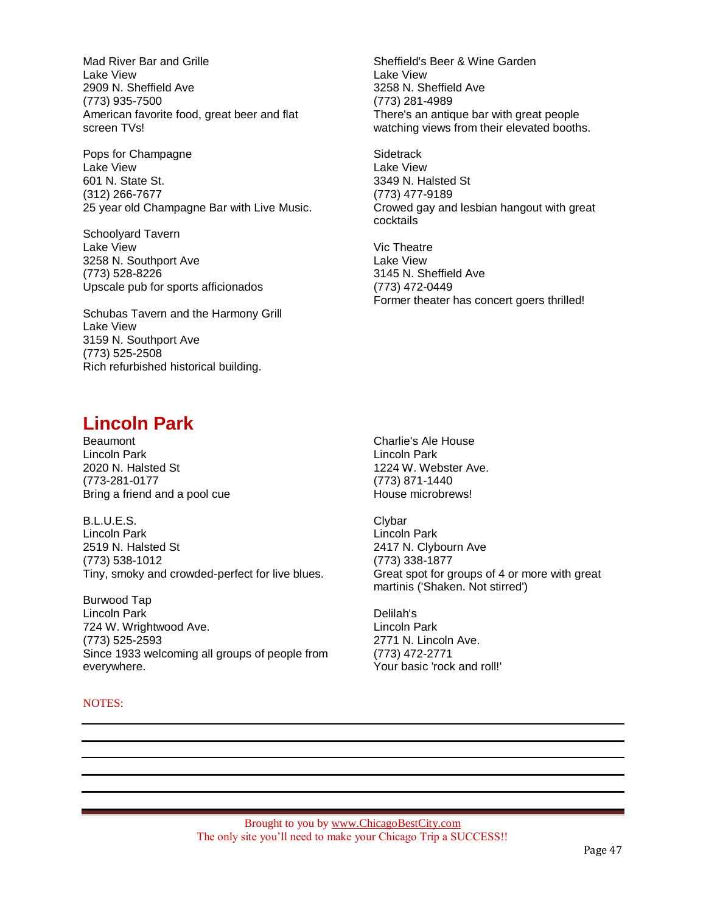Mad River Bar and Grille
Lake View
2909 N. Sheffield Ave
(773) 935-7500
American favorite food, great beer and flat screen TVs!

Pops for Champagne
Lake View
601 N. State St.
(312) 266-7677
25 year old Champagne Bar with Live Music.

Schoolyard Tavern
Lake View
3258 N. Southport Ave
(773) 528-8226
Upscale pub for sports afficionados

Schubas Tavern and the Harmony Grill
Lake View
3159 N. Southport Ave
(773) 525-2508
Rich refurbished historical building.

Sheffield's Beer & Wine Garden
Lake View
3258 N. Sheffield Ave
(773) 281-4989
There's an antique bar with great people watching views from their elevated booths.

Sidetrack
Lake View
3349 N. Halsted St
(773) 477-9189
Crowed gay and lesbian hangout with great cocktails

Vic Theatre
Lake View
3145 N. Sheffield Ave
(773) 472-0449
Former theater has concert goers thrilled!

## Lincoln Park

Beaumont
Lincoln Park
2020 N. Halsted St
(773-281-0177
Bring a friend and a pool cue

B.L.U.E.S.
Lincoln Park
2519 N. Halsted St
(773) 538-1012
Tiny, smoky and crowded-perfect for live blues.

Burwood Tap
Lincoln Park
724 W. Wrightwood Ave.
(773) 525-2593
Since 1933 welcoming all groups of people from everywhere.

Charlie's Ale House
Lincoln Park
1224 W. Webster Ave.
(773) 871-1440
House microbrews!

Clybar
Lincoln Park
2417 N. Clybourn Ave
(773) 338-1877
Great spot for groups of 4 or more with great martinis ('Shaken. Not stirred')

Delilah's
Lincoln Park
2771 N. Lincoln Ave.
(773) 472-2771
Your basic 'rock and roll!'

NOTES:

Brought to you by www.ChicagoBestCity.com
The only site you'll need to make your Chicago Trip a SUCCESS!!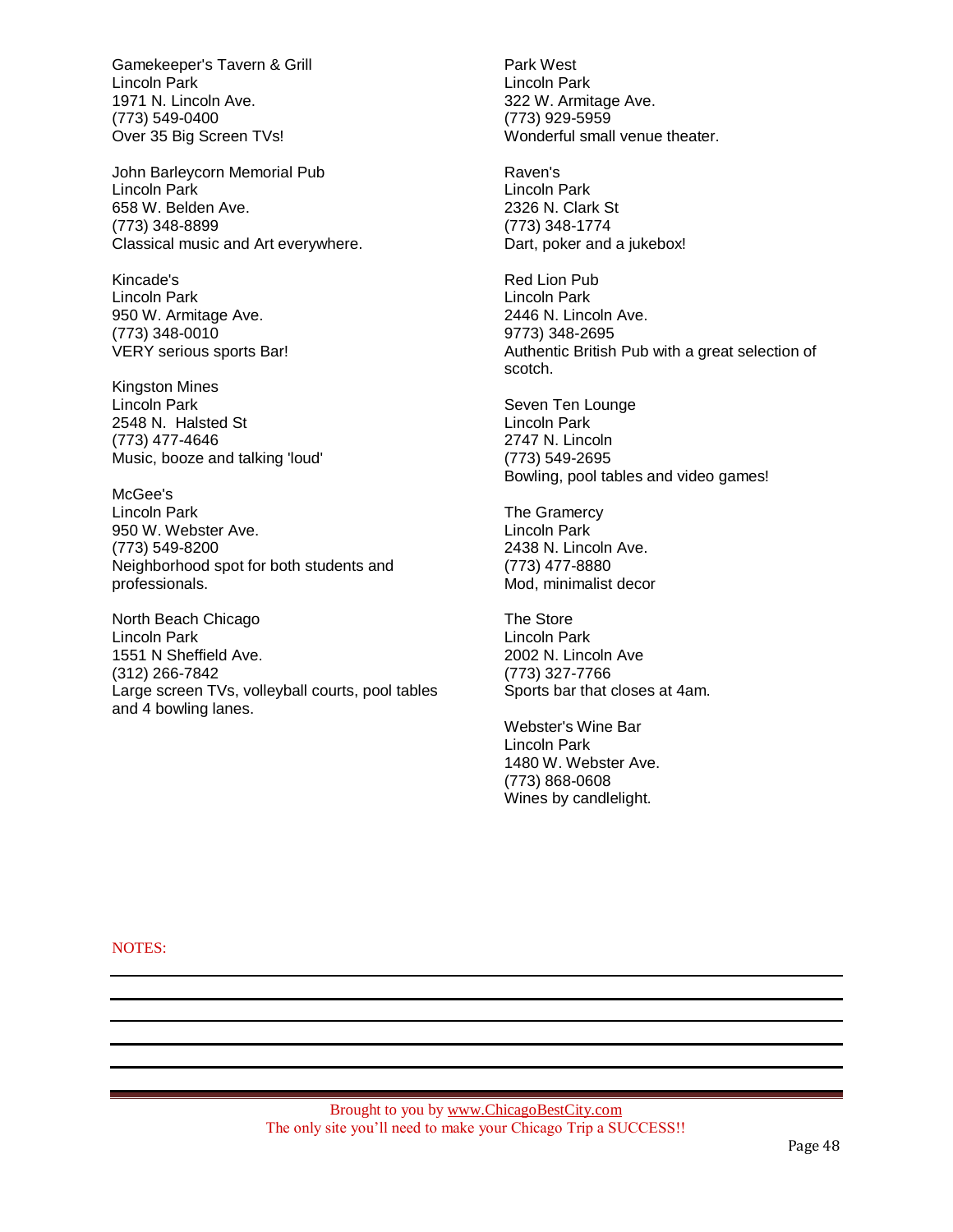Gamekeeper's Tavern & Grill
Lincoln Park
1971 N. Lincoln Ave.
(773) 549-0400
Over 35 Big Screen TVs!

John Barleycorn Memorial Pub
Lincoln Park
658 W. Belden Ave.
(773) 348-8899
Classical music and Art everywhere.

Kincade's
Lincoln Park
950 W. Armitage Ave.
(773) 348-0010
VERY serious sports Bar!

Kingston Mines
Lincoln Park
2548 N. Halsted St
(773) 477-4646
Music, booze and talking 'loud'

McGee's
Lincoln Park
950 W. Webster Ave.
(773) 549-8200
Neighborhood spot for both students and professionals.

North Beach Chicago
Lincoln Park
1551 N Sheffield Ave.
(312) 266-7842
Large screen TVs, volleyball courts, pool tables and 4 bowling lanes.

Park West
Lincoln Park
322 W. Armitage Ave.
(773) 929-5959
Wonderful small venue theater.

Raven's
Lincoln Park
2326 N. Clark St
(773) 348-1774
Dart, poker and a jukebox!

Red Lion Pub
Lincoln Park
2446 N. Lincoln Ave.
9773) 348-2695
Authentic British Pub with a great selection of scotch.

Seven Ten Lounge
Lincoln Park
2747 N. Lincoln
(773) 549-2695
Bowling, pool tables and video games!

The Gramercy
Lincoln Park
2438 N. Lincoln Ave.
(773) 477-8880
Mod, minimalist decor

The Store
Lincoln Park
2002 N. Lincoln Ave
(773) 327-7766
Sports bar that closes at 4am.

Webster's Wine Bar
Lincoln Park
1480 W. Webster Ave.
(773) 868-0608
Wines by candlelight.

NOTES: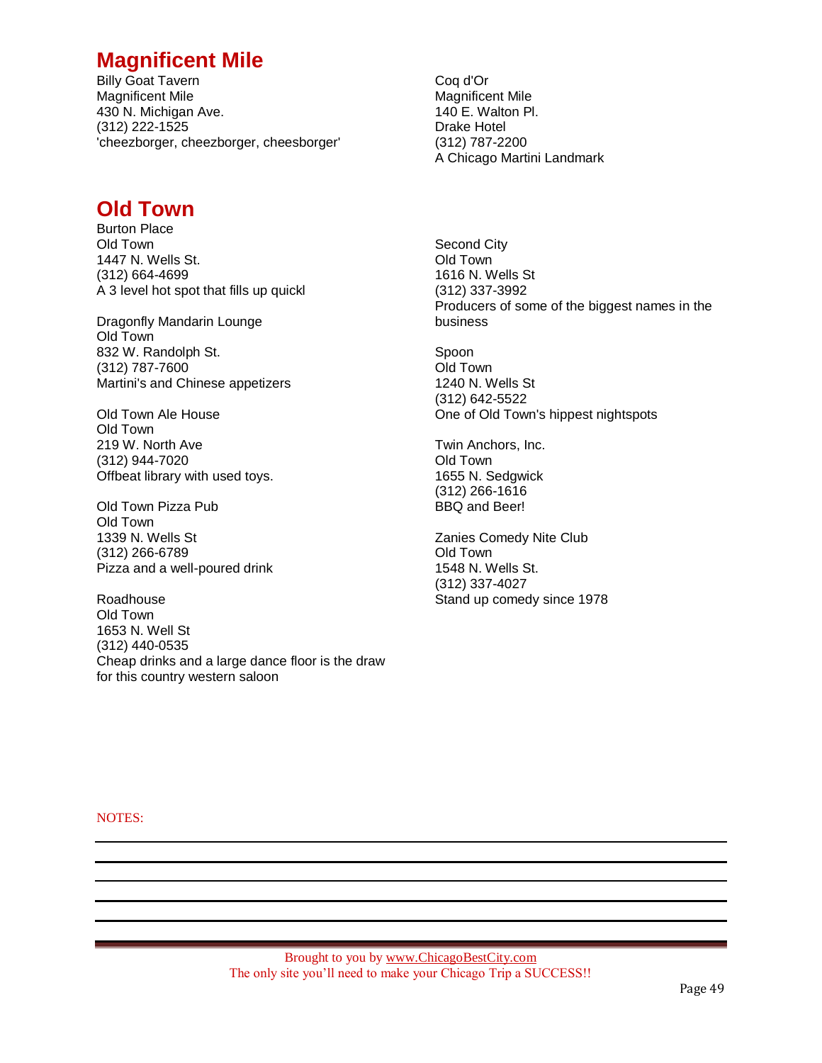## Magnificent Mile

Billy Goat Tavern
Magnificent Mile
430 N. Michigan Ave.
(312) 222-1525
'cheezborger, cheezborger, cheesborger'

Coq d'Or
Magnificent Mile
140 E. Walton Pl.
Drake Hotel
(312) 787-2200
A Chicago Martini Landmark

## Old Town

Burton Place
Old Town
1447 N. Wells St.
(312) 664-4699
A 3 level hot spot that fills up quickl

Dragonfly Mandarin Lounge
Old Town
832 W. Randolph St.
(312) 787-7600
Martini's and Chinese appetizers

Old Town Ale House
Old Town
219 W. North Ave
(312) 944-7020
Offbeat library with used toys.

Old Town Pizza Pub
Old Town
1339 N. Wells St
(312) 266-6789
Pizza and a well-poured drink

Roadhouse
Old Town
1653 N. Well St
(312) 440-0535
Cheap drinks and a large dance floor is the draw for this country western saloon

Second City
Old Town
1616 N. Wells St
(312) 337-3992
Producers of some of the biggest names in the business

Spoon
Old Town
1240 N. Wells St
(312) 642-5522
One of Old Town's hippest nightspots

Twin Anchors, Inc.
Old Town
1655 N. Sedgwick
(312) 266-1616
BBQ and Beer!

Zanies Comedy Nite Club
Old Town
1548 N. Wells St.
(312) 337-4027
Stand up comedy since 1978

NOTES:

Brought to you by www.ChicagoBestCity.com
The only site you'll need to make your Chicago Trip a SUCCESS!!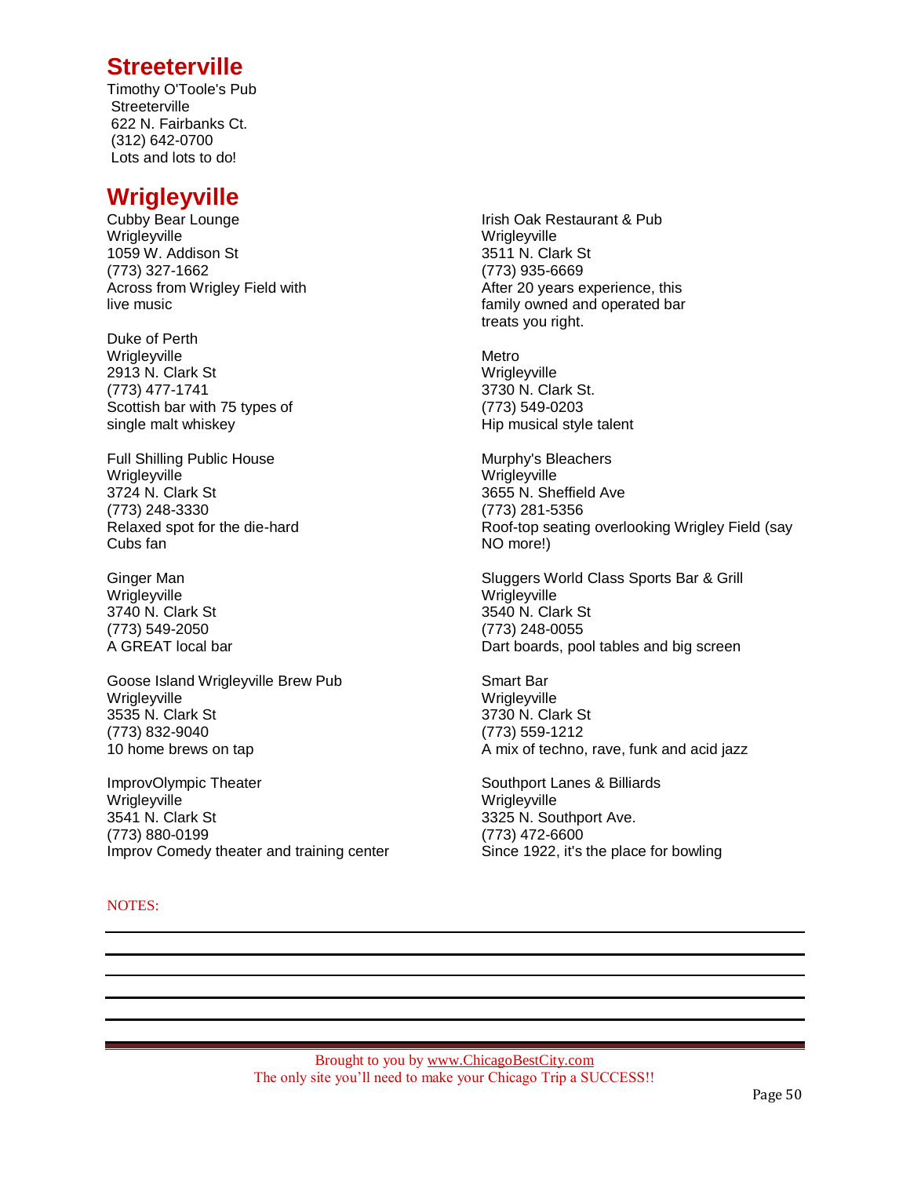## Streeterville

Timothy O'Toole's Pub
Streeterville
622 N. Fairbanks Ct.
(312) 642-0700
Lots and lots to do!

## Wrigleyville

Cubby Bear Lounge
Wrigleyville
1059 W. Addison St
(773) 327-1662
Across from Wrigley Field with live music

Duke of Perth
Wrigleyville
2913 N. Clark St
(773) 477-1741
Scottish bar with 75 types of single malt whiskey

Full Shilling Public House
Wrigleyville
3724 N. Clark St
(773) 248-3330
Relaxed spot for the die-hard Cubs fan

Ginger Man
Wrigleyville
3740 N. Clark St
(773) 549-2050
A GREAT local bar

Goose Island Wrigleyville Brew Pub
Wrigleyville
3535 N. Clark St
(773) 832-9040
10 home brews on tap

ImprovOlympic Theater
Wrigleyville
3541 N. Clark St
(773) 880-0199
Improv Comedy theater and training center

Irish Oak Restaurant & Pub
Wrigleyville
3511 N. Clark St
(773) 935-6669
After 20 years experience, this family owned and operated bar treats you right.

Metro
Wrigleyville
3730 N. Clark St.
(773) 549-0203
Hip musical style talent

Murphy's Bleachers
Wrigleyville
3655 N. Sheffield Ave
(773) 281-5356
Roof-top seating overlooking Wrigley Field (say NO more!)

Sluggers World Class Sports Bar & Grill
Wrigleyville
3540 N. Clark St
(773) 248-0055
Dart boards, pool tables and big screen

Smart Bar
Wrigleyville
3730 N. Clark St
(773) 559-1212
A mix of techno, rave, funk and acid jazz

Southport Lanes & Billiards
Wrigleyville
3325 N. Southport Ave.
(773) 472-6600
Since 1922, it's the place for bowling

NOTES:

Brought to you by www.ChicagoBestCity.com
The only site you'll need to make your Chicago Trip a SUCCESS!!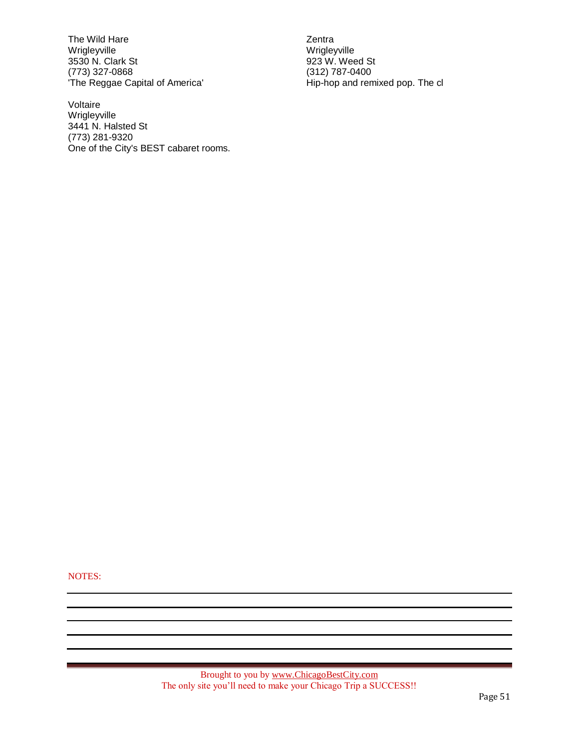The Wild Hare
Wrigleyville
3530 N. Clark St
(773) 327-0868
'The Reggae Capital of America'

Voltaire
Wrigleyville
3441 N. Halsted St
(773) 281-9320
One of the City's BEST cabaret rooms.

Zentra
Wrigleyville
923 W. Weed St
(312) 787-0400
Hip-hop and remixed pop. The cl

NOTES:

Brought to you by www.ChicagoBestCity.com
The only site you'll need to make your Chicago Trip a SUCCESS!!